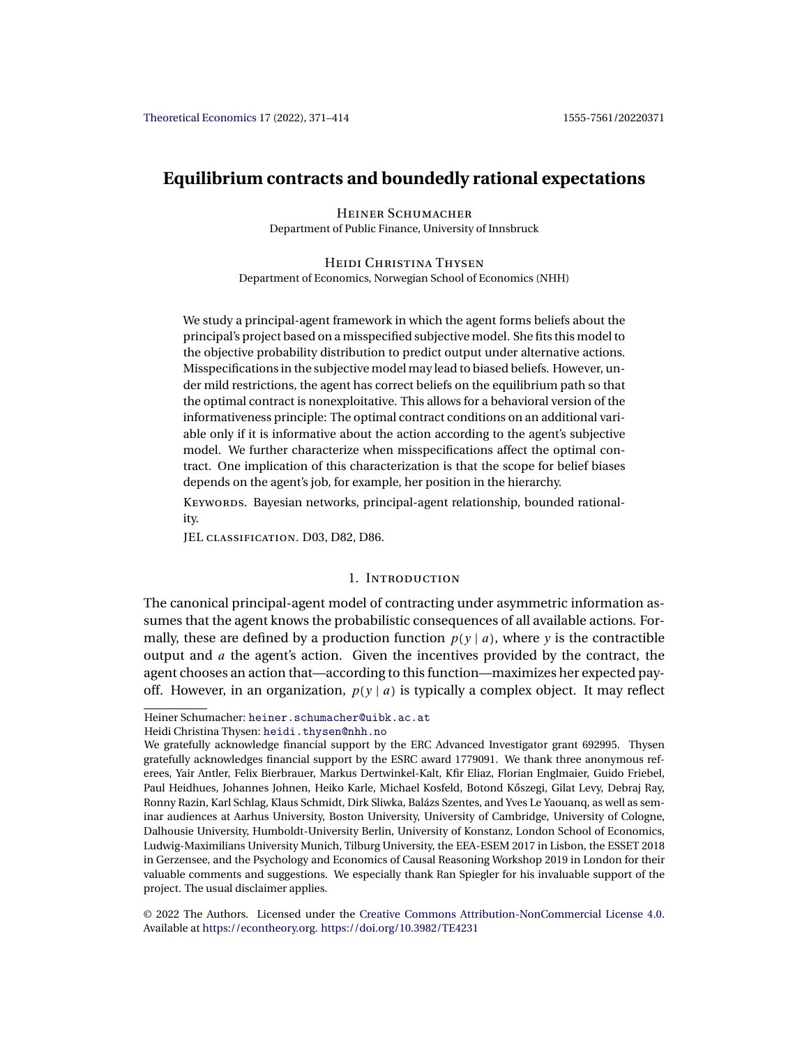# Equilibrium contracts and boundedly rational expectations

Heiner Schumacher
Department of Public Finance, University of Innsbruck

Heidi Christina Thysen
Department of Economics, Norwegian School of Economics (NHH)

We study a principal-agent framework in which the agent forms beliefs about the principal's project based on a misspecified subjective model. She fits this model to the objective probability distribution to predict output under alternative actions. Misspecifications in the subjective model may lead to biased beliefs. However, under mild restrictions, the agent has correct beliefs on the equilibrium path so that the optimal contract is nonexploitative. This allows for a behavioral version of the informativeness principle: The optimal contract conditions on an additional variable only if it is informative about the action according to the agent's subjective model. We further characterize when misspecifications affect the optimal contract. One implication of this characterization is that the scope for belief biases depends on the agent's job, for example, her position in the hierarchy.

Keywords. Bayesian networks, principal-agent relationship, bounded rationality.

JEL classification. D03, D82, D86.

## 1. Introduction

The canonical principal-agent model of contracting under asymmetric information assumes that the agent knows the probabilistic consequences of all available actions. Formally, these are defined by a production function $p(y \mid a)$, where $y$ is the contractible output and $a$ the agent's action. Given the incentives provided by the contract, the agent chooses an action that—according to this function—maximizes her expected payoff. However, in an organization, $p(y \mid a)$ is typically a complex object. It may reflect

---

Heiner Schumacher: heiner.schumacher@uibk.ac.at
Heidi Christina Thysen: heidi.thysen@nhh.no

We gratefully acknowledge financial support by the ERC Advanced Investigator grant 692995. Thysen gratefully acknowledges financial support by the ESRC award 1779091. We thank three anonymous referees, Yair Antler, Felix Bierbrauer, Markus Dertwinkel-Kalt, Kfir Eliaz, Florian Englmaier, Guido Friebel, Paul Heidhues, Johannes Johnen, Heiko Karle, Michael Kosfeld, Botond Kőszegi, Gilat Levy, Debraj Ray, Ronny Razin, Karl Schlag, Klaus Schmidt, Dirk Sliwka, Balázs Szentes, and Yves Le Yaouanq, as well as seminar audiences at Aarhus University, Boston University, University of Cambridge, University of Cologne, Dalhousie University, Humboldt-University Berlin, University of Konstanz, London School of Economics, Ludwig-Maximilians University Munich, Tilburg University, the EEA-ESEM 2017 in Lisbon, the ESSET 2018 in Gerzensee, and the Psychology and Economics of Causal Reasoning Workshop 2019 in London for their valuable comments and suggestions. We especially thank Ran Spiegler for his invaluable support of the project. The usual disclaimer applies.

© 2022 The Authors. Licensed under the Creative Commons Attribution-NonCommercial License 4.0. Available at https://econtheory.org. https://doi.org/10.3982/TE4231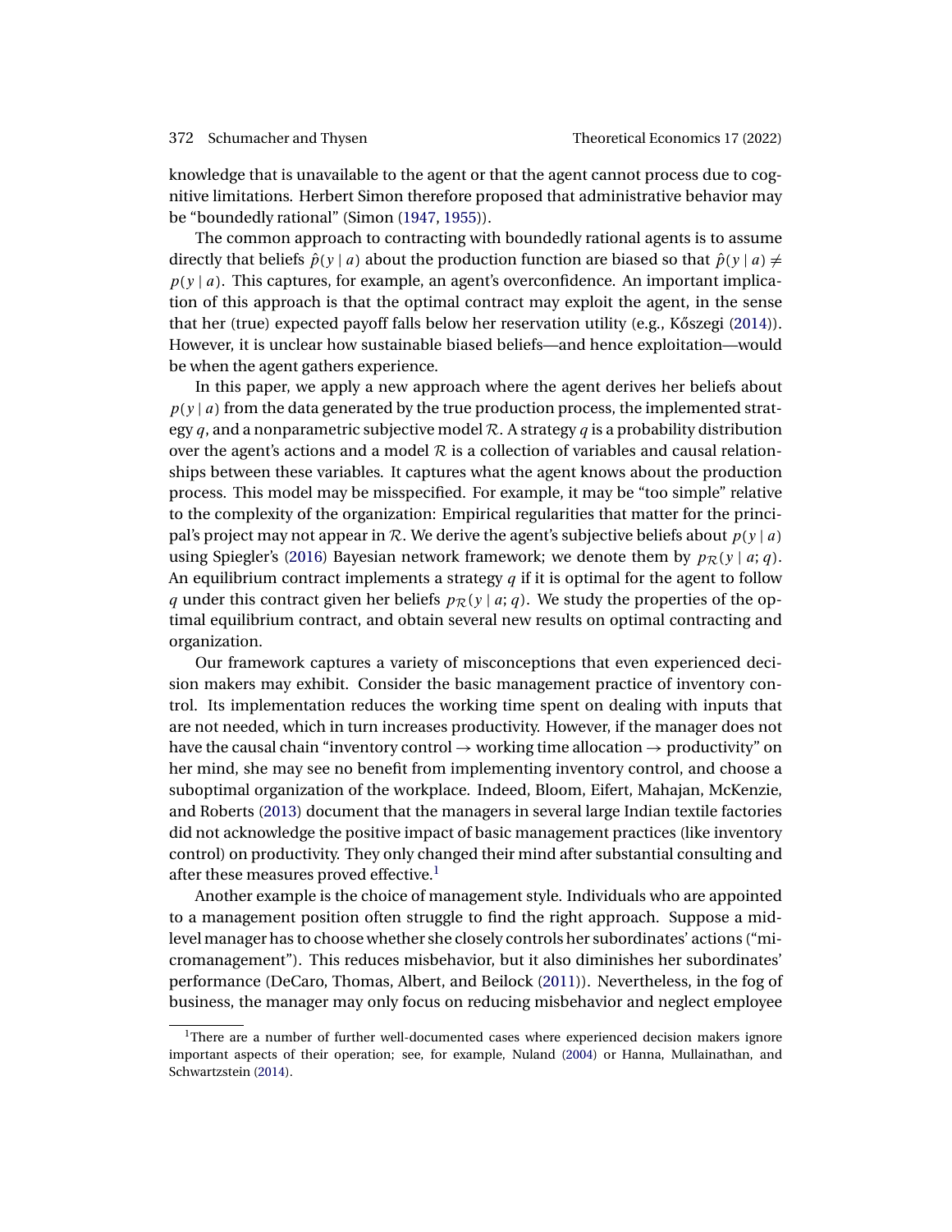knowledge that is unavailable to the agent or that the agent cannot process due to cognitive limitations. Herbert Simon therefore proposed that administrative behavior may be "boundedly rational" (Simon (1947, 1955)).

The common approach to contracting with boundedly rational agents is to assume directly that beliefs $\hat{p}(y \mid a)$ about the production function are biased so that $\hat{p}(y \mid a) \neq p(y \mid a)$. This captures, for example, an agent's overconfidence. An important implication of this approach is that the optimal contract may exploit the agent, in the sense that her (true) expected payoff falls below her reservation utility (e.g., Kőszegi (2014)). However, it is unclear how sustainable biased beliefs—and hence exploitation—would be when the agent gathers experience.

In this paper, we apply a new approach where the agent derives her beliefs about $p(y \mid a)$ from the data generated by the true production process, the implemented strategy $q$, and a nonparametric subjective model $\mathcal{R}$. A strategy $q$ is a probability distribution over the agent's actions and a model $\mathcal{R}$ is a collection of variables and causal relationships between these variables. It captures what the agent knows about the production process. This model may be misspecified. For example, it may be "too simple" relative to the complexity of the organization: Empirical regularities that matter for the principal's project may not appear in $\mathcal{R}$. We derive the agent's subjective beliefs about $p(y \mid a)$ using Spiegler's (2016) Bayesian network framework; we denote them by $p_{\mathcal{R}}(y \mid a; q)$. An equilibrium contract implements a strategy $q$ if it is optimal for the agent to follow $q$ under this contract given her beliefs $p_{\mathcal{R}}(y \mid a; q)$. We study the properties of the optimal equilibrium contract, and obtain several new results on optimal contracting and organization.

Our framework captures a variety of misconceptions that even experienced decision makers may exhibit. Consider the basic management practice of inventory control. Its implementation reduces the working time spent on dealing with inputs that are not needed, which in turn increases productivity. However, if the manager does not have the causal chain "inventory control → working time allocation → productivity" on her mind, she may see no benefit from implementing inventory control, and choose a suboptimal organization of the workplace. Indeed, Bloom, Eifert, Mahajan, McKenzie, and Roberts (2013) document that the managers in several large Indian textile factories did not acknowledge the positive impact of basic management practices (like inventory control) on productivity. They only changed their mind after substantial consulting and after these measures proved effective.[1]

Another example is the choice of management style. Individuals who are appointed to a management position often struggle to find the right approach. Suppose a mid-level manager has to choose whether she closely controls her subordinates' actions ("micromanagement"). This reduces misbehavior, but it also diminishes her subordinates' performance (DeCaro, Thomas, Albert, and Beilock (2011)). Nevertheless, in the fog of business, the manager may only focus on reducing misbehavior and neglect employee

[1] There are a number of further well-documented cases where experienced decision makers ignore important aspects of their operation; see, for example, Nuland (2004) or Hanna, Mullainathan, and Schwartzstein (2014).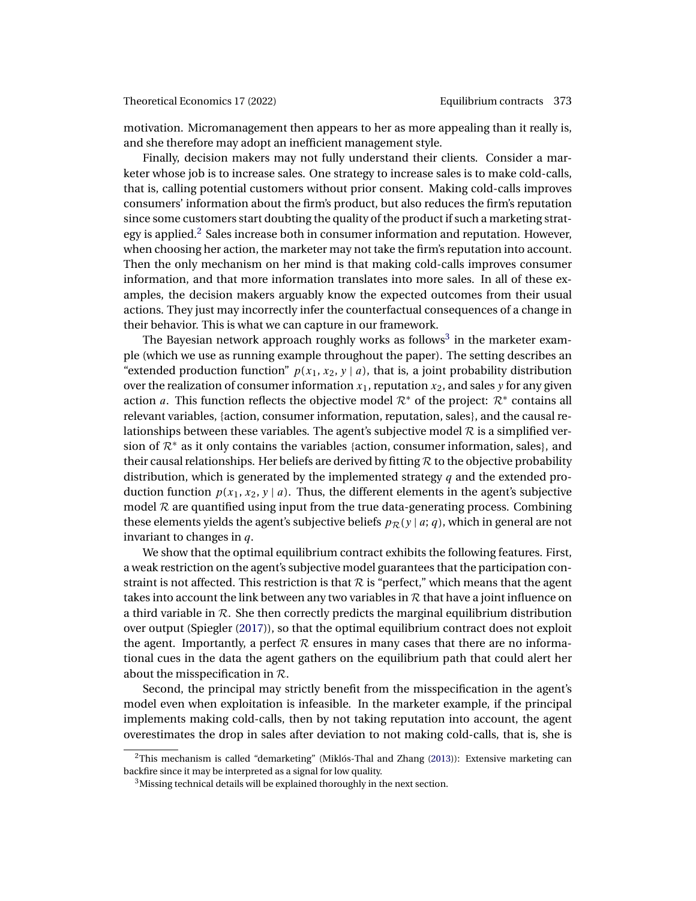motivation. Micromanagement then appears to her as more appealing than it really is, and she therefore may adopt an inefficient management style.

Finally, decision makers may not fully understand their clients. Consider a marketer whose job is to increase sales. One strategy to increase sales is to make cold-calls, that is, calling potential customers without prior consent. Making cold-calls improves consumers' information about the firm's product, but also reduces the firm's reputation since some customers start doubting the quality of the product if such a marketing strategy is applied.[2] Sales increase both in consumer information and reputation. However, when choosing her action, the marketer may not take the firm's reputation into account. Then the only mechanism on her mind is that making cold-calls improves consumer information, and that more information translates into more sales. In all of these examples, the decision makers arguably know the expected outcomes from their usual actions. They just may incorrectly infer the counterfactual consequences of a change in their behavior. This is what we can capture in our framework.

The Bayesian network approach roughly works as follows[3] in the marketer example (which we use as running example throughout the paper). The setting describes an "extended production function" $p(x_1, x_2, y \mid a)$, that is, a joint probability distribution over the realization of consumer information $x_1$, reputation $x_2$, and sales $y$ for any given action $a$. This function reflects the objective model $\mathcal{R}^*$ of the project: $\mathcal{R}^*$ contains all relevant variables, {action, consumer information, reputation, sales}, and the causal relationships between these variables. The agent's subjective model $\mathcal{R}$ is a simplified version of $\mathcal{R}^*$ as it only contains the variables {action, consumer information, sales}, and their causal relationships. Her beliefs are derived by fitting $\mathcal{R}$ to the objective probability distribution, which is generated by the implemented strategy $q$ and the extended production function $p(x_1, x_2, y \mid a)$. Thus, the different elements in the agent's subjective model $\mathcal{R}$ are quantified using input from the true data-generating process. Combining these elements yields the agent's subjective beliefs $p_{\mathcal{R}}(y \mid a; q)$, which in general are not invariant to changes in $q$.

We show that the optimal equilibrium contract exhibits the following features. First, a weak restriction on the agent's subjective model guarantees that the participation constraint is not affected. This restriction is that $\mathcal{R}$ is "perfect," which means that the agent takes into account the link between any two variables in $\mathcal{R}$ that have a joint influence on a third variable in $\mathcal{R}$. She then correctly predicts the marginal equilibrium distribution over output (Spiegler (2017)), so that the optimal equilibrium contract does not exploit the agent. Importantly, a perfect $\mathcal{R}$ ensures in many cases that there are no informational cues in the data the agent gathers on the equilibrium path that could alert her about the misspecification in $\mathcal{R}$.

Second, the principal may strictly benefit from the misspecification in the agent's model even when exploitation is infeasible. In the marketer example, if the principal implements making cold-calls, then by not taking reputation into account, the agent overestimates the drop in sales after deviation to not making cold-calls, that is, she is

[2]This mechanism is called "demarketing" (Miklós-Thal and Zhang (2013)): Extensive marketing can backfire since it may be interpreted as a signal for low quality.

[3]Missing technical details will be explained thoroughly in the next section.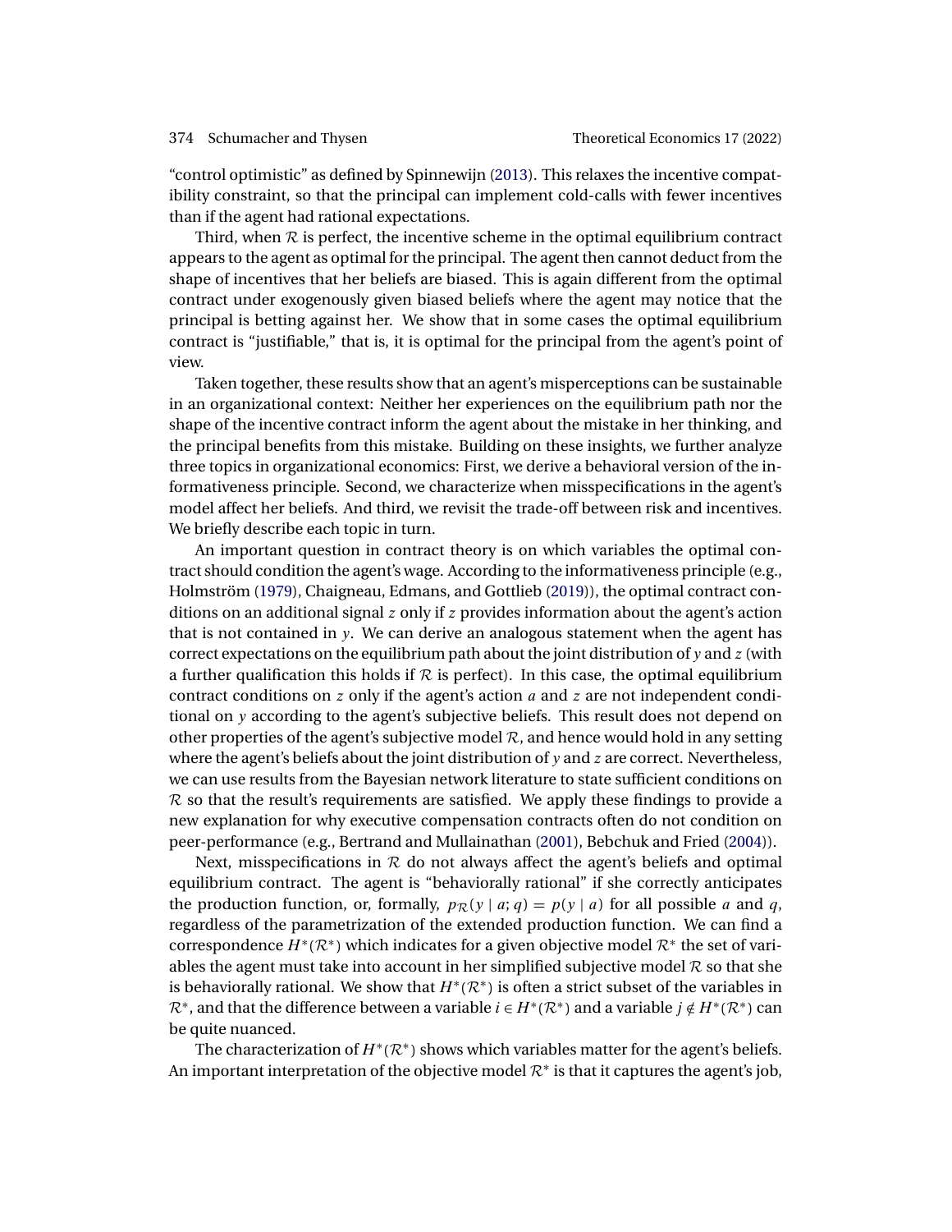"control optimistic" as defined by Spinnewijn (2013). This relaxes the incentive compatibility constraint, so that the principal can implement cold-calls with fewer incentives than if the agent had rational expectations.

Third, when $\mathcal{R}$ is perfect, the incentive scheme in the optimal equilibrium contract appears to the agent as optimal for the principal. The agent then cannot deduct from the shape of incentives that her beliefs are biased. This is again different from the optimal contract under exogenously given biased beliefs where the agent may notice that the principal is betting against her. We show that in some cases the optimal equilibrium contract is "justifiable," that is, it is optimal for the principal from the agent's point of view.

Taken together, these results show that an agent's misperceptions can be sustainable in an organizational context: Neither her experiences on the equilibrium path nor the shape of the incentive contract inform the agent about the mistake in her thinking, and the principal benefits from this mistake. Building on these insights, we further analyze three topics in organizational economics: First, we derive a behavioral version of the informativeness principle. Second, we characterize when misspecifications in the agent's model affect her beliefs. And third, we revisit the trade-off between risk and incentives. We briefly describe each topic in turn.

An important question in contract theory is on which variables the optimal contract should condition the agent's wage. According to the informativeness principle (e.g., Holmström (1979), Chaigneau, Edmans, and Gottlieb (2019)), the optimal contract conditions on an additional signal $z$ only if $z$ provides information about the agent's action that is not contained in $y$. We can derive an analogous statement when the agent has correct expectations on the equilibrium path about the joint distribution of $y$ and $z$ (with a further qualification this holds if $\mathcal{R}$ is perfect). In this case, the optimal equilibrium contract conditions on $z$ only if the agent's action $a$ and $z$ are not independent conditional on $y$ according to the agent's subjective beliefs. This result does not depend on other properties of the agent's subjective model $\mathcal{R}$, and hence would hold in any setting where the agent's beliefs about the joint distribution of $y$ and $z$ are correct. Nevertheless, we can use results from the Bayesian network literature to state sufficient conditions on $\mathcal{R}$ so that the result's requirements are satisfied. We apply these findings to provide a new explanation for why executive compensation contracts often do not condition on peer-performance (e.g., Bertrand and Mullainathan (2001), Bebchuk and Fried (2004)).

Next, misspecifications in $\mathcal{R}$ do not always affect the agent's beliefs and optimal equilibrium contract. The agent is "behaviorally rational" if she correctly anticipates the production function, or, formally, $p_{\mathcal{R}}(y \mid a; q) = p(y \mid a)$ for all possible $a$ and $q$, regardless of the parametrization of the extended production function. We can find a correspondence $H^*(\mathcal{R}^*)$ which indicates for a given objective model $\mathcal{R}^*$ the set of variables the agent must take into account in her simplified subjective model $\mathcal{R}$ so that she is behaviorally rational. We show that $H^*(\mathcal{R}^*)$ is often a strict subset of the variables in $\mathcal{R}^*$, and that the difference between a variable $i \in H^*(\mathcal{R}^*)$ and a variable $j \notin H^*(\mathcal{R}^*)$ can be quite nuanced.

The characterization of $H^*(\mathcal{R}^*)$ shows which variables matter for the agent's beliefs. An important interpretation of the objective model $\mathcal{R}^*$ is that it captures the agent's job,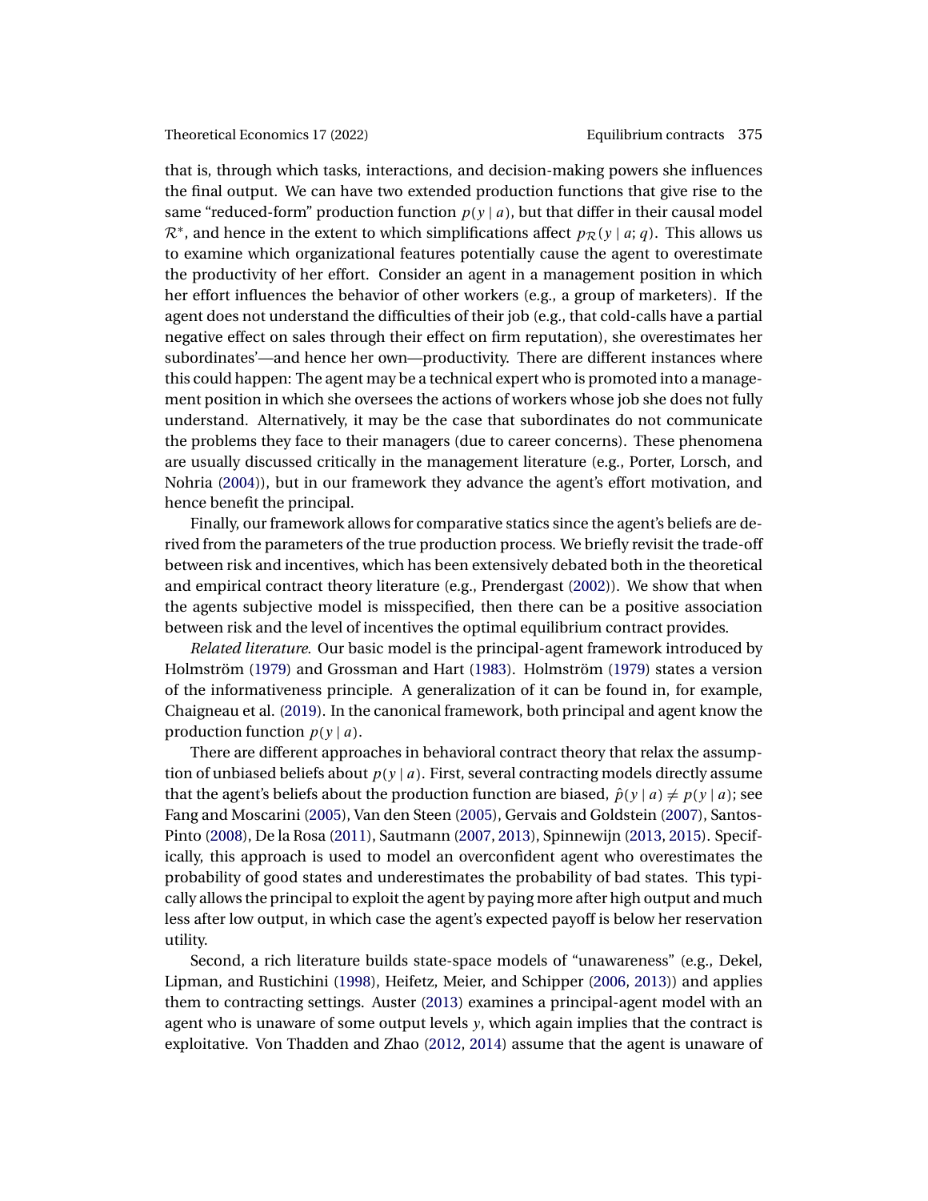that is, through which tasks, interactions, and decision-making powers she influences the final output. We can have two extended production functions that give rise to the same "reduced-form" production function $p(y \mid a)$, but that differ in their causal model $\mathcal{R}^*$, and hence in the extent to which simplifications affect $p_{\mathcal{R}}(y \mid a; q)$. This allows us to examine which organizational features potentially cause the agent to overestimate the productivity of her effort. Consider an agent in a management position in which her effort influences the behavior of other workers (e.g., a group of marketers). If the agent does not understand the difficulties of their job (e.g., that cold-calls have a partial negative effect on sales through their effect on firm reputation), she overestimates her subordinates'—and hence her own—productivity. There are different instances where this could happen: The agent may be a technical expert who is promoted into a management position in which she oversees the actions of workers whose job she does not fully understand. Alternatively, it may be the case that subordinates do not communicate the problems they face to their managers (due to career concerns). These phenomena are usually discussed critically in the management literature (e.g., Porter, Lorsch, and Nohria (2004)), but in our framework they advance the agent's effort motivation, and hence benefit the principal.

Finally, our framework allows for comparative statics since the agent's beliefs are derived from the parameters of the true production process. We briefly revisit the trade-off between risk and incentives, which has been extensively debated both in the theoretical and empirical contract theory literature (e.g., Prendergast (2002)). We show that when the agents subjective model is misspecified, then there can be a positive association between risk and the level of incentives the optimal equilibrium contract provides.

*Related literature.* Our basic model is the principal-agent framework introduced by Holmström (1979) and Grossman and Hart (1983). Holmström (1979) states a version of the informativeness principle. A generalization of it can be found in, for example, Chaigneau et al. (2019). In the canonical framework, both principal and agent know the production function $p(y \mid a)$.

There are different approaches in behavioral contract theory that relax the assumption of unbiased beliefs about $p(y \mid a)$. First, several contracting models directly assume that the agent's beliefs about the production function are biased, $\hat{p}(y \mid a) \neq p(y \mid a)$; see Fang and Moscarini (2005), Van den Steen (2005), Gervais and Goldstein (2007), Santos-Pinto (2008), De la Rosa (2011), Sautmann (2007, 2013), Spinnewijn (2013, 2015). Specifically, this approach is used to model an overconfident agent who overestimates the probability of good states and underestimates the probability of bad states. This typically allows the principal to exploit the agent by paying more after high output and much less after low output, in which case the agent's expected payoff is below her reservation utility.

Second, a rich literature builds state-space models of "unawareness" (e.g., Dekel, Lipman, and Rustichini (1998), Heifetz, Meier, and Schipper (2006, 2013)) and applies them to contracting settings. Auster (2013) examines a principal-agent model with an agent who is unaware of some output levels $y$, which again implies that the contract is exploitative. Von Thadden and Zhao (2012, 2014) assume that the agent is unaware of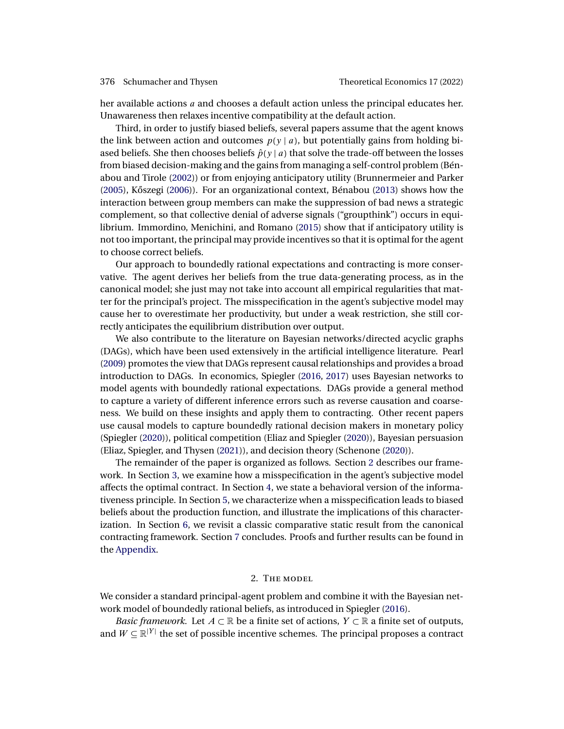her available actions $a$ and chooses a default action unless the principal educates her. Unawareness then relaxes incentive compatibility at the default action.

Third, in order to justify biased beliefs, several papers assume that the agent knows the link between action and outcomes $p(y \mid a)$, but potentially gains from holding biased beliefs. She then chooses beliefs $\hat{p}(y \mid a)$ that solve the trade-off between the losses from biased decision-making and the gains from managing a self-control problem (Bénabou and Tirole (2002)) or from enjoying anticipatory utility (Brunnermeier and Parker (2005), Kőszegi (2006)). For an organizational context, Bénabou (2013) shows how the interaction between group members can make the suppression of bad news a strategic complement, so that collective denial of adverse signals ("groupthink") occurs in equilibrium. Immordino, Menichini, and Romano (2015) show that if anticipatory utility is not too important, the principal may provide incentives so that it is optimal for the agent to choose correct beliefs.

Our approach to boundedly rational expectations and contracting is more conservative. The agent derives her beliefs from the true data-generating process, as in the canonical model; she just may not take into account all empirical regularities that matter for the principal's project. The misspecification in the agent's subjective model may cause her to overestimate her productivity, but under a weak restriction, she still correctly anticipates the equilibrium distribution over output.

We also contribute to the literature on Bayesian networks/directed acyclic graphs (DAGs), which have been used extensively in the artificial intelligence literature. Pearl (2009) promotes the view that DAGs represent causal relationships and provides a broad introduction to DAGs. In economics, Spiegler (2016, 2017) uses Bayesian networks to model agents with boundedly rational expectations. DAGs provide a general method to capture a variety of different inference errors such as reverse causation and coarseness. We build on these insights and apply them to contracting. Other recent papers use causal models to capture boundedly rational decision makers in monetary policy (Spiegler (2020)), political competition (Eliaz and Spiegler (2020)), Bayesian persuasion (Eliaz, Spiegler, and Thysen (2021)), and decision theory (Schenone (2020)).

The remainder of the paper is organized as follows. Section 2 describes our framework. In Section 3, we examine how a misspecification in the agent's subjective model affects the optimal contract. In Section 4, we state a behavioral version of the informativeness principle. In Section 5, we characterize when a misspecification leads to biased beliefs about the production function, and illustrate the implications of this characterization. In Section 6, we revisit a classic comparative static result from the canonical contracting framework. Section 7 concludes. Proofs and further results can be found in the Appendix.

## 2. The model

We consider a standard principal-agent problem and combine it with the Bayesian network model of boundedly rational beliefs, as introduced in Spiegler (2016).

*Basic framework.* Let $A \subset \mathbb{R}$ be a finite set of actions, $Y \subset \mathbb{R}$ a finite set of outputs, and $W \subseteq \mathbb{R}^{|Y|}$ the set of possible incentive schemes. The principal proposes a contract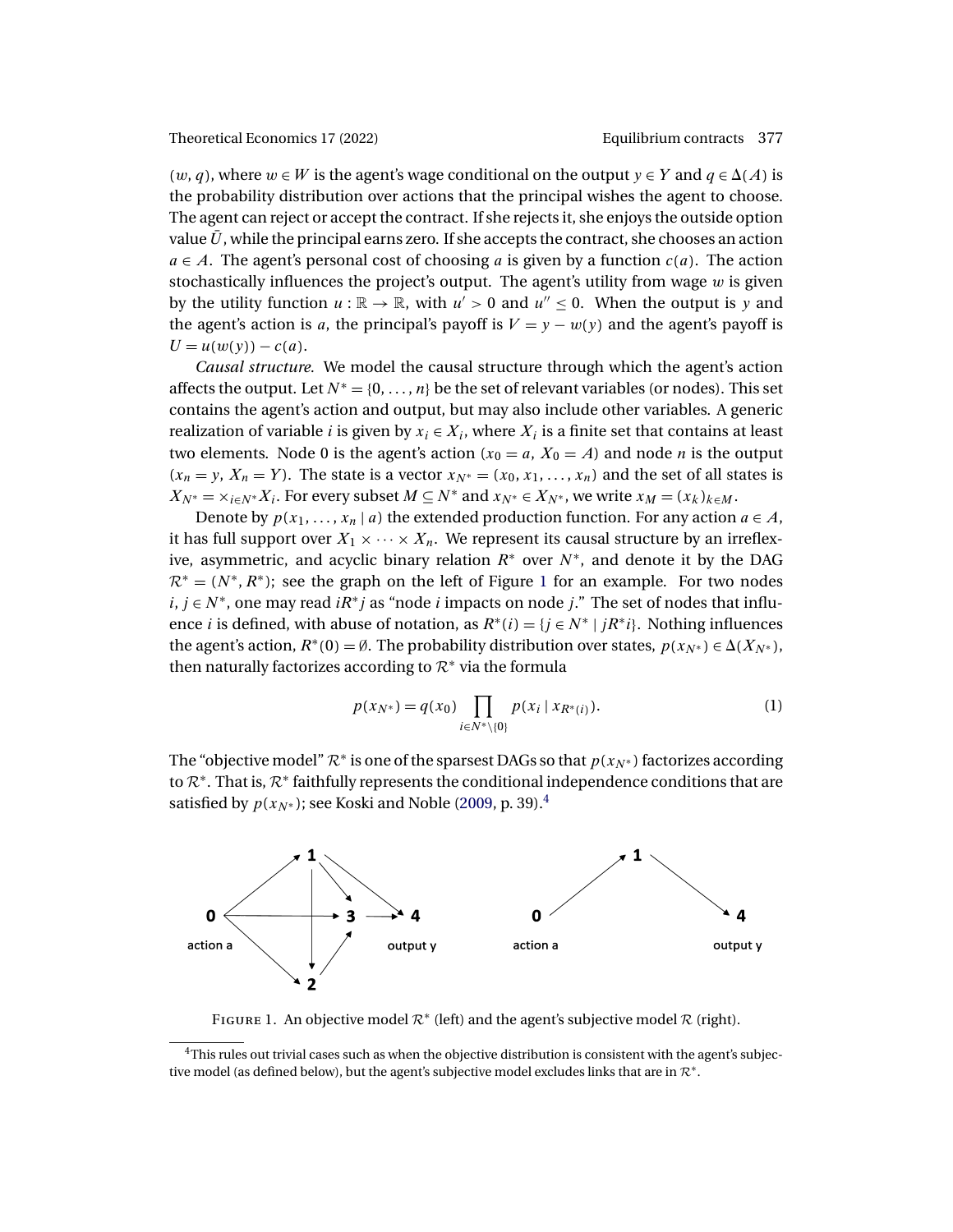$(w, q)$, where $w \in W$ is the agent's wage conditional on the output $y \in Y$ and $q \in \Delta(A)$ is the probability distribution over actions that the principal wishes the agent to choose. The agent can reject or accept the contract. If she rejects it, she enjoys the outside option value $\bar{U}$, while the principal earns zero. If she accepts the contract, she chooses an action $a \in A$. The agent's personal cost of choosing $a$ is given by a function $c(a)$. The action stochastically influences the project's output. The agent's utility from wage $w$ is given by the utility function $u : \mathbb{R} \to \mathbb{R}$, with $u' > 0$ and $u'' \leq 0$. When the output is $y$ and the agent's action is $a$, the principal's payoff is $V = y - w(y)$ and the agent's payoff is $U = u(w(y)) - c(a)$.

*Causal structure.* We model the causal structure through which the agent's action affects the output. Let $N^* = \{0, \dots, n\}$ be the set of relevant variables (or nodes). This set contains the agent's action and output, but may also include other variables. A generic realization of variable $i$ is given by $x_i \in X_i$, where $X_i$ is a finite set that contains at least two elements. Node 0 is the agent's action ($x_0 = a$, $X_0 = A$) and node $n$ is the output ($x_n = y$, $X_n = Y$). The state is a vector $x_{N^*} = (x_0, x_1, \dots, x_n)$ and the set of all states is $X_{N^*} = \times_{i \in N^*} X_i$. For every subset $M \subseteq N^*$ and $x_{N^*} \in X_{N^*}$, we write $x_M = (x_k)_{k \in M}$.

Denote by $p(x_1, \dots, x_n \mid a)$ the extended production function. For any action $a \in A$, it has full support over $X_1 \times \cdots \times X_n$. We represent its causal structure by an irreflexive, asymmetric, and acyclic binary relation $R^*$ over $N^*$, and denote it by the DAG $\mathcal{R}^* = (N^*, R^*)$; see the graph on the left of Figure 1 for an example. For two nodes $i, j \in N^*$, one may read $iR^*j$ as "node $i$ impacts on node $j$." The set of nodes that influence $i$ is defined, with abuse of notation, as $R^*(i) = \{j \in N^* \mid jR^*i\}$. Nothing influences the agent's action, $R^*(0) = \emptyset$. The probability distribution over states, $p(x_{N^*}) \in \Delta(X_{N^*})$, then naturally factorizes according to $\mathcal{R}^*$ via the formula

$$p(x_{N^*}) = q(x_0) \prod_{i \in N^* \setminus \{0\}} p(x_i \mid x_{R^*(i)}). \tag{1}$$

The "objective model" $\mathcal{R}^*$ is one of the sparsest DAGs so that $p(x_{N^*})$ factorizes according to $\mathcal{R}^*$. That is, $\mathcal{R}^*$ faithfully represents the conditional independence conditions that are satisfied by $p(x_{N^*})$; see Koski and Noble (2009, p. 39).[4]

Figure 1. An objective model $\mathcal{R}^*$ (left) and the agent's subjective model $\mathcal{R}$ (right).

[4]This rules out trivial cases such as when the objective distribution is consistent with the agent's subjective model (as defined below), but the agent's subjective model excludes links that are in $\mathcal{R}^*$.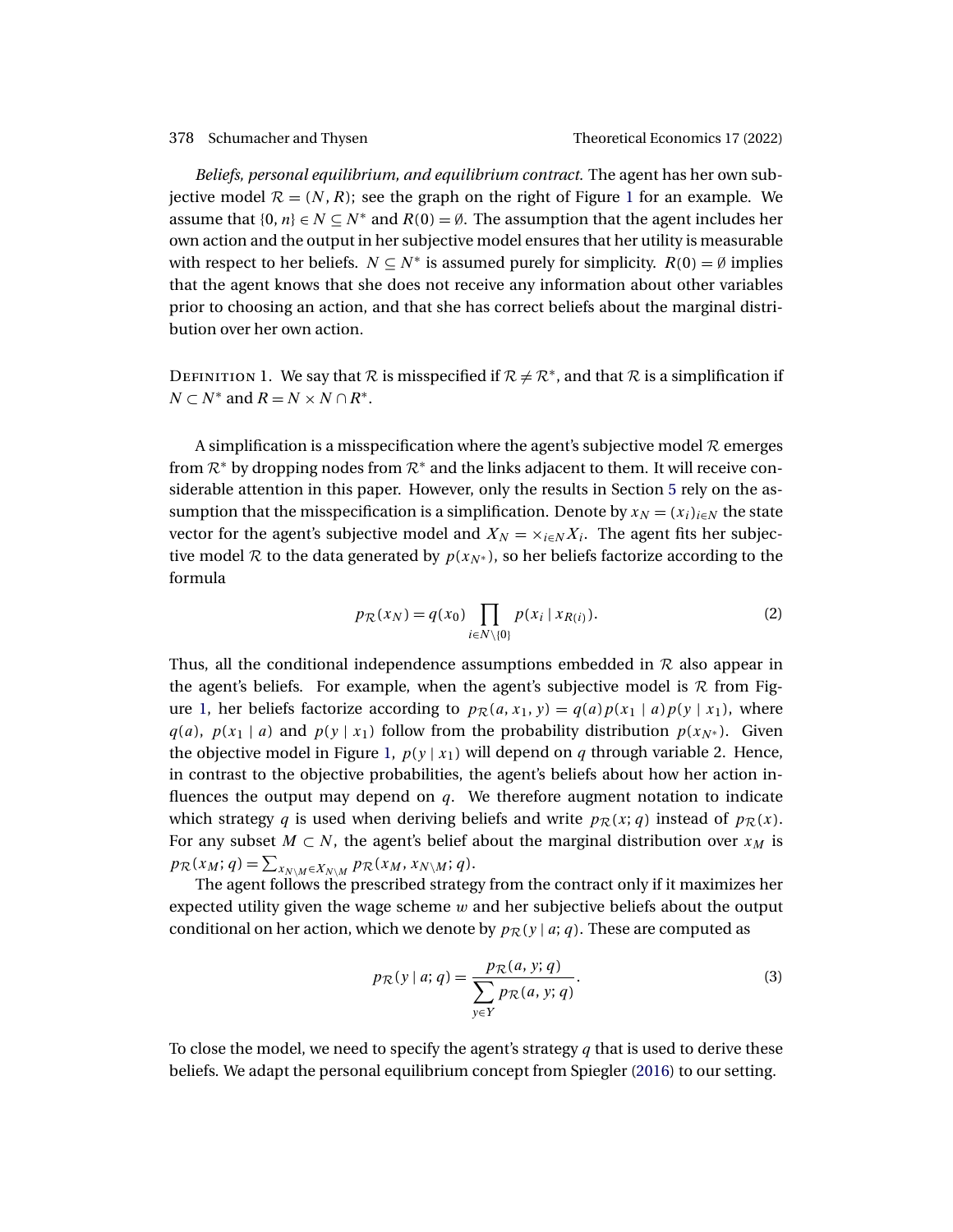*Beliefs, personal equilibrium, and equilibrium contract.* The agent has her own subjective model $\mathcal{R} = (N, R)$; see the graph on the right of Figure 1 for an example. We assume that $\{0, n\} \in N \subseteq N^*$ and $R(0) = \emptyset$. The assumption that the agent includes her own action and the output in her subjective model ensures that her utility is measurable with respect to her beliefs. $N \subseteq N^*$ is assumed purely for simplicity. $R(0) = \emptyset$ implies that the agent knows that she does not receive any information about other variables prior to choosing an action, and that she has correct beliefs about the marginal distribution over her own action.

Definition 1. We say that $\mathcal{R}$ is misspecified if $\mathcal{R} \neq \mathcal{R}^*$, and that $\mathcal{R}$ is a simplification if $N \subset N^*$ and $R = N \times N \cap R^*$.

A simplification is a misspecification where the agent's subjective model $\mathcal{R}$ emerges from $\mathcal{R}^*$ by dropping nodes from $\mathcal{R}^*$ and the links adjacent to them. It will receive considerable attention in this paper. However, only the results in Section 5 rely on the assumption that the misspecification is a simplification. Denote by $x_N = (x_i)_{i \in N}$ the state vector for the agent's subjective model and $X_N = \times_{i \in N} X_i$. The agent fits her subjective model $\mathcal{R}$ to the data generated by $p(x_{N^*})$, so her beliefs factorize according to the formula

$$p_{\mathcal{R}}(x_N) = q(x_0) \prod_{i \in N \setminus \{0\}} p(x_i \mid x_{R(i)}). \tag{2}$$

Thus, all the conditional independence assumptions embedded in $\mathcal{R}$ also appear in the agent's beliefs. For example, when the agent's subjective model is $\mathcal{R}$ from Figure 1, her beliefs factorize according to $p_{\mathcal{R}}(a, x_1, y) = q(a) p(x_1 \mid a) p(y \mid x_1)$, where $q(a)$, $p(x_1 \mid a)$ and $p(y \mid x_1)$ follow from the probability distribution $p(x_{N^*})$. Given the objective model in Figure 1, $p(y \mid x_1)$ will depend on $q$ through variable 2. Hence, in contrast to the objective probabilities, the agent's beliefs about how her action influences the output may depend on $q$. We therefore augment notation to indicate which strategy $q$ is used when deriving beliefs and write $p_{\mathcal{R}}(x; q)$ instead of $p_{\mathcal{R}}(x)$. For any subset $M \subset N$, the agent's belief about the marginal distribution over $x_M$ is $p_{\mathcal{R}}(x_M; q) = \sum_{x_{N \setminus M} \in X_{N \setminus M}} p_{\mathcal{R}}(x_M, x_{N \setminus M}; q)$.

The agent follows the prescribed strategy from the contract only if it maximizes her expected utility given the wage scheme $w$ and her subjective beliefs about the output conditional on her action, which we denote by $p_{\mathcal{R}}(y \mid a; q)$. These are computed as

$$p_{\mathcal{R}}(y \mid a; q) = \frac{p_{\mathcal{R}}(a, y; q)}{\sum_{y \in Y} p_{\mathcal{R}}(a, y; q)}. \tag{3}$$

To close the model, we need to specify the agent's strategy $q$ that is used to derive these beliefs. We adapt the personal equilibrium concept from Spiegler (2016) to our setting.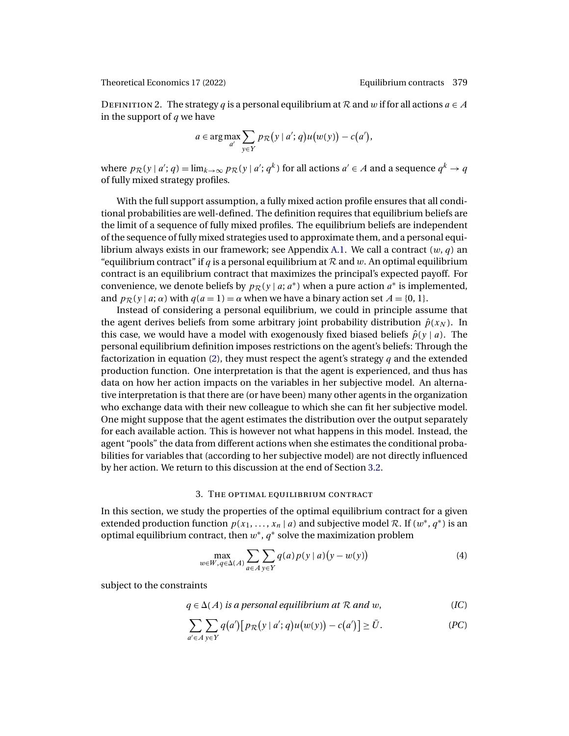Definition 2. The strategy $q$ is a personal equilibrium at $\mathcal{R}$ and $w$ if for all actions $a \in A$ in the support of $q$ we have

$$a \in \arg\max_{a'} \sum_{y \in Y} p_{\mathcal{R}}(y \mid a'; q) u(w(y)) - c(a'),$$

where $p_{\mathcal{R}}(y \mid a'; q) = \lim_{k \to \infty} p_{\mathcal{R}}(y \mid a'; q^k)$ for all actions $a' \in A$ and a sequence $q^k \to q$ of fully mixed strategy profiles.

With the full support assumption, a fully mixed action profile ensures that all conditional probabilities are well-defined. The definition requires that equilibrium beliefs are the limit of a sequence of fully mixed profiles. The equilibrium beliefs are independent of the sequence of fully mixed strategies used to approximate them, and a personal equilibrium always exists in our framework; see Appendix A.1. We call a contract $(w, q)$ an "equilibrium contract" if $q$ is a personal equilibrium at $\mathcal{R}$ and $w$. An optimal equilibrium contract is an equilibrium contract that maximizes the principal's expected payoff. For convenience, we denote beliefs by $p_{\mathcal{R}}(y \mid a; a^*)$ when a pure action $a^*$ is implemented, and $p_{\mathcal{R}}(y \mid a; \alpha)$ with $q(a = 1) = \alpha$ when we have a binary action set $A = \{0, 1\}$.

Instead of considering a personal equilibrium, we could in principle assume that the agent derives beliefs from some arbitrary joint probability distribution $\hat{p}(x_N)$. In this case, we would have a model with exogenously fixed biased beliefs $\hat{p}(y \mid a)$. The personal equilibrium definition imposes restrictions on the agent's beliefs: Through the factorization in equation (2), they must respect the agent's strategy $q$ and the extended production function. One interpretation is that the agent is experienced, and thus has data on how her action impacts on the variables in her subjective model. An alternative interpretation is that there are (or have been) many other agents in the organization who exchange data with their new colleague to which she can fit her subjective model. One might suppose that the agent estimates the distribution over the output separately for each available action. This is however not what happens in this model. Instead, the agent "pools" the data from different actions when she estimates the conditional probabilities for variables that (according to her subjective model) are not directly influenced by her action. We return to this discussion at the end of Section 3.2.

## 3. The optimal equilibrium contract

In this section, we study the properties of the optimal equilibrium contract for a given extended production function $p(x_1, \dots, x_n \mid a)$ and subjective model $\mathcal{R}$. If $(w^*, q^*)$ is an optimal equilibrium contract, then $w^*, q^*$ solve the maximization problem

$$\max_{w \in W, q \in \Delta(A)} \sum_{a \in A} \sum_{y \in Y} q(a) p(y \mid a)(y - w(y)) \tag{4}$$

subject to the constraints

$$q \in \Delta(A) \text{ is a personal equilibrium at } \mathcal{R} \text{ and } w, \tag{IC}$$

$$\sum_{a' \in A} \sum_{y \in Y} q(a')\left[p_{\mathcal{R}}(y \mid a'; q) u(w(y)) - c(a')\right] \geq \bar{U}. \tag{PC}$$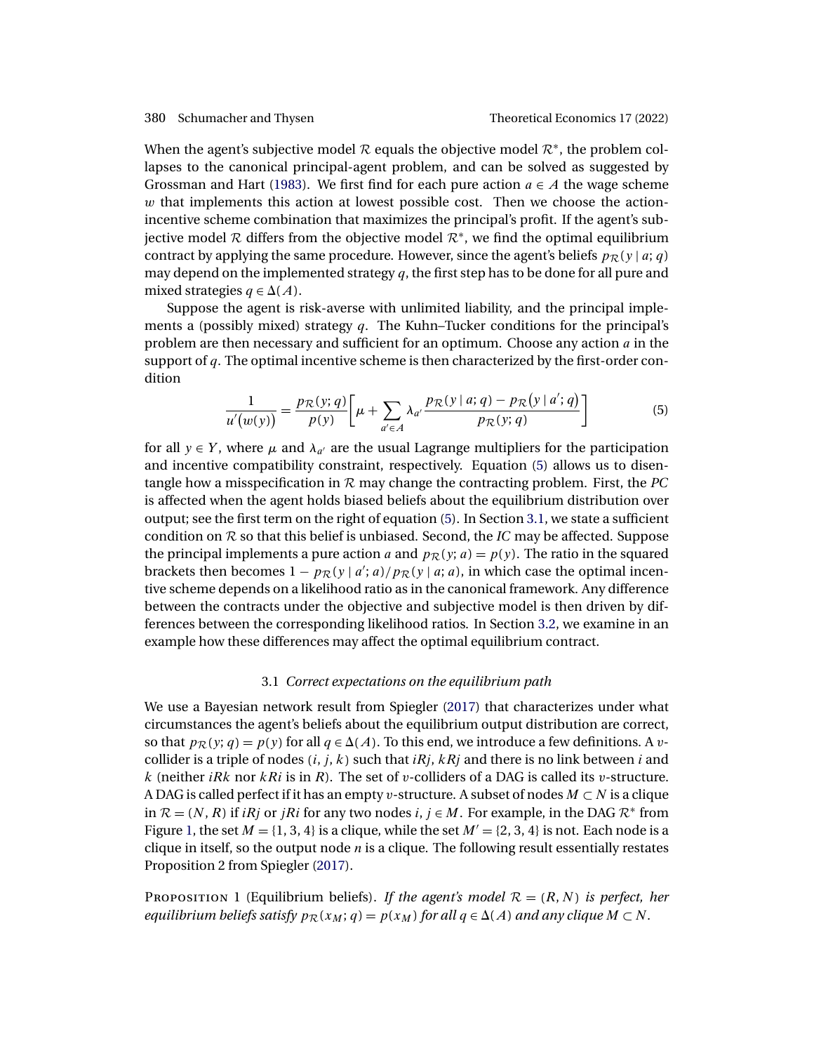When the agent's subjective model $\mathcal{R}$ equals the objective model $\mathcal{R}^*$, the problem collapses to the canonical principal-agent problem, and can be solved as suggested by Grossman and Hart (1983). We first find for each pure action $a \in A$ the wage scheme $w$ that implements this action at lowest possible cost. Then we choose the action-incentive scheme combination that maximizes the principal's profit. If the agent's subjective model $\mathcal{R}$ differs from the objective model $\mathcal{R}^*$, we find the optimal equilibrium contract by applying the same procedure. However, since the agent's beliefs $p_{\mathcal{R}}(y \mid a; q)$ may depend on the implemented strategy $q$, the first step has to be done for all pure and mixed strategies $q \in \Delta(A)$.

Suppose the agent is risk-averse with unlimited liability, and the principal implements a (possibly mixed) strategy $q$. The Kuhn–Tucker conditions for the principal's problem are then necessary and sufficient for an optimum. Choose any action $a$ in the support of $q$. The optimal incentive scheme is then characterized by the first-order condition

$$\frac{1}{u'\big(w(y)\big)} = \frac{p_{\mathcal{R}}(y;q)}{p(y)}\left[\mu + \sum_{a' \in A} \lambda_{a'} \frac{p_{\mathcal{R}}(y \mid a; q) - p_{\mathcal{R}}\big(y \mid a'; q\big)}{p_{\mathcal{R}}(y;q)}\right] \tag{5}$$

for all $y \in Y$, where $\mu$ and $\lambda_{a'}$ are the usual Lagrange multipliers for the participation and incentive compatibility constraint, respectively. Equation (5) allows us to disentangle how a misspecification in $\mathcal{R}$ may change the contracting problem. First, the *PC* is affected when the agent holds biased beliefs about the equilibrium distribution over output; see the first term on the right of equation (5). In Section 3.1, we state a sufficient condition on $\mathcal{R}$ so that this belief is unbiased. Second, the *IC* may be affected. Suppose the principal implements a pure action $a$ and $p_{\mathcal{R}}(y; a) = p(y)$. The ratio in the squared brackets then becomes $1 - p_{\mathcal{R}}(y \mid a'; a)/p_{\mathcal{R}}(y \mid a; a)$, in which case the optimal incentive scheme depends on a likelihood ratio as in the canonical framework. Any difference between the contracts under the objective and subjective model is then driven by differences between the corresponding likelihood ratios. In Section 3.2, we examine in an example how these differences may affect the optimal equilibrium contract.

### 3.1 *Correct expectations on the equilibrium path*

We use a Bayesian network result from Spiegler (2017) that characterizes under what circumstances the agent's beliefs about the equilibrium output distribution are correct, so that $p_{\mathcal{R}}(y; q) = p(y)$ for all $q \in \Delta(A)$. To this end, we introduce a few definitions. A $v$-collider is a triple of nodes $(i, j, k)$ such that $iRj$, $kRj$ and there is no link between $i$ and $k$ (neither $iRk$ nor $kRi$ is in $R$). The set of $v$-colliders of a DAG is called its $v$-structure. A DAG is called perfect if it has an empty $v$-structure. A subset of nodes $M \subset N$ is a clique in $\mathcal{R} = (N, R)$ if $iRj$ or $jRi$ for any two nodes $i, j \in M$. For example, in the DAG $\mathcal{R}^*$ from Figure 1, the set $M = \{1, 3, 4\}$ is a clique, while the set $M' = \{2, 3, 4\}$ is not. Each node is a clique in itself, so the output node $n$ is a clique. The following result essentially restates Proposition 2 from Spiegler (2017).

Proposition 1 (Equilibrium beliefs). *If the agent's model $\mathcal{R} = (R, N)$ is perfect, her equilibrium beliefs satisfy $p_{\mathcal{R}}(x_M; q) = p(x_M)$ for all $q \in \Delta(A)$ and any clique $M \subset N$.*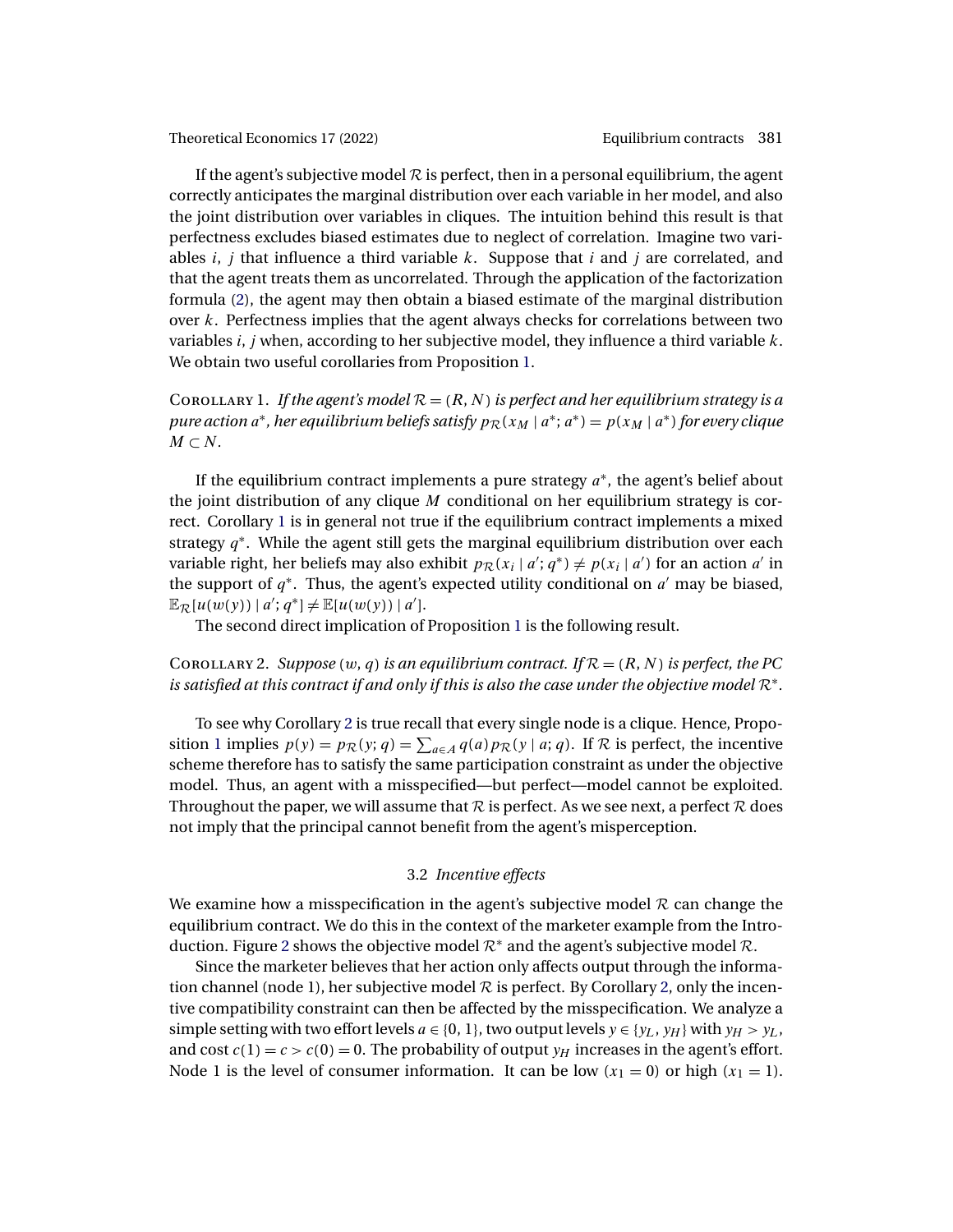If the agent's subjective model $\mathcal{R}$ is perfect, then in a personal equilibrium, the agent correctly anticipates the marginal distribution over each variable in her model, and also the joint distribution over variables in cliques. The intuition behind this result is that perfectness excludes biased estimates due to neglect of correlation. Imagine two variables $i$, $j$ that influence a third variable $k$. Suppose that $i$ and $j$ are correlated, and that the agent treats them as uncorrelated. Through the application of the factorization formula (2), the agent may then obtain a biased estimate of the marginal distribution over $k$. Perfectness implies that the agent always checks for correlations between two variables $i$, $j$ when, according to her subjective model, they influence a third variable $k$. We obtain two useful corollaries from Proposition 1.

Corollary 1. *If the agent's model $\mathcal{R} = (R, N)$ is perfect and her equilibrium strategy is a pure action $a^*$, her equilibrium beliefs satisfy $p_{\mathcal{R}}(x_M \mid a^*; a^*) = p(x_M \mid a^*)$ for every clique $M \subset N$.*

If the equilibrium contract implements a pure strategy $a^*$, the agent's belief about the joint distribution of any clique $M$ conditional on her equilibrium strategy is correct. Corollary 1 is in general not true if the equilibrium contract implements a mixed strategy $q^*$. While the agent still gets the marginal equilibrium distribution over each variable right, her beliefs may also exhibit $p_{\mathcal{R}}(x_i \mid a'; q^*) \neq p(x_i \mid a')$ for an action $a'$ in the support of $q^*$. Thus, the agent's expected utility conditional on $a'$ may be biased, $\mathbb{E}_{\mathcal{R}}[u(w(y)) \mid a'; q^*] \neq \mathbb{E}[u(w(y)) \mid a']$.

The second direct implication of Proposition 1 is the following result.

Corollary 2. *Suppose $(w, q)$ is an equilibrium contract. If $\mathcal{R} = (R, N)$ is perfect, the PC is satisfied at this contract if and only if this is also the case under the objective model $\mathcal{R}^*$.*

To see why Corollary 2 is true recall that every single node is a clique. Hence, Proposition 1 implies $p(y) = p_{\mathcal{R}}(y; q) = \sum_{a \in A} q(a) p_{\mathcal{R}}(y \mid a; q)$. If $\mathcal{R}$ is perfect, the incentive scheme therefore has to satisfy the same participation constraint as under the objective model. Thus, an agent with a misspecified—but perfect—model cannot be exploited. Throughout the paper, we will assume that $\mathcal{R}$ is perfect. As we see next, a perfect $\mathcal{R}$ does not imply that the principal cannot benefit from the agent's misperception.

### 3.2 *Incentive effects*

We examine how a misspecification in the agent's subjective model $\mathcal{R}$ can change the equilibrium contract. We do this in the context of the marketer example from the Introduction. Figure 2 shows the objective model $\mathcal{R}^*$ and the agent's subjective model $\mathcal{R}$.

Since the marketer believes that her action only affects output through the information channel (node 1), her subjective model $\mathcal{R}$ is perfect. By Corollary 2, only the incentive compatibility constraint can then be affected by the misspecification. We analyze a simple setting with two effort levels $a \in \{0, 1\}$, two output levels $y \in \{y_L, y_H\}$ with $y_H > y_L$, and cost $c(1) = c > c(0) = 0$. The probability of output $y_H$ increases in the agent's effort. Node 1 is the level of consumer information. It can be low ($x_1 = 0$) or high ($x_1 = 1$).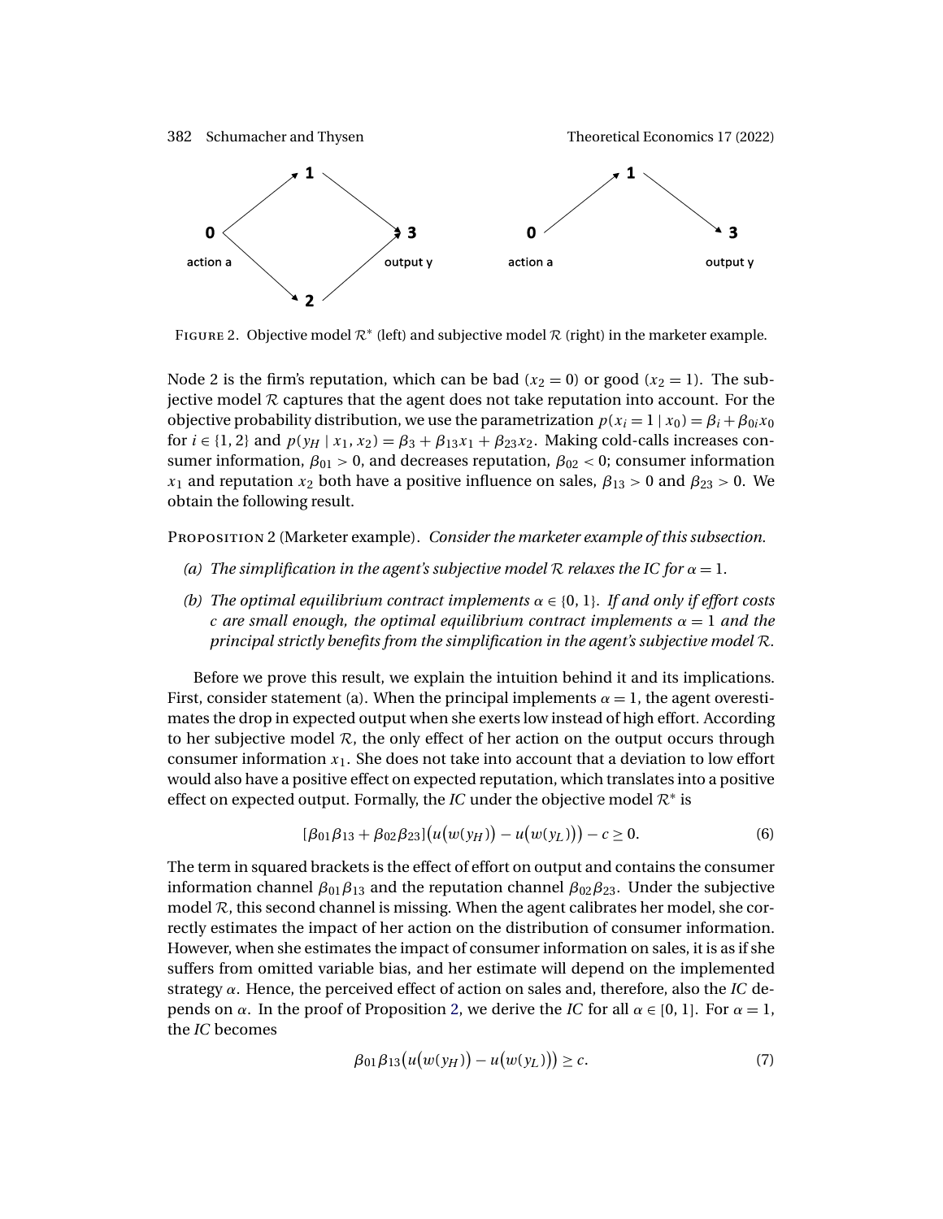FIGURE 2. Objective model $\mathcal{R}^*$ (left) and subjective model $\mathcal{R}$ (right) in the marketer example.

Node 2 is the firm's reputation, which can be bad ($x_2 = 0$) or good ($x_2 = 1$). The subjective model $\mathcal{R}$ captures that the agent does not take reputation into account. For the objective probability distribution, we use the parametrization $p(x_i = 1 \mid x_0) = \beta_i + \beta_{0i} x_0$ for $i \in \{1, 2\}$ and $p(y_H \mid x_1, x_2) = \beta_3 + \beta_{13} x_1 + \beta_{23} x_2$. Making cold-calls increases consumer information, $\beta_{01} > 0$, and decreases reputation, $\beta_{02} < 0$; consumer information $x_1$ and reputation $x_2$ both have a positive influence on sales, $\beta_{13} > 0$ and $\beta_{23} > 0$. We obtain the following result.

PROPOSITION 2 (Marketer example). *Consider the marketer example of this subsection.*

- *(a) The simplification in the agent's subjective model $\mathcal{R}$ relaxes the IC for $\alpha = 1$.*
- *(b) The optimal equilibrium contract implements $\alpha \in \{0, 1\}$. If and only if effort costs $c$ are small enough, the optimal equilibrium contract implements $\alpha = 1$ and the principal strictly benefits from the simplification in the agent's subjective model $\mathcal{R}$.*

Before we prove this result, we explain the intuition behind it and its implications. First, consider statement (a). When the principal implements $\alpha = 1$, the agent overestimates the drop in expected output when she exerts low instead of high effort. According to her subjective model $\mathcal{R}$, the only effect of her action on the output occurs through consumer information $x_1$. She does not take into account that a deviation to low effort would also have a positive effect on expected reputation, which translates into a positive effect on expected output. Formally, the *IC* under the objective model $\mathcal{R}^*$ is

$$[\beta_{01}\beta_{13} + \beta_{02}\beta_{23}]\big(u\big(w(y_H)\big) - u\big(w(y_L)\big)\big) - c \geq 0. \tag{6}$$

The term in squared brackets is the effect of effort on output and contains the consumer information channel $\beta_{01}\beta_{13}$ and the reputation channel $\beta_{02}\beta_{23}$. Under the subjective model $\mathcal{R}$, this second channel is missing. When the agent calibrates her model, she correctly estimates the impact of her action on the distribution of consumer information. However, when she estimates the impact of consumer information on sales, it is as if she suffers from omitted variable bias, and her estimate will depend on the implemented strategy $\alpha$. Hence, the perceived effect of action on sales and, therefore, also the *IC* depends on $\alpha$. In the proof of Proposition 2, we derive the *IC* for all $\alpha \in [0, 1]$. For $\alpha = 1$, the *IC* becomes

$$\beta_{01}\beta_{13}\big(u\big(w(y_H)\big) - u\big(w(y_L)\big)\big) \geq c. \tag{7}$$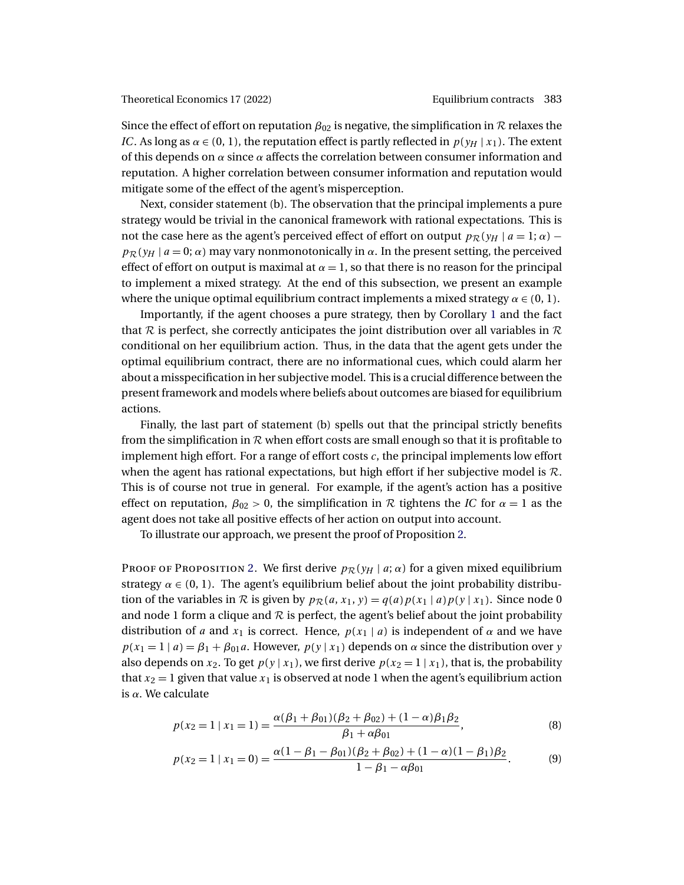Since the effect of effort on reputation $\beta_{02}$ is negative, the simplification in $\mathcal{R}$ relaxes the *IC*. As long as $\alpha \in (0, 1)$, the reputation effect is partly reflected in $p(y_H \mid x_1)$. The extent of this depends on $\alpha$ since $\alpha$ affects the correlation between consumer information and reputation. A higher correlation between consumer information and reputation would mitigate some of the effect of the agent's misperception.

Next, consider statement (b). The observation that the principal implements a pure strategy would be trivial in the canonical framework with rational expectations. This is not the case here as the agent's perceived effect of effort on output $p_{\mathcal{R}}(y_H \mid a = 1; \alpha) - p_{\mathcal{R}}(y_H \mid a = 0; \alpha)$ may vary nonmonotonically in $\alpha$. In the present setting, the perceived effect of effort on output is maximal at $\alpha = 1$, so that there is no reason for the principal to implement a mixed strategy. At the end of this subsection, we present an example where the unique optimal equilibrium contract implements a mixed strategy $\alpha \in (0, 1)$.

Importantly, if the agent chooses a pure strategy, then by Corollary 1 and the fact that $\mathcal{R}$ is perfect, she correctly anticipates the joint distribution over all variables in $\mathcal{R}$ conditional on her equilibrium action. Thus, in the data that the agent gets under the optimal equilibrium contract, there are no informational cues, which could alarm her about a misspecification in her subjective model. This is a crucial difference between the present framework and models where beliefs about outcomes are biased for equilibrium actions.

Finally, the last part of statement (b) spells out that the principal strictly benefits from the simplification in $\mathcal{R}$ when effort costs are small enough so that it is profitable to implement high effort. For a range of effort costs $c$, the principal implements low effort when the agent has rational expectations, but high effort if her subjective model is $\mathcal{R}$. This is of course not true in general. For example, if the agent's action has a positive effect on reputation, $\beta_{02} > 0$, the simplification in $\mathcal{R}$ tightens the *IC* for $\alpha = 1$ as the agent does not take all positive effects of her action on output into account.

To illustrate our approach, we present the proof of Proposition 2.

Proof of Proposition 2. We first derive $p_{\mathcal{R}}(y_H \mid a; \alpha)$ for a given mixed equilibrium strategy $\alpha \in (0, 1)$. The agent's equilibrium belief about the joint probability distribution of the variables in $\mathcal{R}$ is given by $p_{\mathcal{R}}(a, x_1, y) = q(a)p(x_1 \mid a)p(y \mid x_1)$. Since node 0 and node 1 form a clique and $\mathcal{R}$ is perfect, the agent's belief about the joint probability distribution of $a$ and $x_1$ is correct. Hence, $p(x_1 \mid a)$ is independent of $\alpha$ and we have $p(x_1 = 1 \mid a) = \beta_1 + \beta_{01}a$. However, $p(y \mid x_1)$ depends on $\alpha$ since the distribution over $y$ also depends on $x_2$. To get $p(y \mid x_1)$, we first derive $p(x_2 = 1 \mid x_1)$, that is, the probability that $x_2 = 1$ given that value $x_1$ is observed at node 1 when the agent's equilibrium action is $\alpha$. We calculate

$$p(x_2 = 1 \mid x_1 = 1) = \frac{\alpha(\beta_1 + \beta_{01})(\beta_2 + \beta_{02}) + (1 - \alpha)\beta_1\beta_2}{\beta_1 + \alpha\beta_{01}}, \tag{8}$$

$$p(x_2 = 1 \mid x_1 = 0) = \frac{\alpha(1 - \beta_1 - \beta_{01})(\beta_2 + \beta_{02}) + (1 - \alpha)(1 - \beta_1)\beta_2}{1 - \beta_1 - \alpha\beta_{01}}. \tag{9}$$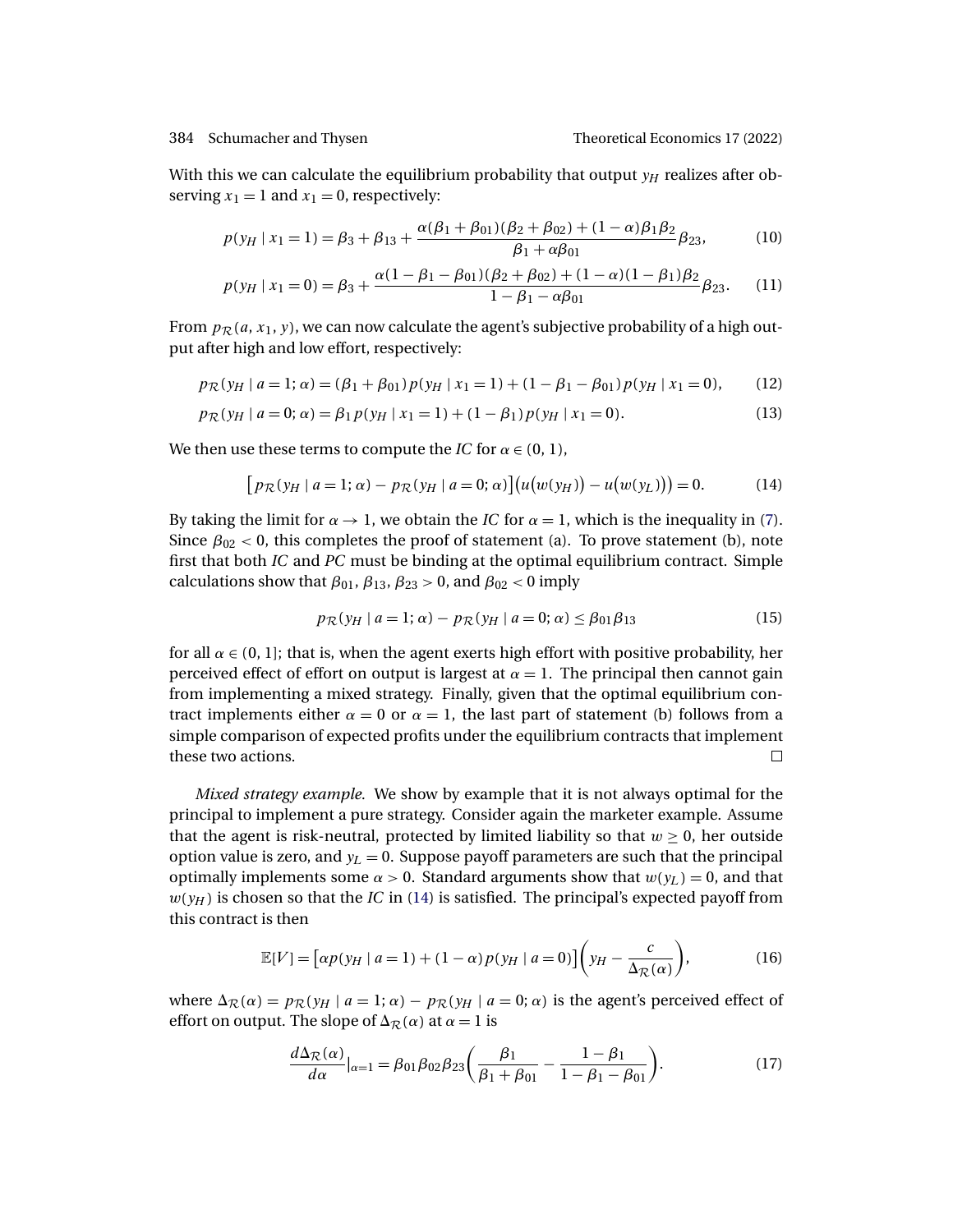With this we can calculate the equilibrium probability that output $y_H$ realizes after observing $x_1 = 1$ and $x_1 = 0$, respectively:

$$p(y_H \mid x_1 = 1) = \beta_3 + \beta_{13} + \frac{\alpha(\beta_1 + \beta_{01})(\beta_2 + \beta_{02}) + (1-\alpha)\beta_1\beta_2}{\beta_1 + \alpha\beta_{01}}\beta_{23}, \tag{10}$$

$$p(y_H \mid x_1 = 0) = \beta_3 + \frac{\alpha(1 - \beta_1 - \beta_{01})(\beta_2 + \beta_{02}) + (1-\alpha)(1-\beta_1)\beta_2}{1 - \beta_1 - \alpha\beta_{01}}\beta_{23}. \tag{11}$$

From $p_{\mathcal{R}}(a, x_1, y)$, we can now calculate the agent's subjective probability of a high output after high and low effort, respectively:

$$p_{\mathcal{R}}(y_H \mid a = 1; \alpha) = (\beta_1 + \beta_{01})p(y_H \mid x_1 = 1) + (1 - \beta_1 - \beta_{01})p(y_H \mid x_1 = 0), \tag{12}$$

$$p_{\mathcal{R}}(y_H \mid a = 0; \alpha) = \beta_1 p(y_H \mid x_1 = 1) + (1 - \beta_1)p(y_H \mid x_1 = 0). \tag{13}$$

We then use these terms to compute the *IC* for $\alpha \in (0, 1)$,

$$\left[p_{\mathcal{R}}(y_H \mid a = 1; \alpha) - p_{\mathcal{R}}(y_H \mid a = 0; \alpha)\right]\left(u\big(w(y_H)\big) - u\big(w(y_L)\big)\right) = 0. \tag{14}$$

By taking the limit for $\alpha \to 1$, we obtain the *IC* for $\alpha = 1$, which is the inequality in (7). Since $\beta_{02} < 0$, this completes the proof of statement (a). To prove statement (b), note first that both *IC* and *PC* must be binding at the optimal equilibrium contract. Simple calculations show that $\beta_{01}, \beta_{13}, \beta_{23} > 0$, and $\beta_{02} < 0$ imply

$$p_{\mathcal{R}}(y_H \mid a = 1; \alpha) - p_{\mathcal{R}}(y_H \mid a = 0; \alpha) \leq \beta_{01}\beta_{13} \tag{15}$$

for all $\alpha \in (0, 1]$; that is, when the agent exerts high effort with positive probability, her perceived effect of effort on output is largest at $\alpha = 1$. The principal then cannot gain from implementing a mixed strategy. Finally, given that the optimal equilibrium contract implements either $\alpha = 0$ or $\alpha = 1$, the last part of statement (b) follows from a simple comparison of expected profits under the equilibrium contracts that implement these two actions. □

*Mixed strategy example.* We show by example that it is not always optimal for the principal to implement a pure strategy. Consider again the marketer example. Assume that the agent is risk-neutral, protected by limited liability so that $w \geq 0$, her outside option value is zero, and $y_L = 0$. Suppose payoff parameters are such that the principal optimally implements some $\alpha > 0$. Standard arguments show that $w(y_L) = 0$, and that $w(y_H)$ is chosen so that the *IC* in (14) is satisfied. The principal's expected payoff from this contract is then

$$\mathbb{E}[V] = \left[\alpha p(y_H \mid a = 1) + (1 - \alpha)p(y_H \mid a = 0)\right]\left(y_H - \frac{c}{\Delta_{\mathcal{R}}(\alpha)}\right), \tag{16}$$

where $\Delta_{\mathcal{R}}(\alpha) = p_{\mathcal{R}}(y_H \mid a = 1; \alpha) - p_{\mathcal{R}}(y_H \mid a = 0; \alpha)$ is the agent's perceived effect of effort on output. The slope of $\Delta_{\mathcal{R}}(\alpha)$ at $\alpha = 1$ is

$$\frac{d\Delta_{\mathcal{R}}(\alpha)}{d\alpha}\Big|_{\alpha=1} = \beta_{01}\beta_{02}\beta_{23}\left(\frac{\beta_1}{\beta_1 + \beta_{01}} - \frac{1 - \beta_1}{1 - \beta_1 - \beta_{01}}\right). \tag{17}$$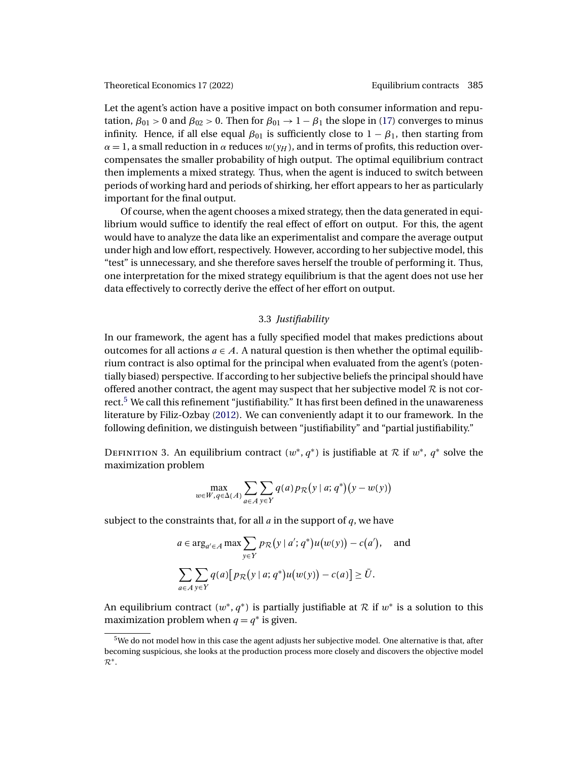Let the agent's action have a positive impact on both consumer information and reputation, $\beta_{01} > 0$ and $\beta_{02} > 0$. Then for $\beta_{01} \to 1 - \beta_1$ the slope in (17) converges to minus infinity. Hence, if all else equal $\beta_{01}$ is sufficiently close to $1 - \beta_1$, then starting from $\alpha = 1$, a small reduction in $\alpha$ reduces $w(y_H)$, and in terms of profits, this reduction overcompensates the smaller probability of high output. The optimal equilibrium contract then implements a mixed strategy. Thus, when the agent is induced to switch between periods of working hard and periods of shirking, her effort appears to her as particularly important for the final output.

Of course, when the agent chooses a mixed strategy, then the data generated in equilibrium would suffice to identify the real effect of effort on output. For this, the agent would have to analyze the data like an experimentalist and compare the average output under high and low effort, respectively. However, according to her subjective model, this "test" is unnecessary, and she therefore saves herself the trouble of performing it. Thus, one interpretation for the mixed strategy equilibrium is that the agent does not use her data effectively to correctly derive the effect of her effort on output.

### 3.3 *Justifiability*

In our framework, the agent has a fully specified model that makes predictions about outcomes for all actions $a \in A$. A natural question is then whether the optimal equilibrium contract is also optimal for the principal when evaluated from the agent's (potentially biased) perspective. If according to her subjective beliefs the principal should have offered another contract, the agent may suspect that her subjective model $\mathcal{R}$ is not correct.[5] We call this refinement "justifiability." It has first been defined in the unawareness literature by Filiz-Ozbay (2012). We can conveniently adapt it to our framework. In the following definition, we distinguish between "justifiability" and "partial justifiability."

Definition 3. An equilibrium contract $(w^*, q^*)$ is justifiable at $\mathcal{R}$ if $w^*$, $q^*$ solve the maximization problem

$$\max_{w \in W, q \in \Delta(A)} \sum_{a \in A} \sum_{y \in Y} q(a) p_{\mathcal{R}}(y \mid a; q^*)(y - w(y))$$

subject to the constraints that, for all $a$ in the support of $q$, we have

$$a \in \arg_{a' \in A} \max \sum_{y \in Y} p_{\mathcal{R}}(y \mid a'; q^*) u(w(y)) - c(a'), \quad \text{and}$$

$$\sum_{a \in A} \sum_{y \in Y} q(a) \left[ p_{\mathcal{R}}(y \mid a; q^*) u(w(y)) - c(a) \right] \geq \bar{U}.$$

An equilibrium contract $(w^*, q^*)$ is partially justifiable at $\mathcal{R}$ if $w^*$ is a solution to this maximization problem when $q = q^*$ is given.

[5] We do not model how in this case the agent adjusts her subjective model. One alternative is that, after becoming suspicious, she looks at the production process more closely and discovers the objective model $\mathcal{R}^*$.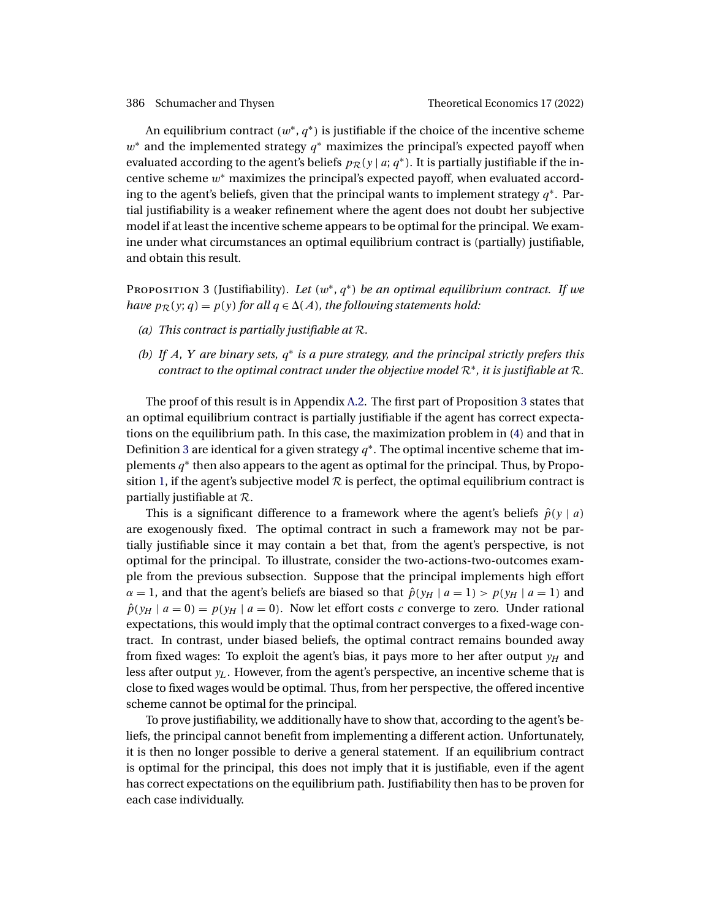An equilibrium contract $(w^*, q^*)$ is justifiable if the choice of the incentive scheme $w^*$ and the implemented strategy $q^*$ maximizes the principal's expected payoff when evaluated according to the agent's beliefs $p_{\mathcal{R}}(y \mid a; q^*)$. It is partially justifiable if the incentive scheme $w^*$ maximizes the principal's expected payoff, when evaluated according to the agent's beliefs, given that the principal wants to implement strategy $q^*$. Partial justifiability is a weaker refinement where the agent does not doubt her subjective model if at least the incentive scheme appears to be optimal for the principal. We examine under what circumstances an optimal equilibrium contract is (partially) justifiable, and obtain this result.

Proposition 3 (Justifiability). *Let $(w^*, q^*)$ be an optimal equilibrium contract. If we have $p_{\mathcal{R}}(y; q) = p(y)$ for all $q \in \Delta(A)$, the following statements hold:*

- *(a) This contract is partially justifiable at $\mathcal{R}$.*
- *(b) If $A$, $Y$ are binary sets, $q^*$ is a pure strategy, and the principal strictly prefers this contract to the optimal contract under the objective model $\mathcal{R}^*$, it is justifiable at $\mathcal{R}$.*

The proof of this result is in Appendix A.2. The first part of Proposition 3 states that an optimal equilibrium contract is partially justifiable if the agent has correct expectations on the equilibrium path. In this case, the maximization problem in (4) and that in Definition 3 are identical for a given strategy $q^*$. The optimal incentive scheme that implements $q^*$ then also appears to the agent as optimal for the principal. Thus, by Proposition 1, if the agent's subjective model $\mathcal{R}$ is perfect, the optimal equilibrium contract is partially justifiable at $\mathcal{R}$.

This is a significant difference to a framework where the agent's beliefs $\hat{p}(y \mid a)$ are exogenously fixed. The optimal contract in such a framework may not be partially justifiable since it may contain a bet that, from the agent's perspective, is not optimal for the principal. To illustrate, consider the two-actions-two-outcomes example from the previous subsection. Suppose that the principal implements high effort $\alpha = 1$, and that the agent's beliefs are biased so that $\hat{p}(y_H \mid a = 1) > p(y_H \mid a = 1)$ and $\hat{p}(y_H \mid a = 0) = p(y_H \mid a = 0)$. Now let effort costs $c$ converge to zero. Under rational expectations, this would imply that the optimal contract converges to a fixed-wage contract. In contrast, under biased beliefs, the optimal contract remains bounded away from fixed wages: To exploit the agent's bias, it pays more to her after output $y_H$ and less after output $y_L$. However, from the agent's perspective, an incentive scheme that is close to fixed wages would be optimal. Thus, from her perspective, the offered incentive scheme cannot be optimal for the principal.

To prove justifiability, we additionally have to show that, according to the agent's beliefs, the principal cannot benefit from implementing a different action. Unfortunately, it is then no longer possible to derive a general statement. If an equilibrium contract is optimal for the principal, this does not imply that it is justifiable, even if the agent has correct expectations on the equilibrium path. Justifiability then has to be proven for each case individually.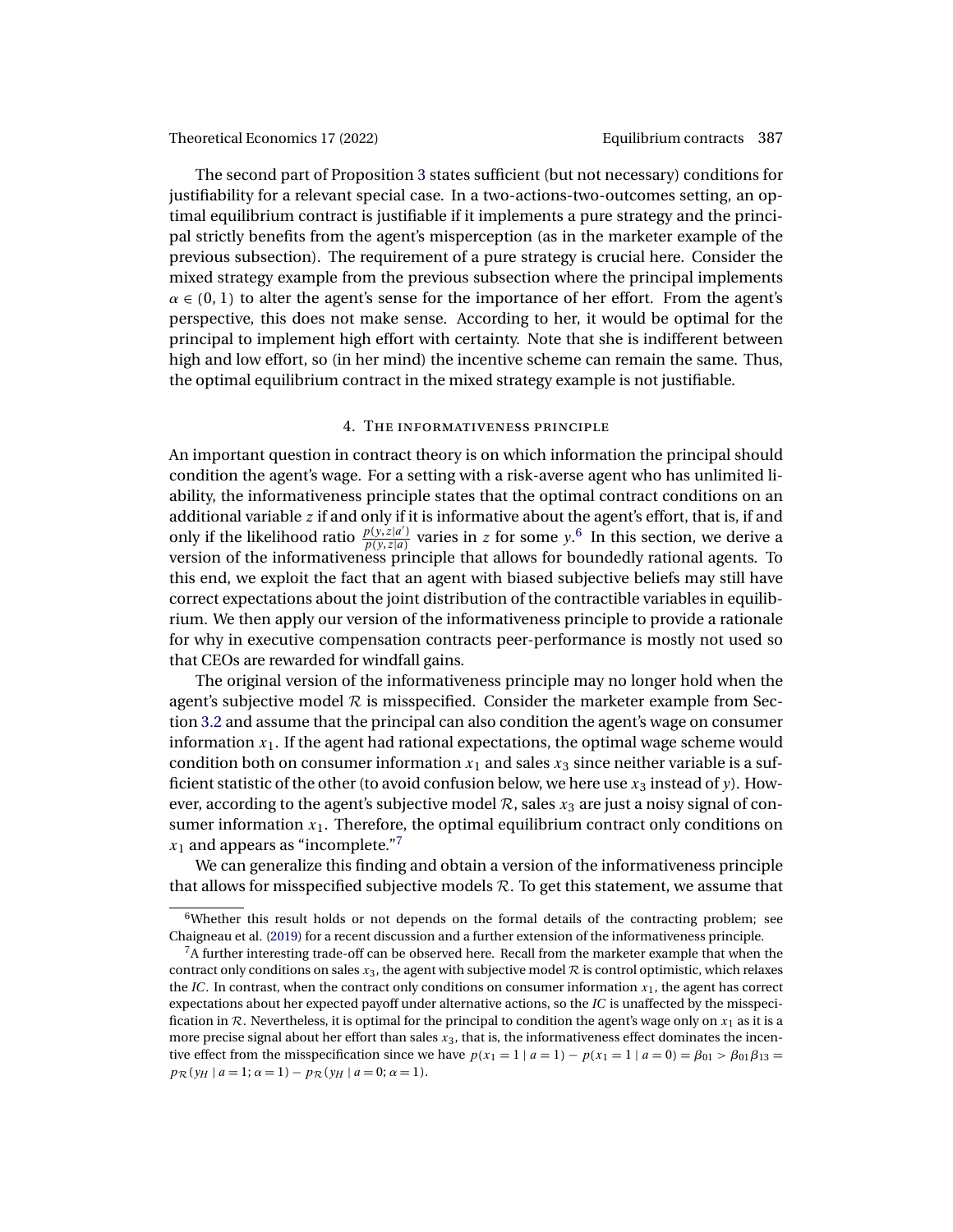The second part of Proposition 3 states sufficient (but not necessary) conditions for justifiability for a relevant special case. In a two-actions-two-outcomes setting, an optimal equilibrium contract is justifiable if it implements a pure strategy and the principal strictly benefits from the agent's misperception (as in the marketer example of the previous subsection). The requirement of a pure strategy is crucial here. Consider the mixed strategy example from the previous subsection where the principal implements $\alpha \in (0, 1)$ to alter the agent's sense for the importance of her effort. From the agent's perspective, this does not make sense. According to her, it would be optimal for the principal to implement high effort with certainty. Note that she is indifferent between high and low effort, so (in her mind) the incentive scheme can remain the same. Thus, the optimal equilibrium contract in the mixed strategy example is not justifiable.

## 4. The informativeness principle

An important question in contract theory is on which information the principal should condition the agent's wage. For a setting with a risk-averse agent who has unlimited liability, the informativeness principle states that the optimal contract conditions on an additional variable $z$ if and only if it is informative about the agent's effort, that is, if and only if the likelihood ratio $\frac{p(y,z|a')}{p(y,z|a)}$ varies in $z$ for some $y$.[6] In this section, we derive a version of the informativeness principle that allows for boundedly rational agents. To this end, we exploit the fact that an agent with biased subjective beliefs may still have correct expectations about the joint distribution of the contractible variables in equilibrium. We then apply our version of the informativeness principle to provide a rationale for why in executive compensation contracts peer-performance is mostly not used so that CEOs are rewarded for windfall gains.

The original version of the informativeness principle may no longer hold when the agent's subjective model $\mathcal{R}$ is misspecified. Consider the marketer example from Section 3.2 and assume that the principal can also condition the agent's wage on consumer information $x_1$. If the agent had rational expectations, the optimal wage scheme would condition both on consumer information $x_1$ and sales $x_3$ since neither variable is a sufficient statistic of the other (to avoid confusion below, we here use $x_3$ instead of $y$). However, according to the agent's subjective model $\mathcal{R}$, sales $x_3$ are just a noisy signal of consumer information $x_1$. Therefore, the optimal equilibrium contract only conditions on $x_1$ and appears as "incomplete."[7]

We can generalize this finding and obtain a version of the informativeness principle that allows for misspecified subjective models $\mathcal{R}$. To get this statement, we assume that

---

[6] Whether this result holds or not depends on the formal details of the contracting problem; see Chaigneau et al. (2019) for a recent discussion and a further extension of the informativeness principle.

[7] A further interesting trade-off can be observed here. Recall from the marketer example that when the contract only conditions on sales $x_3$, the agent with subjective model $\mathcal{R}$ is control optimistic, which relaxes the *IC*. In contrast, when the contract only conditions on consumer information $x_1$, the agent has correct expectations about her expected payoff under alternative actions, so the *IC* is unaffected by the misspecification in $\mathcal{R}$. Nevertheless, it is optimal for the principal to condition the agent's wage only on $x_1$ as it is a more precise signal about her effort than sales $x_3$, that is, the informativeness effect dominates the incentive effect from the misspecification since we have $p(x_1 = 1 \mid a = 1) - p(x_1 = 1 \mid a = 0) = \beta_{01} > \beta_{01}\beta_{13} = p_{\mathcal{R}}(y_H \mid a = 1; \alpha = 1) - p_{\mathcal{R}}(y_H \mid a = 0; \alpha = 1)$.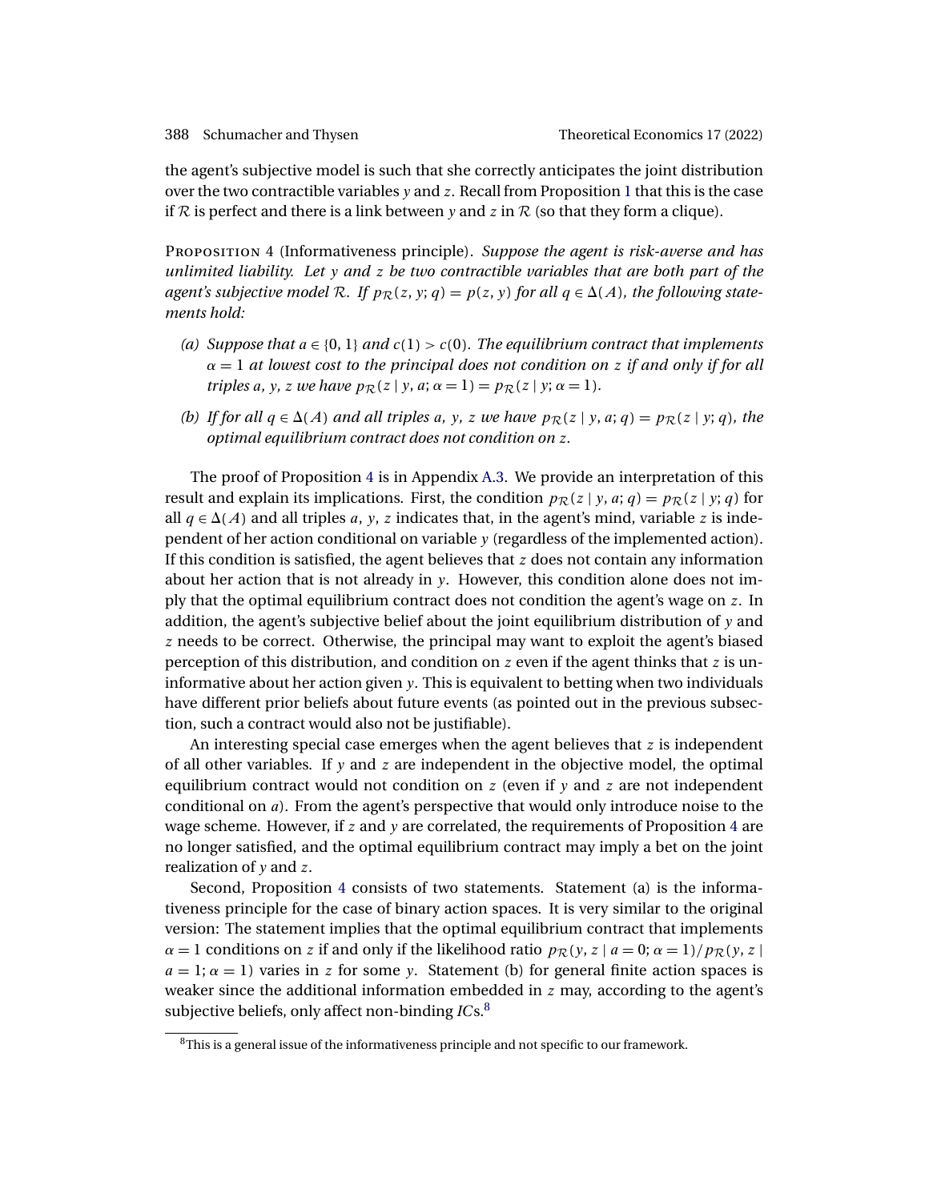the agent's subjective model is such that she correctly anticipates the joint distribution over the two contractible variables $y$ and $z$. Recall from Proposition 1 that this is the case if $\mathcal{R}$ is perfect and there is a link between $y$ and $z$ in $\mathcal{R}$ (so that they form a clique).

Proposition 4 (Informativeness principle). *Suppose the agent is risk-averse and has unlimited liability. Let $y$ and $z$ be two contractible variables that are both part of the agent's subjective model $\mathcal{R}$. If $p_{\mathcal{R}}(z, y; q) = p(z, y)$ for all $q \in \Delta(A)$, the following statements hold:*

- *(a) Suppose that $a \in \{0, 1\}$ and $c(1) > c(0)$. The equilibrium contract that implements $\alpha = 1$ at lowest cost to the principal does not condition on $z$ if and only if for all triples $a$, $y$, $z$ we have $p_{\mathcal{R}}(z \mid y, a; \alpha = 1) = p_{\mathcal{R}}(z \mid y; \alpha = 1)$.*
- *(b) If for all $q \in \Delta(A)$ and all triples $a$, $y$, $z$ we have $p_{\mathcal{R}}(z \mid y, a; q) = p_{\mathcal{R}}(z \mid y; q)$, the optimal equilibrium contract does not condition on $z$.*

The proof of Proposition 4 is in Appendix A.3. We provide an interpretation of this result and explain its implications. First, the condition $p_{\mathcal{R}}(z \mid y, a; q) = p_{\mathcal{R}}(z \mid y; q)$ for all $q \in \Delta(A)$ and all triples $a$, $y$, $z$ indicates that, in the agent's mind, variable $z$ is independent of her action conditional on variable $y$ (regardless of the implemented action). If this condition is satisfied, the agent believes that $z$ does not contain any information about her action that is not already in $y$. However, this condition alone does not imply that the optimal equilibrium contract does not condition the agent's wage on $z$. In addition, the agent's subjective belief about the joint equilibrium distribution of $y$ and $z$ needs to be correct. Otherwise, the principal may want to exploit the agent's biased perception of this distribution, and condition on $z$ even if the agent thinks that $z$ is uninformative about her action given $y$. This is equivalent to betting when two individuals have different prior beliefs about future events (as pointed out in the previous subsection, such a contract would also not be justifiable).

An interesting special case emerges when the agent believes that $z$ is independent of all other variables. If $y$ and $z$ are independent in the objective model, the optimal equilibrium contract would not condition on $z$ (even if $y$ and $z$ are not independent conditional on $a$). From the agent's perspective that would only introduce noise to the wage scheme. However, if $z$ and $y$ are correlated, the requirements of Proposition 4 are no longer satisfied, and the optimal equilibrium contract may imply a bet on the joint realization of $y$ and $z$.

Second, Proposition 4 consists of two statements. Statement (a) is the informativeness principle for the case of binary action spaces. It is very similar to the original version: The statement implies that the optimal equilibrium contract that implements $\alpha = 1$ conditions on $z$ if and only if the likelihood ratio $p_{\mathcal{R}}(y, z \mid a = 0; \alpha = 1)/p_{\mathcal{R}}(y, z \mid a = 1; \alpha = 1)$ varies in $z$ for some $y$. Statement (b) for general finite action spaces is weaker since the additional information embedded in $z$ may, according to the agent's subjective beliefs, only affect non-binding *IC*s.[8]

[8] This is a general issue of the informativeness principle and not specific to our framework.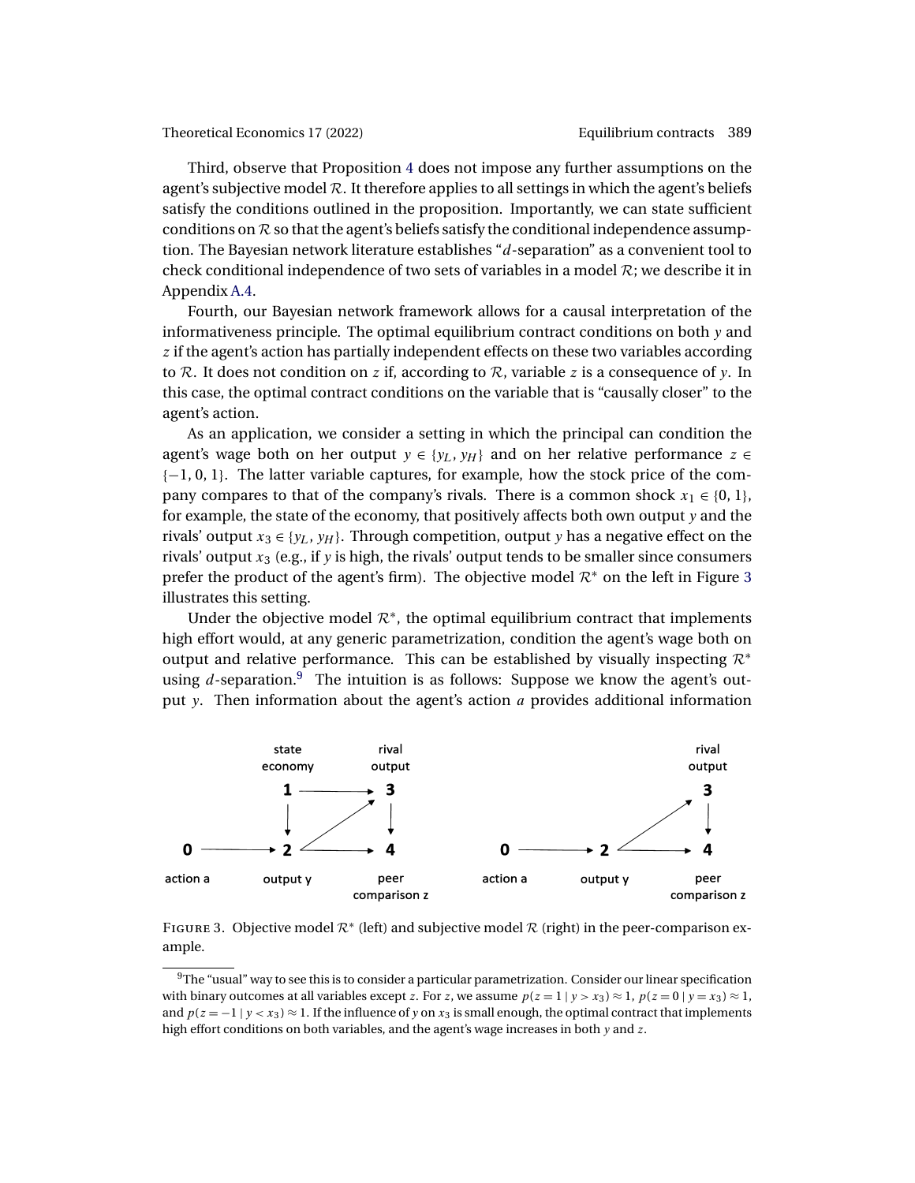Third, observe that Proposition 4 does not impose any further assumptions on the agent's subjective model $\mathcal{R}$. It therefore applies to all settings in which the agent's beliefs satisfy the conditions outlined in the proposition. Importantly, we can state sufficient conditions on $\mathcal{R}$ so that the agent's beliefs satisfy the conditional independence assumption. The Bayesian network literature establishes "$d$-separation" as a convenient tool to check conditional independence of two sets of variables in a model $\mathcal{R}$; we describe it in Appendix A.4.

Fourth, our Bayesian network framework allows for a causal interpretation of the informativeness principle. The optimal equilibrium contract conditions on both $y$ and $z$ if the agent's action has partially independent effects on these two variables according to $\mathcal{R}$. It does not condition on $z$ if, according to $\mathcal{R}$, variable $z$ is a consequence of $y$. In this case, the optimal contract conditions on the variable that is "causally closer" to the agent's action.

As an application, we consider a setting in which the principal can condition the agent's wage both on her output $y \in \{y_L, y_H\}$ and on her relative performance $z \in \{-1, 0, 1\}$. The latter variable captures, for example, how the stock price of the company compares to that of the company's rivals. There is a common shock $x_1 \in \{0, 1\}$, for example, the state of the economy, that positively affects both own output $y$ and the rivals' output $x_3 \in \{y_L, y_H\}$. Through competition, output $y$ has a negative effect on the rivals' output $x_3$ (e.g., if $y$ is high, the rivals' output tends to be smaller since consumers prefer the product of the agent's firm). The objective model $\mathcal{R}^*$ on the left in Figure 3 illustrates this setting.

Under the objective model $\mathcal{R}^*$, the optimal equilibrium contract that implements high effort would, at any generic parametrization, condition the agent's wage both on output and relative performance. This can be established by visually inspecting $\mathcal{R}^*$ using $d$-separation.[9] The intuition is as follows: Suppose we know the agent's output $y$. Then information about the agent's action $a$ provides additional information

FIGURE 3. Objective model $\mathcal{R}^*$ (left) and subjective model $\mathcal{R}$ (right) in the peer-comparison example.

[9] The "usual" way to see this is to consider a particular parametrization. Consider our linear specification with binary outcomes at all variables except $z$. For $z$, we assume $p(z = 1 \mid y > x_3) \approx 1$, $p(z = 0 \mid y = x_3) \approx 1$, and $p(z = -1 \mid y < x_3) \approx 1$. If the influence of $y$ on $x_3$ is small enough, the optimal contract that implements high effort conditions on both variables, and the agent's wage increases in both $y$ and $z$.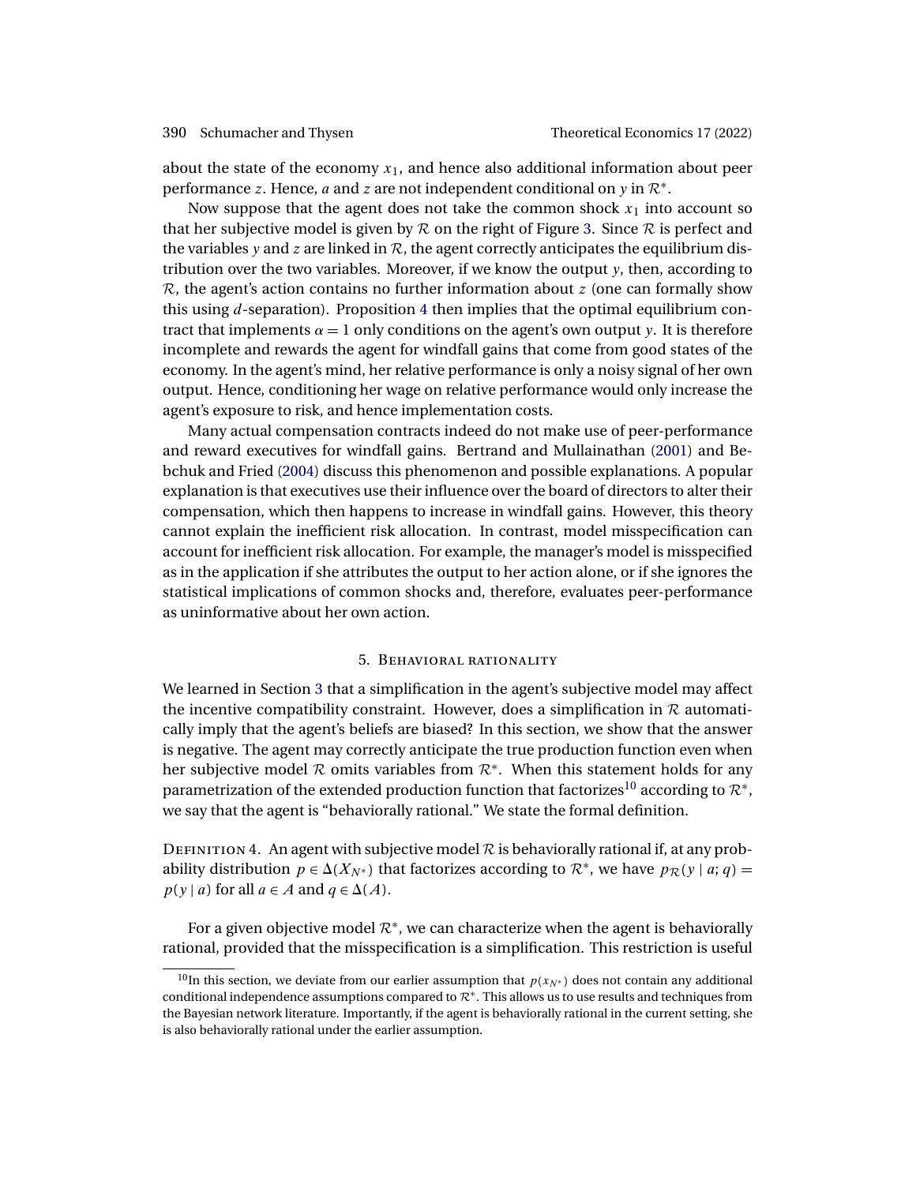about the state of the economy $x_1$, and hence also additional information about peer performance $z$. Hence, $a$ and $z$ are not independent conditional on $y$ in $\mathcal{R}^*$.

Now suppose that the agent does not take the common shock $x_1$ into account so that her subjective model is given by $\mathcal{R}$ on the right of Figure 3. Since $\mathcal{R}$ is perfect and the variables $y$ and $z$ are linked in $\mathcal{R}$, the agent correctly anticipates the equilibrium distribution over the two variables. Moreover, if we know the output $y$, then, according to $\mathcal{R}$, the agent's action contains no further information about $z$ (one can formally show this using $d$-separation). Proposition 4 then implies that the optimal equilibrium contract that implements $\alpha = 1$ only conditions on the agent's own output $y$. It is therefore incomplete and rewards the agent for windfall gains that come from good states of the economy. In the agent's mind, her relative performance is only a noisy signal of her own output. Hence, conditioning her wage on relative performance would only increase the agent's exposure to risk, and hence implementation costs.

Many actual compensation contracts indeed do not make use of peer-performance and reward executives for windfall gains. Bertrand and Mullainathan (2001) and Bebchuk and Fried (2004) discuss this phenomenon and possible explanations. A popular explanation is that executives use their influence over the board of directors to alter their compensation, which then happens to increase in windfall gains. However, this theory cannot explain the inefficient risk allocation. In contrast, model misspecification can account for inefficient risk allocation. For example, the manager's model is misspecified as in the application if she attributes the output to her action alone, or if she ignores the statistical implications of common shocks and, therefore, evaluates peer-performance as uninformative about her own action.

## 5. Behavioral rationality

We learned in Section 3 that a simplification in the agent's subjective model may affect the incentive compatibility constraint. However, does a simplification in $\mathcal{R}$ automatically imply that the agent's beliefs are biased? In this section, we show that the answer is negative. The agent may correctly anticipate the true production function even when her subjective model $\mathcal{R}$ omits variables from $\mathcal{R}^*$. When this statement holds for any parametrization of the extended production function that factorizes[10] according to $\mathcal{R}^*$, we say that the agent is "behaviorally rational." We state the formal definition.

Definition 4. An agent with subjective model $\mathcal{R}$ is behaviorally rational if, at any probability distribution $p \in \Delta(X_{N^*})$ that factorizes according to $\mathcal{R}^*$, we have $p_{\mathcal{R}}(y \mid a; q) = p(y \mid a)$ for all $a \in A$ and $q \in \Delta(A)$.

For a given objective model $\mathcal{R}^*$, we can characterize when the agent is behaviorally rational, provided that the misspecification is a simplification. This restriction is useful

[10] In this section, we deviate from our earlier assumption that $p(x_{N^*})$ does not contain any additional conditional independence assumptions compared to $\mathcal{R}^*$. This allows us to use results and techniques from the Bayesian network literature. Importantly, if the agent is behaviorally rational in the current setting, she is also behaviorally rational under the earlier assumption.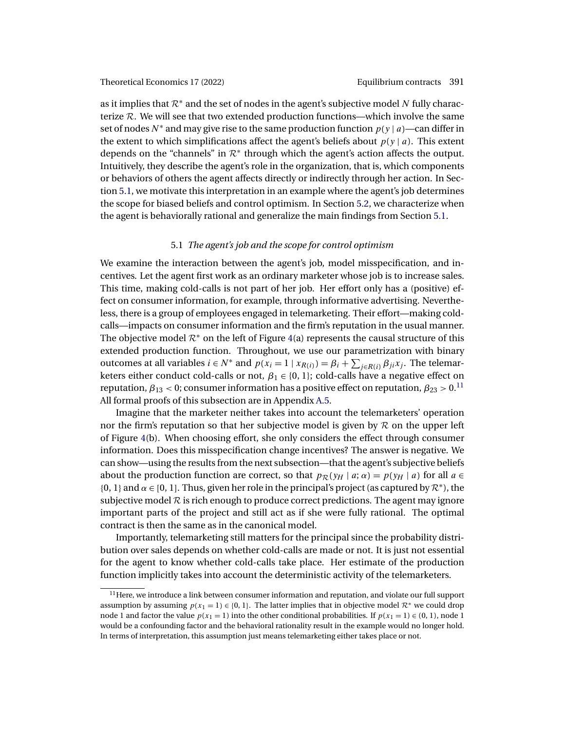as it implies that $\mathcal{R}^*$ and the set of nodes in the agent's subjective model $N$ fully characterize $\mathcal{R}$. We will see that two extended production functions—which involve the same set of nodes $N^*$ and may give rise to the same production function $p(y \mid a)$—can differ in the extent to which simplifications affect the agent's beliefs about $p(y \mid a)$. This extent depends on the "channels" in $\mathcal{R}^*$ through which the agent's action affects the output. Intuitively, they describe the agent's role in the organization, that is, which components or behaviors of others the agent affects directly or indirectly through her action. In Section 5.1, we motivate this interpretation in an example where the agent's job determines the scope for biased beliefs and control optimism. In Section 5.2, we characterize when the agent is behaviorally rational and generalize the main findings from Section 5.1.

### 5.1 *The agent's job and the scope for control optimism*

We examine the interaction between the agent's job, model misspecification, and incentives. Let the agent first work as an ordinary marketer whose job is to increase sales. This time, making cold-calls is not part of her job. Her effort only has a (positive) effect on consumer information, for example, through informative advertising. Nevertheless, there is a group of employees engaged in telemarketing. Their effort—making cold-calls—impacts on consumer information and the firm's reputation in the usual manner. The objective model $\mathcal{R}^*$ on the left of Figure 4(a) represents the causal structure of this extended production function. Throughout, we use our parametrization with binary outcomes at all variables $i \in N^*$ and $p(x_i = 1 \mid x_{R(i)}) = \beta_i + \sum_{j \in R(i)} \beta_{ji} x_j$. The telemarketers either conduct cold-calls or not, $\beta_1 \in \{0, 1\}$; cold-calls have a negative effect on reputation, $\beta_{13} < 0$; consumer information has a positive effect on reputation, $\beta_{23} > 0$.[11] All formal proofs of this subsection are in Appendix A.5.

Imagine that the marketer neither takes into account the telemarketers' operation nor the firm's reputation so that her subjective model is given by $\mathcal{R}$ on the upper left of Figure 4(b). When choosing effort, she only considers the effect through consumer information. Does this misspecification change incentives? The answer is negative. We can show—using the results from the next subsection—that the agent's subjective beliefs about the production function are correct, so that $p_{\mathcal{R}}(y_H \mid a; \alpha) = p(y_H \mid a)$ for all $a \in \{0, 1\}$ and $\alpha \in [0, 1]$. Thus, given her role in the principal's project (as captured by $\mathcal{R}^*$), the subjective model $\mathcal{R}$ is rich enough to produce correct predictions. The agent may ignore important parts of the project and still act as if she were fully rational. The optimal contract is then the same as in the canonical model.

Importantly, telemarketing still matters for the principal since the probability distribution over sales depends on whether cold-calls are made or not. It is just not essential for the agent to know whether cold-calls take place. Her estimate of the production function implicitly takes into account the deterministic activity of the telemarketers.

[11] Here, we introduce a link between consumer information and reputation, and violate our full support assumption by assuming $p(x_1 = 1) \in \{0, 1\}$. The latter implies that in objective model $\mathcal{R}^*$ we could drop node 1 and factor the value $p(x_1 = 1)$ into the other conditional probabilities. If $p(x_1 = 1) \in (0, 1)$, node 1 would be a confounding factor and the behavioral rationality result in the example would no longer hold. In terms of interpretation, this assumption just means telemarketing either takes place or not.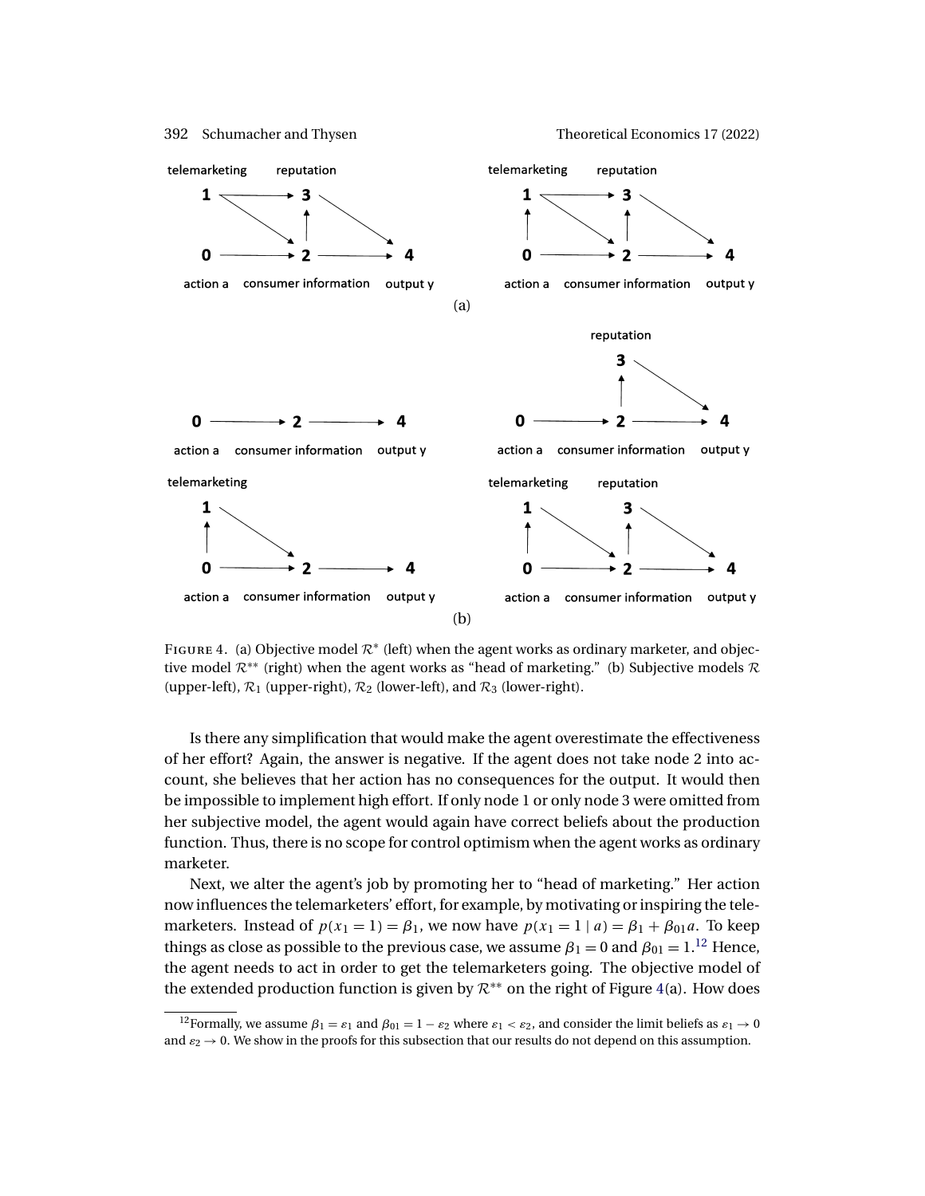FIGURE 4. (a) Objective model $\mathcal{R}^*$ (left) when the agent works as ordinary marketer, and objective model $\mathcal{R}^{**}$ (right) when the agent works as "head of marketing." (b) Subjective models $\mathcal{R}$ (upper-left), $\mathcal{R}_1$ (upper-right), $\mathcal{R}_2$ (lower-left), and $\mathcal{R}_3$ (lower-right).

Is there any simplification that would make the agent overestimate the effectiveness of her effort? Again, the answer is negative. If the agent does not take node 2 into account, she believes that her action has no consequences for the output. It would then be impossible to implement high effort. If only node 1 or only node 3 were omitted from her subjective model, the agent would again have correct beliefs about the production function. Thus, there is no scope for control optimism when the agent works as ordinary marketer.

Next, we alter the agent's job by promoting her to "head of marketing." Her action now influences the telemarketers' effort, for example, by motivating or inspiring the telemarketers. Instead of $p(x_1 = 1) = \beta_1$, we now have $p(x_1 = 1 \mid a) = \beta_1 + \beta_{01}a$. To keep things as close as possible to the previous case, we assume $\beta_1 = 0$ and $\beta_{01} = 1$.[12] Hence, the agent needs to act in order to get the telemarketers going. The objective model of the extended production function is given by $\mathcal{R}^{**}$ on the right of Figure 4(a). How does

[12]Formally, we assume $\beta_1 = \varepsilon_1$ and $\beta_{01} = 1 - \varepsilon_2$ where $\varepsilon_1 < \varepsilon_2$, and consider the limit beliefs as $\varepsilon_1 \to 0$ and $\varepsilon_2 \to 0$. We show in the proofs for this subsection that our results do not depend on this assumption.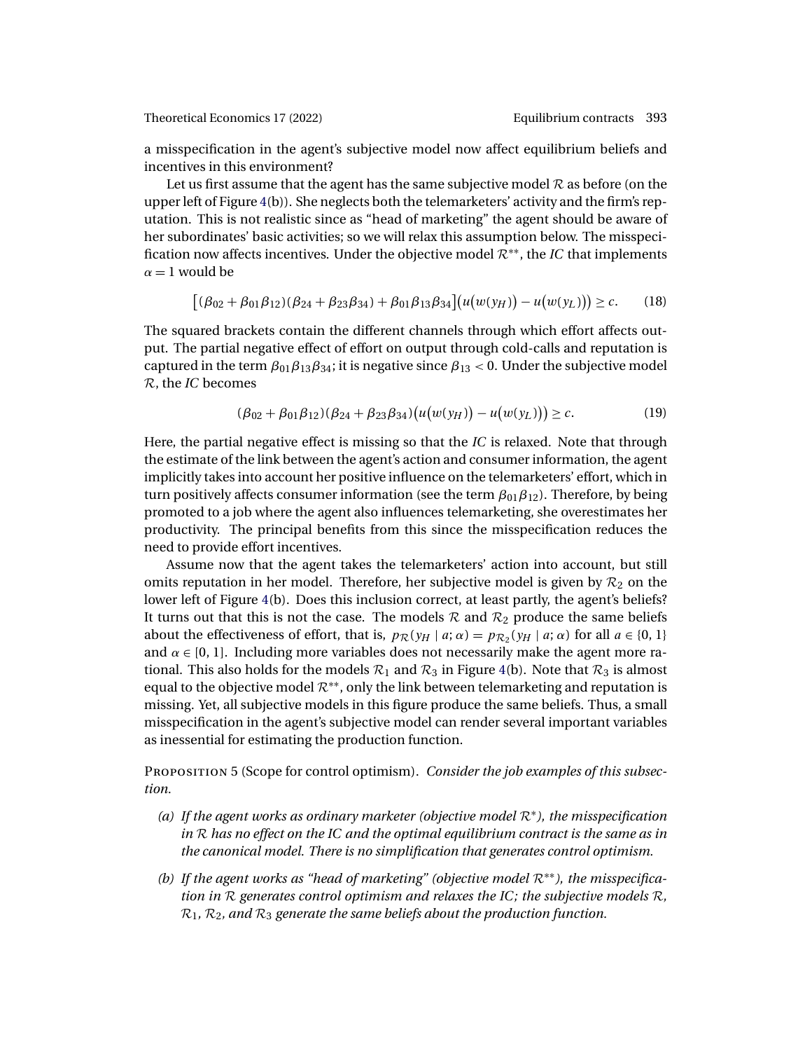a misspecification in the agent's subjective model now affect equilibrium beliefs and incentives in this environment?

Let us first assume that the agent has the same subjective model $\mathcal{R}$ as before (on the upper left of Figure 4(b)). She neglects both the telemarketers' activity and the firm's reputation. This is not realistic since as "head of marketing" the agent should be aware of her subordinates' basic activities; so we will relax this assumption below. The misspecification now affects incentives. Under the objective model $\mathcal{R}^{**}$, the *IC* that implements $\alpha = 1$ would be

$$\left[(\beta_{02} + \beta_{01}\beta_{12})(\beta_{24} + \beta_{23}\beta_{34}) + \beta_{01}\beta_{13}\beta_{34}\right]\left(u\big(w(y_H)\big) - u\big(w(y_L)\big)\right) \geq c. \tag{18}$$

The squared brackets contain the different channels through which effort affects output. The partial negative effect of effort on output through cold-calls and reputation is captured in the term $\beta_{01}\beta_{13}\beta_{34}$; it is negative since $\beta_{13} < 0$. Under the subjective model $\mathcal{R}$, the *IC* becomes

$$(\beta_{02} + \beta_{01}\beta_{12})(\beta_{24} + \beta_{23}\beta_{34})\left(u\big(w(y_H)\big) - u\big(w(y_L)\big)\right) \geq c. \tag{19}$$

Here, the partial negative effect is missing so that the *IC* is relaxed. Note that through the estimate of the link between the agent's action and consumer information, the agent implicitly takes into account her positive influence on the telemarketers' effort, which in turn positively affects consumer information (see the term $\beta_{01}\beta_{12}$). Therefore, by being promoted to a job where the agent also influences telemarketing, she overestimates her productivity. The principal benefits from this since the misspecification reduces the need to provide effort incentives.

Assume now that the agent takes the telemarketers' action into account, but still omits reputation in her model. Therefore, her subjective model is given by $\mathcal{R}_2$ on the lower left of Figure 4(b). Does this inclusion correct, at least partly, the agent's beliefs? It turns out that this is not the case. The models $\mathcal{R}$ and $\mathcal{R}_2$ produce the same beliefs about the effectiveness of effort, that is, $p_{\mathcal{R}}(y_H \mid a; \alpha) = p_{\mathcal{R}_2}(y_H \mid a; \alpha)$ for all $a \in \{0, 1\}$ and $\alpha \in [0, 1]$. Including more variables does not necessarily make the agent more rational. This also holds for the models $\mathcal{R}_1$ and $\mathcal{R}_3$ in Figure 4(b). Note that $\mathcal{R}_3$ is almost equal to the objective model $\mathcal{R}^{**}$, only the link between telemarketing and reputation is missing. Yet, all subjective models in this figure produce the same beliefs. Thus, a small misspecification in the agent's subjective model can render several important variables as inessential for estimating the production function.

Proposition 5 (Scope for control optimism). *Consider the job examples of this subsection.*

*(a) If the agent works as ordinary marketer (objective model $\mathcal{R}^{*}$), the misspecification in $\mathcal{R}$ has no effect on the IC and the optimal equilibrium contract is the same as in the canonical model. There is no simplification that generates control optimism.*

*(b) If the agent works as "head of marketing" (objective model $\mathcal{R}^{**}$), the misspecification in $\mathcal{R}$ generates control optimism and relaxes the IC; the subjective models $\mathcal{R}$, $\mathcal{R}_1$, $\mathcal{R}_2$, and $\mathcal{R}_3$ generate the same beliefs about the production function.*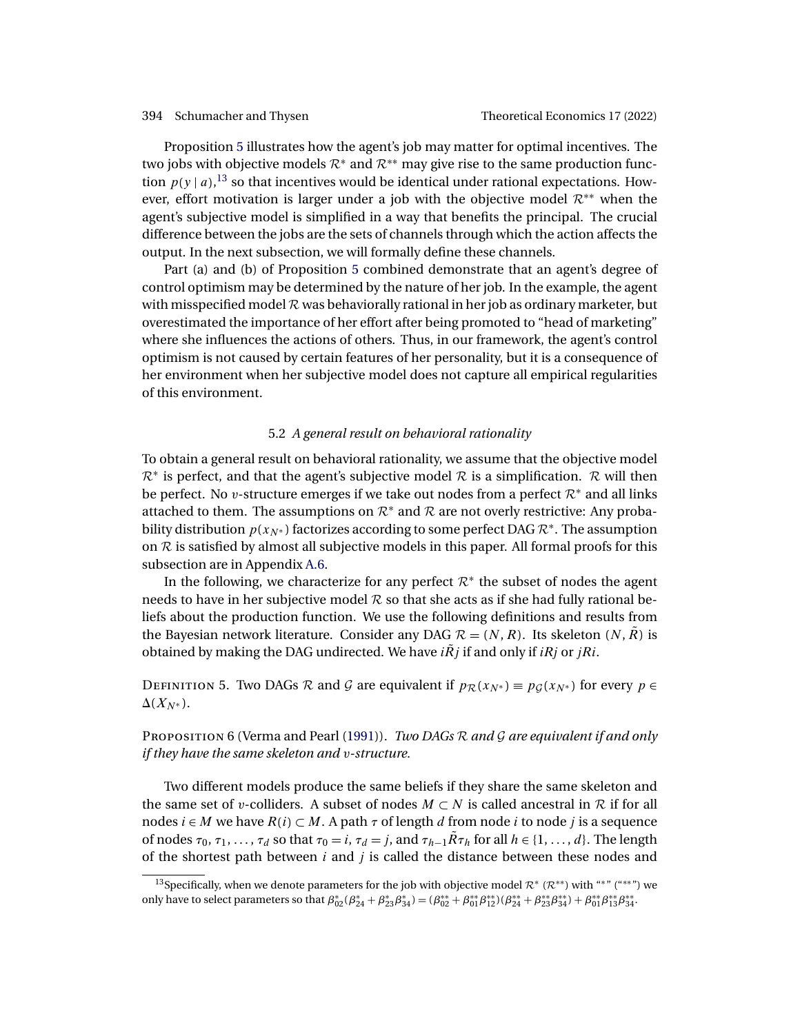Proposition 5 illustrates how the agent's job may matter for optimal incentives. The two jobs with objective models $\mathcal{R}^*$ and $\mathcal{R}^{**}$ may give rise to the same production function $p(y \mid a)$,[13] so that incentives would be identical under rational expectations. However, effort motivation is larger under a job with the objective model $\mathcal{R}^{**}$ when the agent's subjective model is simplified in a way that benefits the principal. The crucial difference between the jobs are the sets of channels through which the action affects the output. In the next subsection, we will formally define these channels.

Part (a) and (b) of Proposition 5 combined demonstrate that an agent's degree of control optimism may be determined by the nature of her job. In the example, the agent with misspecified model $\mathcal{R}$ was behaviorally rational in her job as ordinary marketer, but overestimated the importance of her effort after being promoted to "head of marketing" where she influences the actions of others. Thus, in our framework, the agent's control optimism is not caused by certain features of her personality, but it is a consequence of her environment when her subjective model does not capture all empirical regularities of this environment.

### 5.2 *A general result on behavioral rationality*

To obtain a general result on behavioral rationality, we assume that the objective model $\mathcal{R}^*$ is perfect, and that the agent's subjective model $\mathcal{R}$ is a simplification. $\mathcal{R}$ will then be perfect. No $v$-structure emerges if we take out nodes from a perfect $\mathcal{R}^*$ and all links attached to them. The assumptions on $\mathcal{R}^*$ and $\mathcal{R}$ are not overly restrictive: Any probability distribution $p(x_{N^*})$ factorizes according to some perfect DAG $\mathcal{R}^*$. The assumption on $\mathcal{R}$ is satisfied by almost all subjective models in this paper. All formal proofs for this subsection are in Appendix A.6.

In the following, we characterize for any perfect $\mathcal{R}^*$ the subset of nodes the agent needs to have in her subjective model $\mathcal{R}$ so that she acts as if she had fully rational beliefs about the production function. We use the following definitions and results from the Bayesian network literature. Consider any DAG $\mathcal{R} = (N, R)$. Its skeleton $(N, \tilde{R})$ is obtained by making the DAG undirected. We have $i\tilde{R}j$ if and only if $iRj$ or $jRi$.

Definition 5. Two DAGs $\mathcal{R}$ and $\mathcal{G}$ are equivalent if $p_{\mathcal{R}}(x_{N^*}) \equiv p_{\mathcal{G}}(x_{N^*})$ for every $p \in \Delta(X_{N^*})$.

Proposition 6 (Verma and Pearl (1991)). *Two DAGs $\mathcal{R}$ and $\mathcal{G}$ are equivalent if and only if they have the same skeleton and $v$-structure.*

Two different models produce the same beliefs if they share the same skeleton and the same set of $v$-colliders. A subset of nodes $M \subset N$ is called ancestral in $\mathcal{R}$ if for all nodes $i \in M$ we have $R(i) \subset M$. A path $\tau$ of length $d$ from node $i$ to node $j$ is a sequence of nodes $\tau_0, \tau_1, \ldots, \tau_d$ so that $\tau_0 = i$, $\tau_d = j$, and $\tau_{h-1}\tilde{R}\tau_h$ for all $h \in \{1, \ldots, d\}$. The length of the shortest path between $i$ and $j$ is called the distance between these nodes and

[13] Specifically, when we denote parameters for the job with objective model $\mathcal{R}^*$ ($\mathcal{R}^{**}$) with "$*$" ("$**$") we only have to select parameters so that $\beta^*_{02}(\beta^*_{24} + \beta^*_{23}\beta^*_{34}) = (\beta^{**}_{02} + \beta^{**}_{01}\beta^{**}_{12})(\beta^{**}_{24} + \beta^{**}_{23}\beta^{**}_{34}) + \beta^{**}_{01}\beta^{**}_{13}\beta^{**}_{34}$.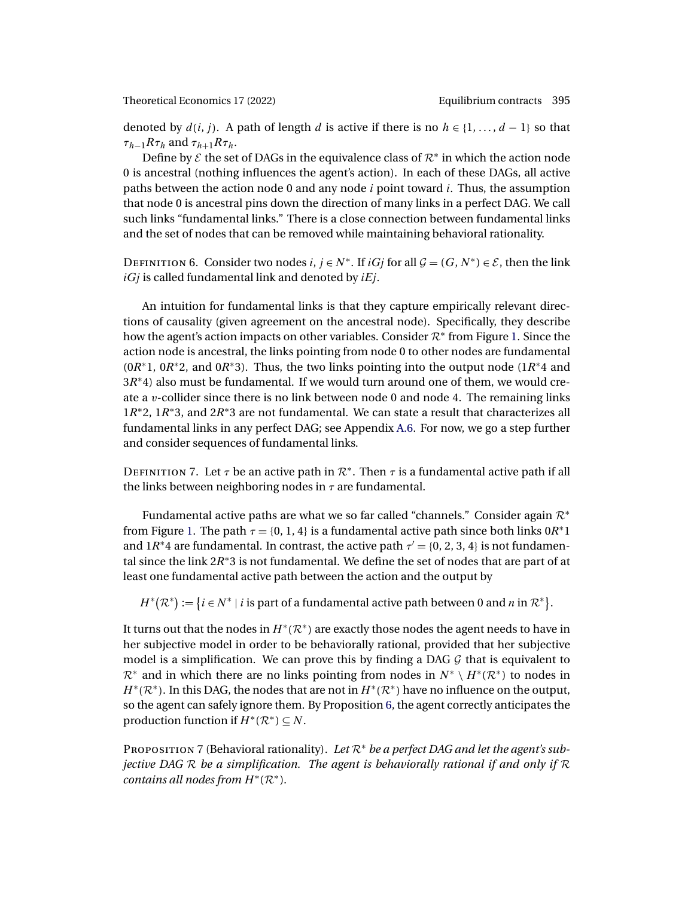denoted by $d(i, j)$. A path of length $d$ is active if there is no $h \in \{1, \dots, d-1\}$ so that $\tau_{h-1} R \tau_h$ and $\tau_{h+1} R \tau_h$.

Define by $\mathcal{E}$ the set of DAGs in the equivalence class of $\mathcal{R}^*$ in which the action node 0 is ancestral (nothing influences the agent's action). In each of these DAGs, all active paths between the action node 0 and any node $i$ point toward $i$. Thus, the assumption that node 0 is ancestral pins down the direction of many links in a perfect DAG. We call such links "fundamental links." There is a close connection between fundamental links and the set of nodes that can be removed while maintaining behavioral rationality.

Definition 6. Consider two nodes $i, j \in N^*$. If $iGj$ for all $\mathcal{G} = (G, N^*) \in \mathcal{E}$, then the link $iGj$ is called fundamental link and denoted by $iEj$.

An intuition for fundamental links is that they capture empirically relevant directions of causality (given agreement on the ancestral node). Specifically, they describe how the agent's action impacts on other variables. Consider $\mathcal{R}^*$ from Figure 1. Since the action node is ancestral, the links pointing from node 0 to other nodes are fundamental ($0R^*1$, $0R^*2$, and $0R^*3$). Thus, the two links pointing into the output node ($1R^*4$ and $3R^*4$) also must be fundamental. If we would turn around one of them, we would create a $v$-collider since there is no link between node 0 and node 4. The remaining links $1R^*2$, $1R^*3$, and $2R^*3$ are not fundamental. We can state a result that characterizes all fundamental links in any perfect DAG; see Appendix A.6. For now, we go a step further and consider sequences of fundamental links.

Definition 7. Let $\tau$ be an active path in $\mathcal{R}^*$. Then $\tau$ is a fundamental active path if all the links between neighboring nodes in $\tau$ are fundamental.

Fundamental active paths are what we so far called "channels." Consider again $\mathcal{R}^*$ from Figure 1. The path $\tau = \{0, 1, 4\}$ is a fundamental active path since both links $0R^*1$ and $1R^*4$ are fundamental. In contrast, the active path $\tau' = \{0, 2, 3, 4\}$ is not fundamental since the link $2R^*3$ is not fundamental. We define the set of nodes that are part of at least one fundamental active path between the action and the output by

$$H^*(\mathcal{R}^*) := \{ i \in N^* \mid i \text{ is part of a fundamental active path between 0 and } n \text{ in } \mathcal{R}^* \}.$$

It turns out that the nodes in $H^*(\mathcal{R}^*)$ are exactly those nodes the agent needs to have in her subjective model in order to be behaviorally rational, provided that her subjective model is a simplification. We can prove this by finding a DAG $\mathcal{G}$ that is equivalent to $\mathcal{R}^*$ and in which there are no links pointing from nodes in $N^* \setminus H^*(\mathcal{R}^*)$ to nodes in $H^*(\mathcal{R}^*)$. In this DAG, the nodes that are not in $H^*(\mathcal{R}^*)$ have no influence on the output, so the agent can safely ignore them. By Proposition 6, the agent correctly anticipates the production function if $H^*(\mathcal{R}^*) \subseteq N$.

Proposition 7 (Behavioral rationality). *Let $\mathcal{R}^*$ be a perfect DAG and let the agent's subjective DAG $\mathcal{R}$ be a simplification. The agent is behaviorally rational if and only if $\mathcal{R}$ contains all nodes from $H^*(\mathcal{R}^*)$.*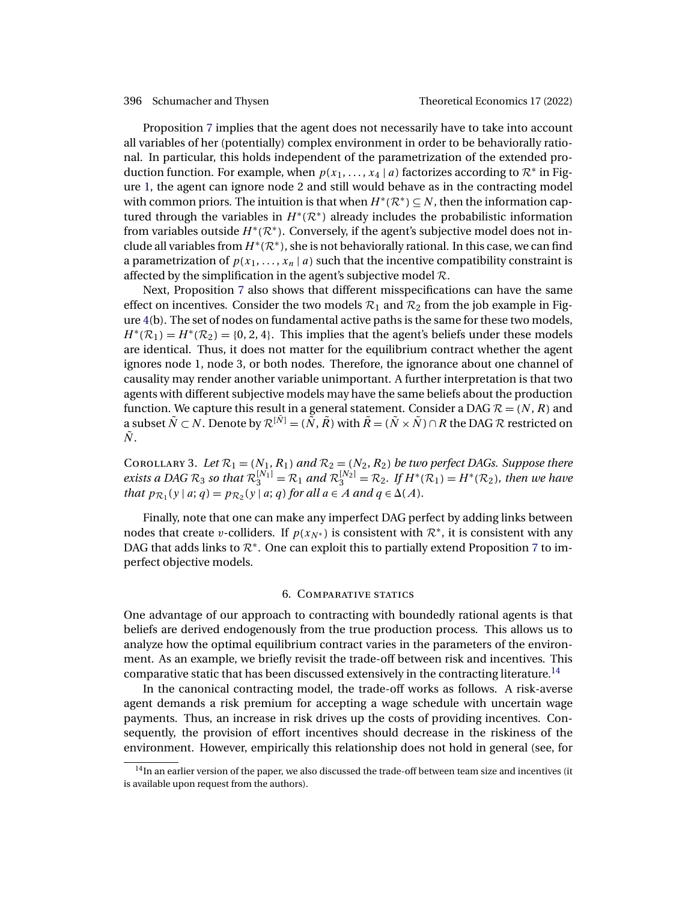Proposition 7 implies that the agent does not necessarily have to take into account all variables of her (potentially) complex environment in order to be behaviorally rational. In particular, this holds independent of the parametrization of the extended production function. For example, when $p(x_1, \dots, x_4 \mid a)$ factorizes according to $\mathcal{R}^*$ in Figure 1, the agent can ignore node 2 and still would behave as in the contracting model with common priors. The intuition is that when $H^*(\mathcal{R}^*) \subseteq N$, then the information captured through the variables in $H^*(\mathcal{R}^*)$ already includes the probabilistic information from variables outside $H^*(\mathcal{R}^*)$. Conversely, if the agent's subjective model does not include all variables from $H^*(\mathcal{R}^*)$, she is not behaviorally rational. In this case, we can find a parametrization of $p(x_1, \dots, x_n \mid a)$ such that the incentive compatibility constraint is affected by the simplification in the agent's subjective model $\mathcal{R}$.

Next, Proposition 7 also shows that different misspecifications can have the same effect on incentives. Consider the two models $\mathcal{R}_1$ and $\mathcal{R}_2$ from the job example in Figure 4(b). The set of nodes on fundamental active paths is the same for these two models, $H^*(\mathcal{R}_1) = H^*(\mathcal{R}_2) = \{0, 2, 4\}$. This implies that the agent's beliefs under these models are identical. Thus, it does not matter for the equilibrium contract whether the agent ignores node 1, node 3, or both nodes. Therefore, the ignorance about one channel of causality may render another variable unimportant. A further interpretation is that two agents with different subjective models may have the same beliefs about the production function. We capture this result in a general statement. Consider a DAG $\mathcal{R} = (N, R)$ and a subset $\tilde{N} \subset N$. Denote by $\mathcal{R}^{[\tilde{N}]} = (\tilde{N}, \tilde{R})$ with $\tilde{R} = (\tilde{N} \times \tilde{N}) \cap R$ the DAG $\mathcal{R}$ restricted on $\tilde{N}$.

Corollary 3. *Let $\mathcal{R}_1 = (N_1, R_1)$ and $\mathcal{R}_2 = (N_2, R_2)$ be two perfect DAGs. Suppose there exists a DAG $\mathcal{R}_3$ so that $\mathcal{R}_3^{[N_1]} = \mathcal{R}_1$ and $\mathcal{R}_3^{[N_2]} = \mathcal{R}_2$. If $H^*(\mathcal{R}_1) = H^*(\mathcal{R}_2)$, then we have that $p_{\mathcal{R}_1}(y \mid a; q) = p_{\mathcal{R}_2}(y \mid a; q)$ for all $a \in A$ and $q \in \Delta(A)$.*

Finally, note that one can make any imperfect DAG perfect by adding links between nodes that create $v$-colliders. If $p(x_{N^*})$ is consistent with $\mathcal{R}^*$, it is consistent with any DAG that adds links to $\mathcal{R}^*$. One can exploit this to partially extend Proposition 7 to imperfect objective models.

## 6. Comparative statics

One advantage of our approach to contracting with boundedly rational agents is that beliefs are derived endogenously from the true production process. This allows us to analyze how the optimal equilibrium contract varies in the parameters of the environment. As an example, we briefly revisit the trade-off between risk and incentives. This comparative static that has been discussed extensively in the contracting literature.[14]

In the canonical contracting model, the trade-off works as follows. A risk-averse agent demands a risk premium for accepting a wage schedule with uncertain wage payments. Thus, an increase in risk drives up the costs of providing incentives. Consequently, the provision of effort incentives should decrease in the riskiness of the environment. However, empirically this relationship does not hold in general (see, for

[14] In an earlier version of the paper, we also discussed the trade-off between team size and incentives (it is available upon request from the authors).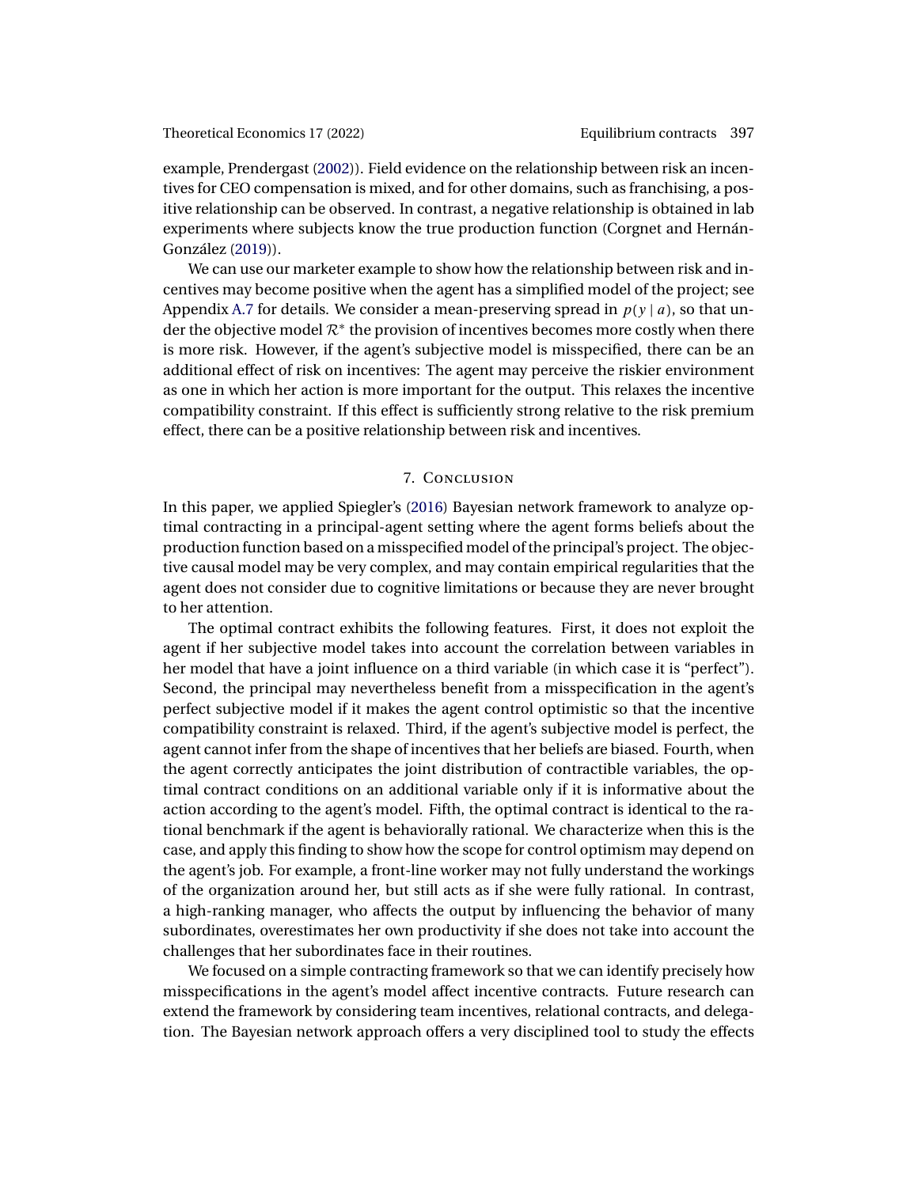example, Prendergast (2002)). Field evidence on the relationship between risk an incentives for CEO compensation is mixed, and for other domains, such as franchising, a positive relationship can be observed. In contrast, a negative relationship is obtained in lab experiments where subjects know the true production function (Corgnet and Hernán-González (2019)).

We can use our marketer example to show how the relationship between risk and incentives may become positive when the agent has a simplified model of the project; see Appendix A.7 for details. We consider a mean-preserving spread in $p(y \mid a)$, so that under the objective model $\mathcal{R}^*$ the provision of incentives becomes more costly when there is more risk. However, if the agent's subjective model is misspecified, there can be an additional effect of risk on incentives: The agent may perceive the riskier environment as one in which her action is more important for the output. This relaxes the incentive compatibility constraint. If this effect is sufficiently strong relative to the risk premium effect, there can be a positive relationship between risk and incentives.

## 7. Conclusion

In this paper, we applied Spiegler's (2016) Bayesian network framework to analyze optimal contracting in a principal-agent setting where the agent forms beliefs about the production function based on a misspecified model of the principal's project. The objective causal model may be very complex, and may contain empirical regularities that the agent does not consider due to cognitive limitations or because they are never brought to her attention.

The optimal contract exhibits the following features. First, it does not exploit the agent if her subjective model takes into account the correlation between variables in her model that have a joint influence on a third variable (in which case it is "perfect"). Second, the principal may nevertheless benefit from a misspecification in the agent's perfect subjective model if it makes the agent control optimistic so that the incentive compatibility constraint is relaxed. Third, if the agent's subjective model is perfect, the agent cannot infer from the shape of incentives that her beliefs are biased. Fourth, when the agent correctly anticipates the joint distribution of contractible variables, the optimal contract conditions on an additional variable only if it is informative about the action according to the agent's model. Fifth, the optimal contract is identical to the rational benchmark if the agent is behaviorally rational. We characterize when this is the case, and apply this finding to show how the scope for control optimism may depend on the agent's job. For example, a front-line worker may not fully understand the workings of the organization around her, but still acts as if she were fully rational. In contrast, a high-ranking manager, who affects the output by influencing the behavior of many subordinates, overestimates her own productivity if she does not take into account the challenges that her subordinates face in their routines.

We focused on a simple contracting framework so that we can identify precisely how misspecifications in the agent's model affect incentive contracts. Future research can extend the framework by considering team incentives, relational contracts, and delegation. The Bayesian network approach offers a very disciplined tool to study the effects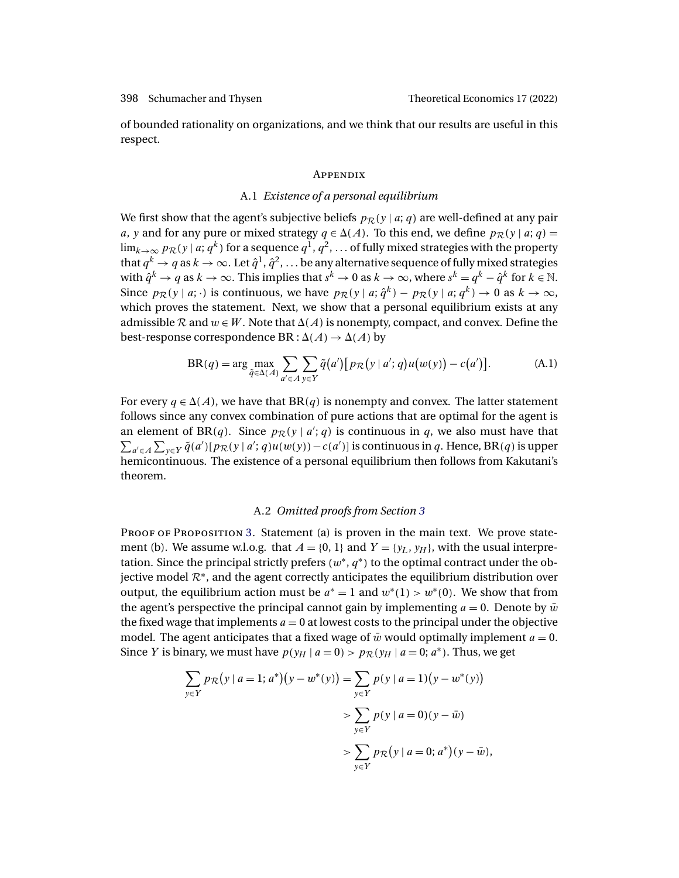of bounded rationality on organizations, and we think that our results are useful in this respect.

## Appendix

### A.1 *Existence of a personal equilibrium*

We first show that the agent's subjective beliefs $p_{\mathcal{R}}(y \mid a; q)$ are well-defined at any pair $a$, $y$ and for any pure or mixed strategy $q \in \Delta(A)$. To this end, we define $p_{\mathcal{R}}(y \mid a; q) = \lim_{k\to\infty} p_{\mathcal{R}}(y \mid a; q^k)$ for a sequence $q^1, q^2, \ldots$ of fully mixed strategies with the property that $q^k \to q$ as $k \to \infty$. Let $\hat{q}^1, \hat{q}^2, \ldots$ be any alternative sequence of fully mixed strategies with $\hat{q}^k \to q$ as $k \to \infty$. This implies that $s^k \to 0$ as $k \to \infty$, where $s^k = q^k - \hat{q}^k$ for $k \in \mathbb{N}$. Since $p_{\mathcal{R}}(y \mid a; \cdot)$ is continuous, we have $p_{\mathcal{R}}(y \mid a; \hat{q}^k) - p_{\mathcal{R}}(y \mid a; q^k) \to 0$ as $k \to \infty$, which proves the statement. Next, we show that a personal equilibrium exists at any admissible $\mathcal{R}$ and $w \in W$. Note that $\Delta(A)$ is nonempty, compact, and convex. Define the best-response correspondence $\text{BR} : \Delta(A) \to \Delta(A)$ by

$$\text{BR}(q) = \arg\max_{\tilde{q}\in\Delta(A)} \sum_{a'\in A} \sum_{y\in Y} \tilde{q}(a')\big[p_{\mathcal{R}}(y \mid a'; q)u\big(w(y)\big) - c(a')\big]. \tag{A.1}$$

For every $q \in \Delta(A)$, we have that $\text{BR}(q)$ is nonempty and convex. The latter statement follows since any convex combination of pure actions that are optimal for the agent is an element of $\text{BR}(q)$. Since $p_{\mathcal{R}}(y \mid a'; q)$ is continuous in $q$, we also must have that $\sum_{a'\in A}\sum_{y\in Y} \tilde{q}(a')[p_{\mathcal{R}}(y \mid a'; q)u(w(y)) - c(a')]$ is continuous in $q$. Hence, $\text{BR}(q)$ is upper hemicontinuous. The existence of a personal equilibrium then follows from Kakutani's theorem.

### A.2 *Omitted proofs from Section 3*

Proof of Proposition 3. Statement (a) is proven in the main text. We prove statement (b). We assume w.l.o.g. that $A = \{0, 1\}$ and $Y = \{y_L, y_H\}$, with the usual interpretation. Since the principal strictly prefers $(w^*, q^*)$ to the optimal contract under the objective model $\mathcal{R}^*$, and the agent correctly anticipates the equilibrium distribution over output, the equilibrium action must be $a^* = 1$ and $w^*(1) > w^*(0)$. We show that from the agent's perspective the principal cannot gain by implementing $a = 0$. Denote by $\bar{w}$ the fixed wage that implements $a = 0$ at lowest costs to the principal under the objective model. The agent anticipates that a fixed wage of $\bar{w}$ would optimally implement $a = 0$. Since $Y$ is binary, we must have $p(y_H \mid a = 0) > p_{\mathcal{R}}(y_H \mid a = 0; a^*)$. Thus, we get

$$\begin{aligned}
\sum_{y\in Y} p_{\mathcal{R}}\big(y \mid a = 1; a^*\big)\big(y - w^*(y)\big) &= \sum_{y\in Y} p(y \mid a = 1)\big(y - w^*(y)\big) \\
&> \sum_{y\in Y} p(y \mid a = 0)(y - \bar{w}) \\
&> \sum_{y\in Y} p_{\mathcal{R}}\big(y \mid a = 0; a^*\big)(y - \bar{w}),
\end{aligned}$$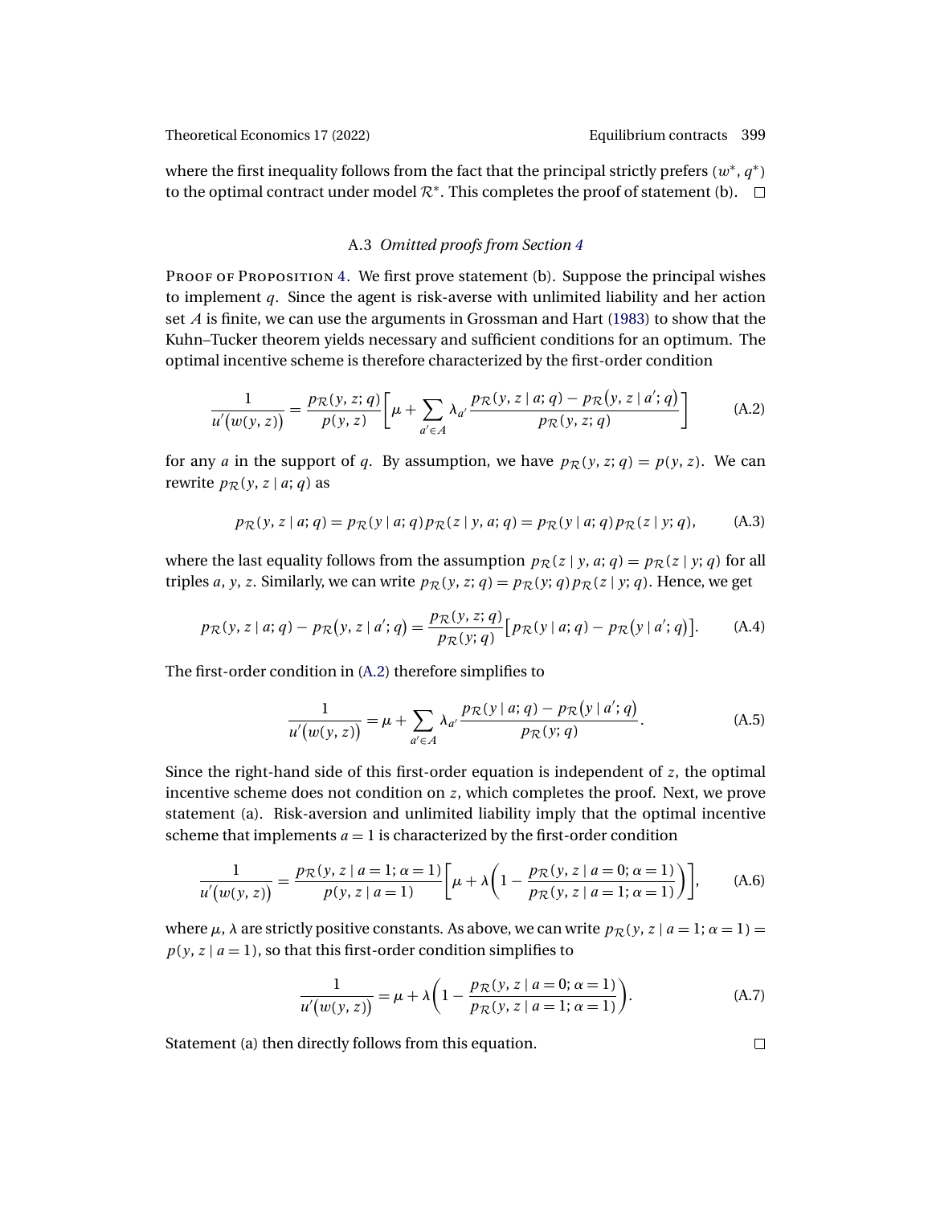where the first inequality follows from the fact that the principal strictly prefers $(w^*, q^*)$ to the optimal contract under model $\mathcal{R}^*$. This completes the proof of statement (b). □

### A.3 *Omitted proofs from Section 4*

Proof of Proposition 4. We first prove statement (b). Suppose the principal wishes to implement $q$. Since the agent is risk-averse with unlimited liability and her action set $A$ is finite, we can use the arguments in Grossman and Hart (1983) to show that the Kuhn–Tucker theorem yields necessary and sufficient conditions for an optimum. The optimal incentive scheme is therefore characterized by the first-order condition

$$\frac{1}{u'(w(y,z))} = \frac{p_{\mathcal{R}}(y,z;q)}{p(y,z)}\left[\mu + \sum_{a' \in A} \lambda_{a'} \frac{p_{\mathcal{R}}(y,z \mid a;q) - p_{\mathcal{R}}(y,z \mid a';q)}{p_{\mathcal{R}}(y,z;q)}\right] \tag{A.2}$$

for any $a$ in the support of $q$. By assumption, we have $p_{\mathcal{R}}(y,z;q) = p(y,z)$. We can rewrite $p_{\mathcal{R}}(y,z \mid a;q)$ as

$$p_{\mathcal{R}}(y,z \mid a;q) = p_{\mathcal{R}}(y \mid a;q)\, p_{\mathcal{R}}(z \mid y,a;q) = p_{\mathcal{R}}(y \mid a;q)\, p_{\mathcal{R}}(z \mid y;q), \tag{A.3}$$

where the last equality follows from the assumption $p_{\mathcal{R}}(z \mid y,a;q) = p_{\mathcal{R}}(z \mid y;q)$ for all triples $a, y, z$. Similarly, we can write $p_{\mathcal{R}}(y,z;q) = p_{\mathcal{R}}(y;q)\, p_{\mathcal{R}}(z \mid y;q)$. Hence, we get

$$p_{\mathcal{R}}(y,z \mid a;q) - p_{\mathcal{R}}(y,z \mid a';q) = \frac{p_{\mathcal{R}}(y,z;q)}{p_{\mathcal{R}}(y;q)}\left[p_{\mathcal{R}}(y \mid a;q) - p_{\mathcal{R}}(y \mid a';q)\right]. \tag{A.4}$$

The first-order condition in (A.2) therefore simplifies to

$$\frac{1}{u'(w(y,z))} = \mu + \sum_{a' \in A} \lambda_{a'} \frac{p_{\mathcal{R}}(y \mid a;q) - p_{\mathcal{R}}(y \mid a';q)}{p_{\mathcal{R}}(y;q)}. \tag{A.5}$$

Since the right-hand side of this first-order equation is independent of $z$, the optimal incentive scheme does not condition on $z$, which completes the proof. Next, we prove statement (a). Risk-aversion and unlimited liability imply that the optimal incentive scheme that implements $a = 1$ is characterized by the first-order condition

$$\frac{1}{u'(w(y,z))} = \frac{p_{\mathcal{R}}(y,z \mid a=1;\alpha=1)}{p(y,z \mid a=1)}\left[\mu + \lambda\left(1 - \frac{p_{\mathcal{R}}(y,z \mid a=0;\alpha=1)}{p_{\mathcal{R}}(y,z \mid a=1;\alpha=1)}\right)\right], \tag{A.6}$$

where $\mu$, $\lambda$ are strictly positive constants. As above, we can write $p_{\mathcal{R}}(y,z \mid a=1;\alpha=1) = p(y,z \mid a=1)$, so that this first-order condition simplifies to

$$\frac{1}{u'(w(y,z))} = \mu + \lambda\left(1 - \frac{p_{\mathcal{R}}(y,z \mid a=0;\alpha=1)}{p_{\mathcal{R}}(y,z \mid a=1;\alpha=1)}\right). \tag{A.7}$$

Statement (a) then directly follows from this equation. □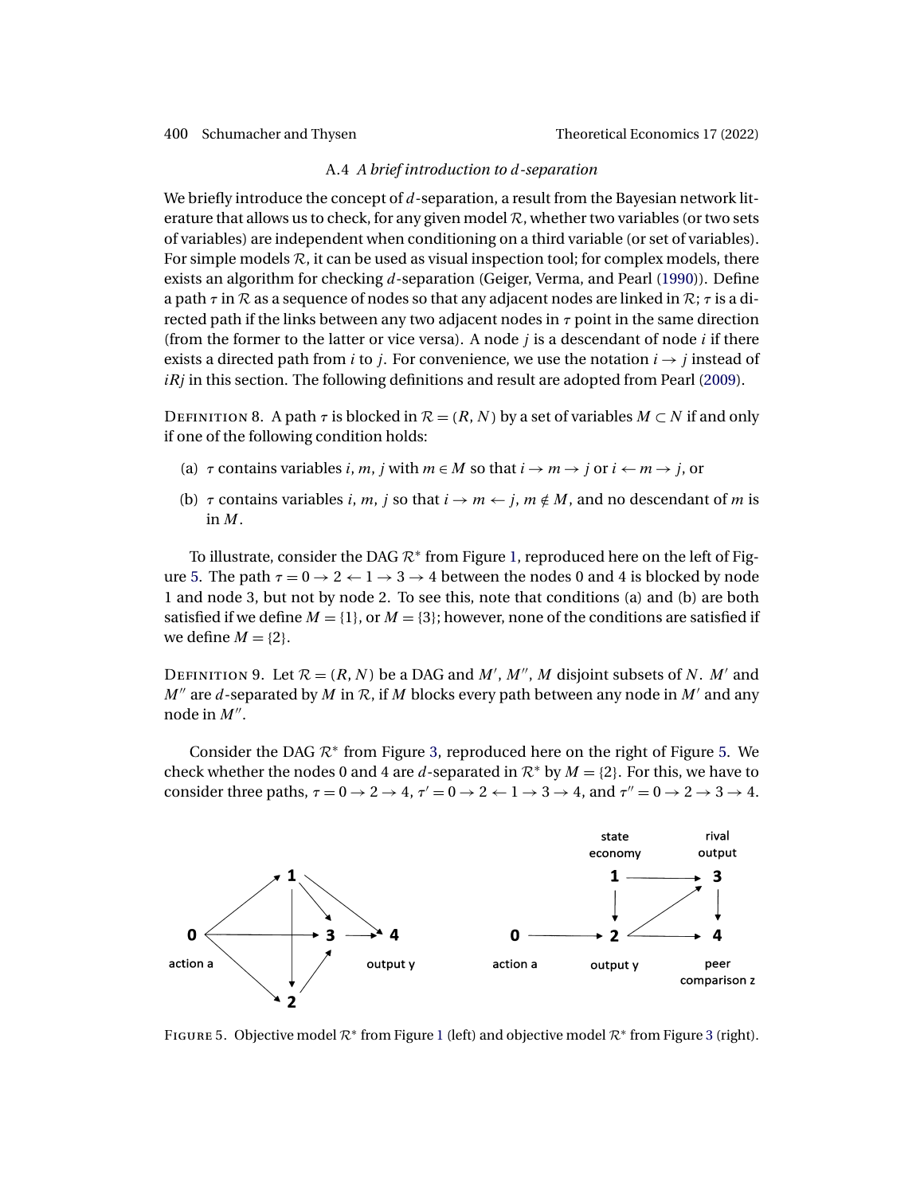### A.4 *A brief introduction to $d$-separation*

We briefly introduce the concept of $d$-separation, a result from the Bayesian network literature that allows us to check, for any given model $\mathcal{R}$, whether two variables (or two sets of variables) are independent when conditioning on a third variable (or set of variables). For simple models $\mathcal{R}$, it can be used as visual inspection tool; for complex models, there exists an algorithm for checking $d$-separation (Geiger, Verma, and Pearl (1990)). Define a path $\tau$ in $\mathcal{R}$ as a sequence of nodes so that any adjacent nodes are linked in $\mathcal{R}$; $\tau$ is a directed path if the links between any two adjacent nodes in $\tau$ point in the same direction (from the former to the latter or vice versa). A node $j$ is a descendant of node $i$ if there exists a directed path from $i$ to $j$. For convenience, we use the notation $i \to j$ instead of $iRj$ in this section. The following definitions and result are adopted from Pearl (2009).

Definition 8. A path $\tau$ is blocked in $\mathcal{R} = (R, N)$ by a set of variables $M \subset N$ if and only if one of the following condition holds:

(a) $\tau$ contains variables $i, m, j$ with $m \in M$ so that $i \to m \to j$ or $i \leftarrow m \to j$, or

(b) $\tau$ contains variables $i, m, j$ so that $i \to m \leftarrow j$, $m \notin M$, and no descendant of $m$ is in $M$.

To illustrate, consider the DAG $\mathcal{R}^*$ from Figure 1, reproduced here on the left of Figure 5. The path $\tau = 0 \to 2 \leftarrow 1 \to 3 \to 4$ between the nodes 0 and 4 is blocked by node 1 and node 3, but not by node 2. To see this, note that conditions (a) and (b) are both satisfied if we define $M = \{1\}$, or $M = \{3\}$; however, none of the conditions are satisfied if we define $M = \{2\}$.

Definition 9. Let $\mathcal{R} = (R, N)$ be a DAG and $M'$, $M''$, $M$ disjoint subsets of $N$. $M'$ and $M''$ are $d$-separated by $M$ in $\mathcal{R}$, if $M$ blocks every path between any node in $M'$ and any node in $M''$.

Consider the DAG $\mathcal{R}^*$ from Figure 3, reproduced here on the right of Figure 5. We check whether the nodes 0 and 4 are $d$-separated in $\mathcal{R}^*$ by $M = \{2\}$. For this, we have to consider three paths, $\tau = 0 \to 2 \to 4$, $\tau' = 0 \to 2 \leftarrow 1 \to 3 \to 4$, and $\tau'' = 0 \to 2 \to 3 \to 4$.

Figure 5. Objective model $\mathcal{R}^*$ from Figure 1 (left) and objective model $\mathcal{R}^*$ from Figure 3 (right).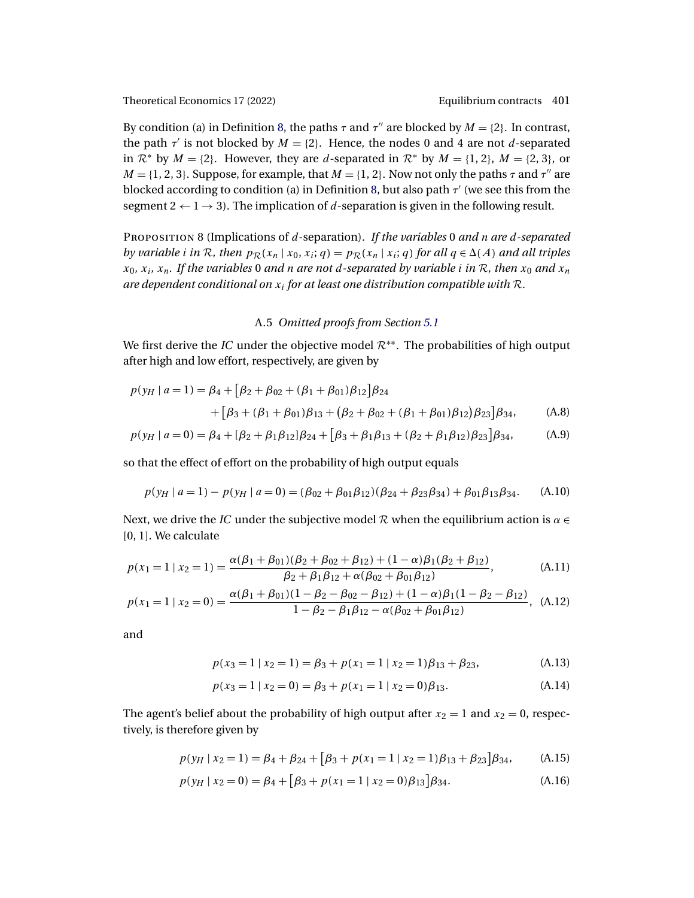By condition (a) in Definition 8, the paths $\tau$ and $\tau''$ are blocked by $M = \{2\}$. In contrast, the path $\tau'$ is not blocked by $M = \{2\}$. Hence, the nodes 0 and 4 are not $d$-separated in $\mathcal{R}^*$ by $M = \{2\}$. However, they are $d$-separated in $\mathcal{R}^*$ by $M = \{1, 2\}$, $M = \{2, 3\}$, or $M = \{1, 2, 3\}$. Suppose, for example, that $M = \{1, 2\}$. Now not only the paths $\tau$ and $\tau''$ are blocked according to condition (a) in Definition 8, but also path $\tau'$ (we see this from the segment $2 \leftarrow 1 \rightarrow 3$). The implication of $d$-separation is given in the following result.

Proposition 8 (Implications of $d$-separation). *If the variables* 0 *and* $n$ *are* $d$*-separated by variable* $i$ *in* $\mathcal{R}$*, then* $p_{\mathcal{R}}(x_n \mid x_0, x_i; q) = p_{\mathcal{R}}(x_n \mid x_i; q)$ *for all* $q \in \Delta(A)$ *and all triples* $x_0, x_i, x_n$*. If the variables* 0 *and* $n$ *are not* $d$*-separated by variable* $i$ *in* $\mathcal{R}$*, then* $x_0$ *and* $x_n$ *are dependent conditional on* $x_i$ *for at least one distribution compatible with* $\mathcal{R}$*.*

### A.5 *Omitted proofs from Section 5.1*

We first derive the *IC* under the objective model $\mathcal{R}^{**}$. The probabilities of high output after high and low effort, respectively, are given by

$$
\begin{aligned}
p(y_H \mid a = 1) = \beta_4 &+ \big[\beta_2 + \beta_{02} + (\beta_1 + \beta_{01})\beta_{12}\big]\beta_{24} \\
&+ \big[\beta_3 + (\beta_1 + \beta_{01})\beta_{13} + \big(\beta_2 + \beta_{02} + (\beta_1 + \beta_{01})\beta_{12}\big)\beta_{23}\big]\beta_{34},
\end{aligned} \tag{A.8}
$$

$$
p(y_H \mid a = 0) = \beta_4 + [\beta_2 + \beta_1\beta_{12}]\beta_{24} + \big[\beta_3 + \beta_1\beta_{13} + (\beta_2 + \beta_1\beta_{12})\beta_{23}\big]\beta_{34}, \tag{A.9}
$$

so that the effect of effort on the probability of high output equals

$$
p(y_H \mid a = 1) - p(y_H \mid a = 0) = (\beta_{02} + \beta_{01}\beta_{12})(\beta_{24} + \beta_{23}\beta_{34}) + \beta_{01}\beta_{13}\beta_{34}. \tag{A.10}
$$

Next, we drive the *IC* under the subjective model $\mathcal{R}$ when the equilibrium action is $\alpha \in [0, 1]$. We calculate

$$
p(x_1 = 1 \mid x_2 = 1) = \frac{\alpha(\beta_1 + \beta_{01})(\beta_2 + \beta_{02} + \beta_{12}) + (1 - \alpha)\beta_1(\beta_2 + \beta_{12})}{\beta_2 + \beta_1\beta_{12} + \alpha(\beta_{02} + \beta_{01}\beta_{12})}, \tag{A.11}
$$

$$
p(x_1 = 1 \mid x_2 = 0) = \frac{\alpha(\beta_1 + \beta_{01})(1 - \beta_2 - \beta_{02} - \beta_{12}) + (1 - \alpha)\beta_1(1 - \beta_2 - \beta_{12})}{1 - \beta_2 - \beta_1\beta_{12} - \alpha(\beta_{02} + \beta_{01}\beta_{12})}, \tag{A.12}
$$

and

$$
p(x_3 = 1 \mid x_2 = 1) = \beta_3 + p(x_1 = 1 \mid x_2 = 1)\beta_{13} + \beta_{23}, \tag{A.13}
$$

$$
p(x_3 = 1 \mid x_2 = 0) = \beta_3 + p(x_1 = 1 \mid x_2 = 0)\beta_{13}. \tag{A.14}
$$

The agent's belief about the probability of high output after $x_2 = 1$ and $x_2 = 0$, respectively, is therefore given by

$$
p(y_H \mid x_2 = 1) = \beta_4 + \beta_{24} + \big[\beta_3 + p(x_1 = 1 \mid x_2 = 1)\beta_{13} + \beta_{23}\big]\beta_{34}, \tag{A.15}
$$

$$
p(y_H \mid x_2 = 0) = \beta_4 + \big[\beta_3 + p(x_1 = 1 \mid x_2 = 0)\beta_{13}\big]\beta_{34}. \tag{A.16}
$$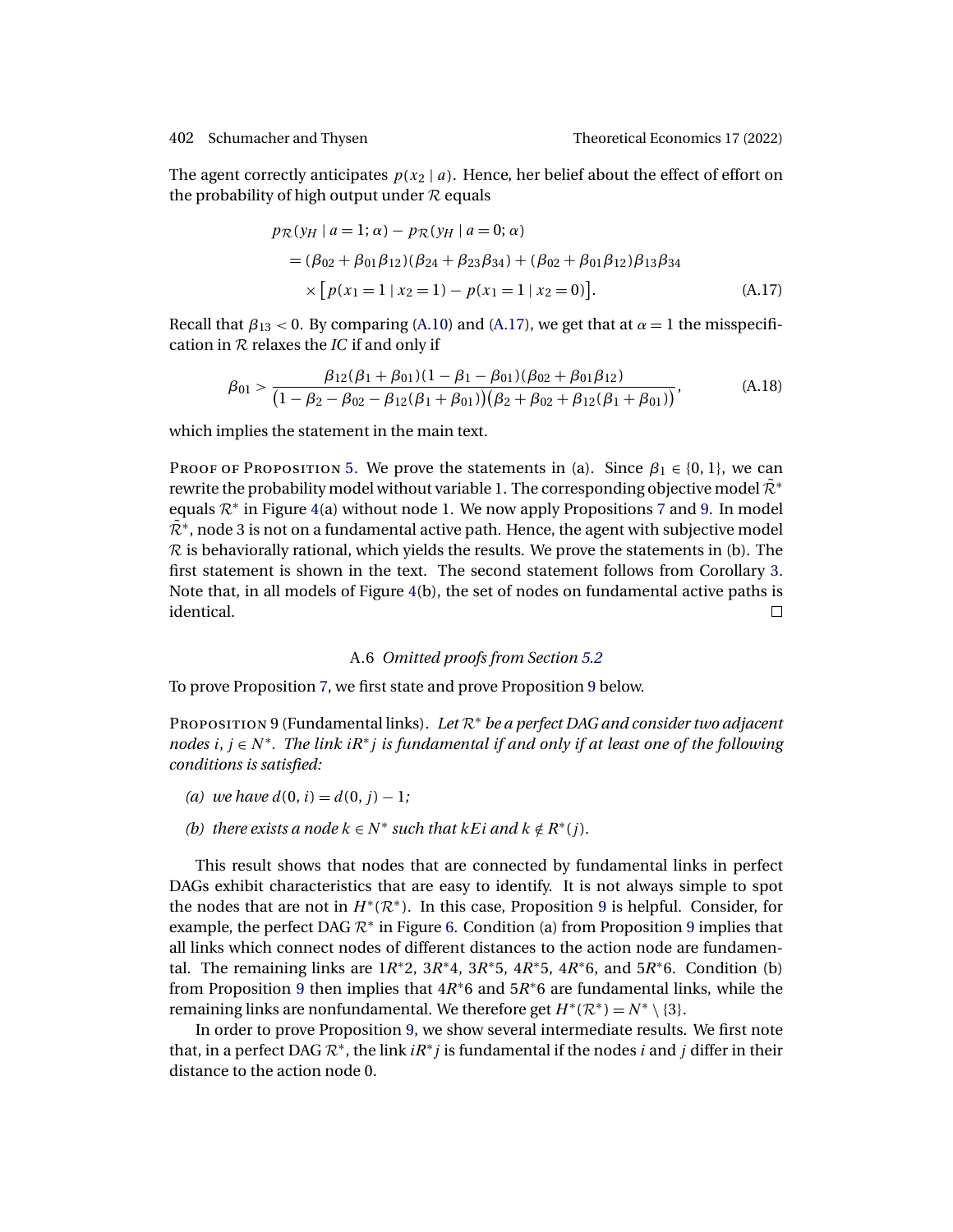The agent correctly anticipates $p(x_2 \mid a)$. Hence, her belief about the effect of effort on the probability of high output under $\mathcal{R}$ equals

$$\begin{aligned}
& p_{\mathcal{R}}(y_H \mid a=1; \alpha) - p_{\mathcal{R}}(y_H \mid a=0; \alpha) \\
&\quad = (\beta_{02} + \beta_{01}\beta_{12})(\beta_{24} + \beta_{23}\beta_{34}) + (\beta_{02} + \beta_{01}\beta_{12})\beta_{13}\beta_{34} \\
&\qquad \times \big[p(x_1 = 1 \mid x_2 = 1) - p(x_1 = 1 \mid x_2 = 0)\big].
\end{aligned} \tag{A.17}$$

Recall that $\beta_{13} < 0$. By comparing (A.10) and (A.17), we get that at $\alpha = 1$ the misspecification in $\mathcal{R}$ relaxes the *IC* if and only if

$$\beta_{01} > \frac{\beta_{12}(\beta_1 + \beta_{01})(1 - \beta_1 - \beta_{01})(\beta_{02} + \beta_{01}\beta_{12})}{\big(1 - \beta_2 - \beta_{02} - \beta_{12}(\beta_1 + \beta_{01})\big)\big(\beta_2 + \beta_{02} + \beta_{12}(\beta_1 + \beta_{01})\big)}, \tag{A.18}$$

which implies the statement in the main text.

Proof of Proposition 5. We prove the statements in (a). Since $\beta_1 \in \{0, 1\}$, we can rewrite the probability model without variable 1. The corresponding objective model $\tilde{\mathcal{R}}^*$ equals $\mathcal{R}^*$ in Figure 4(a) without node 1. We now apply Propositions 7 and 9. In model $\tilde{\mathcal{R}}^*$, node 3 is not on a fundamental active path. Hence, the agent with subjective model $\mathcal{R}$ is behaviorally rational, which yields the results. We prove the statements in (b). The first statement is shown in the text. The second statement follows from Corollary 3. Note that, in all models of Figure 4(b), the set of nodes on fundamental active paths is identical. □

### A.6 *Omitted proofs from Section 5.2*

To prove Proposition 7, we first state and prove Proposition 9 below.

Proposition 9 (Fundamental links). *Let $\mathcal{R}^*$ be a perfect DAG and consider two adjacent nodes $i, j \in N^*$. The link $iR^*j$ is fundamental if and only if at least one of the following conditions is satisfied:*

*(a) we have $d(0, i) = d(0, j) - 1$;*

*(b) there exists a node $k \in N^*$ such that $kEi$ and $k \notin R^*(j)$.*

This result shows that nodes that are connected by fundamental links in perfect DAGs exhibit characteristics that are easy to identify. It is not always simple to spot the nodes that are not in $H^*(\mathcal{R}^*)$. In this case, Proposition 9 is helpful. Consider, for example, the perfect DAG $\mathcal{R}^*$ in Figure 6. Condition (a) from Proposition 9 implies that all links which connect nodes of different distances to the action node are fundamental. The remaining links are $1R^*2$, $3R^*4$, $3R^*5$, $4R^*5$, $4R^*6$, and $5R^*6$. Condition (b) from Proposition 9 then implies that $4R^*6$ and $5R^*6$ are fundamental links, while the remaining links are nonfundamental. We therefore get $H^*(\mathcal{R}^*) = N^* \setminus \{3\}$.

In order to prove Proposition 9, we show several intermediate results. We first note that, in a perfect DAG $\mathcal{R}^*$, the link $iR^*j$ is fundamental if the nodes $i$ and $j$ differ in their distance to the action node 0.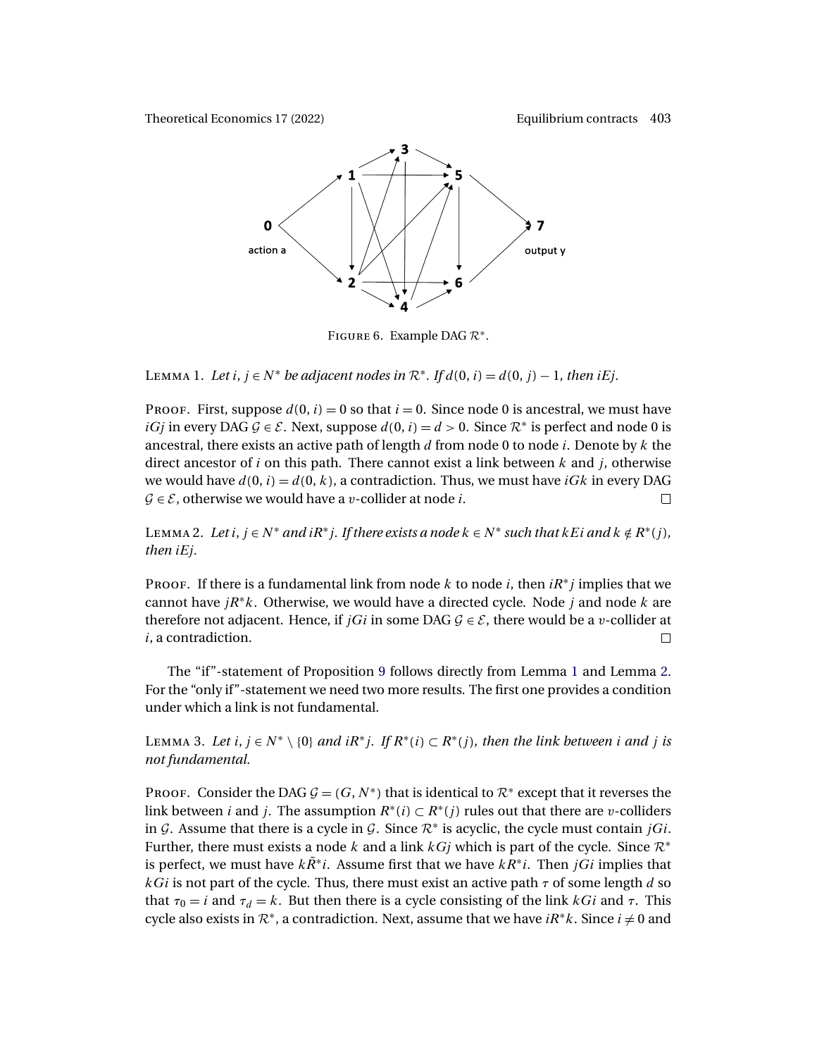Figure 6. Example DAG $\mathcal{R}^*$.

Lemma 1. *Let $i, j \in N^*$ be adjacent nodes in $\mathcal{R}^*$. If $d(0, i) = d(0, j) - 1$, then $iEj$.*

Proof. First, suppose $d(0, i) = 0$ so that $i = 0$. Since node 0 is ancestral, we must have $iGj$ in every DAG $\mathcal{G} \in \mathcal{E}$. Next, suppose $d(0, i) = d > 0$. Since $\mathcal{R}^*$ is perfect and node 0 is ancestral, there exists an active path of length $d$ from node 0 to node $i$. Denote by $k$ the direct ancestor of $i$ on this path. There cannot exist a link between $k$ and $j$, otherwise we would have $d(0, i) = d(0, k)$, a contradiction. Thus, we must have $iGk$ in every DAG $\mathcal{G} \in \mathcal{E}$, otherwise we would have a $v$-collider at node $i$. □

Lemma 2. *Let $i, j \in N^*$ and $iR^*j$. If there exists a node $k \in N^*$ such that $kEi$ and $k \notin R^*(j)$, then $iEj$.*

Proof. If there is a fundamental link from node $k$ to node $i$, then $iR^*j$ implies that we cannot have $jR^*k$. Otherwise, we would have a directed cycle. Node $j$ and node $k$ are therefore not adjacent. Hence, if $jGi$ in some DAG $\mathcal{G} \in \mathcal{E}$, there would be a $v$-collider at $i$, a contradiction. □

The "if"-statement of Proposition 9 follows directly from Lemma 1 and Lemma 2. For the "only if"-statement we need two more results. The first one provides a condition under which a link is not fundamental.

Lemma 3. *Let $i, j \in N^* \setminus \{0\}$ and $iR^*j$. If $R^*(i) \subset R^*(j)$, then the link between $i$ and $j$ is not fundamental.*

Proof. Consider the DAG $\mathcal{G} = (G, N^*)$ that is identical to $\mathcal{R}^*$ except that it reverses the link between $i$ and $j$. The assumption $R^*(i) \subset R^*(j)$ rules out that there are $v$-colliders in $\mathcal{G}$. Assume that there is a cycle in $\mathcal{G}$. Since $\mathcal{R}^*$ is acyclic, the cycle must contain $jGi$. Further, there must exists a node $k$ and a link $kGj$ which is part of the cycle. Since $\mathcal{R}^*$ is perfect, we must have $k\tilde{R}^*i$. Assume first that we have $kR^*i$. Then $jGi$ implies that $kGi$ is not part of the cycle. Thus, there must exist an active path $\tau$ of some length $d$ so that $\tau_0 = i$ and $\tau_d = k$. But then there is a cycle consisting of the link $kGi$ and $\tau$. This cycle also exists in $\mathcal{R}^*$, a contradiction. Next, assume that we have $iR^*k$. Since $i \neq 0$ and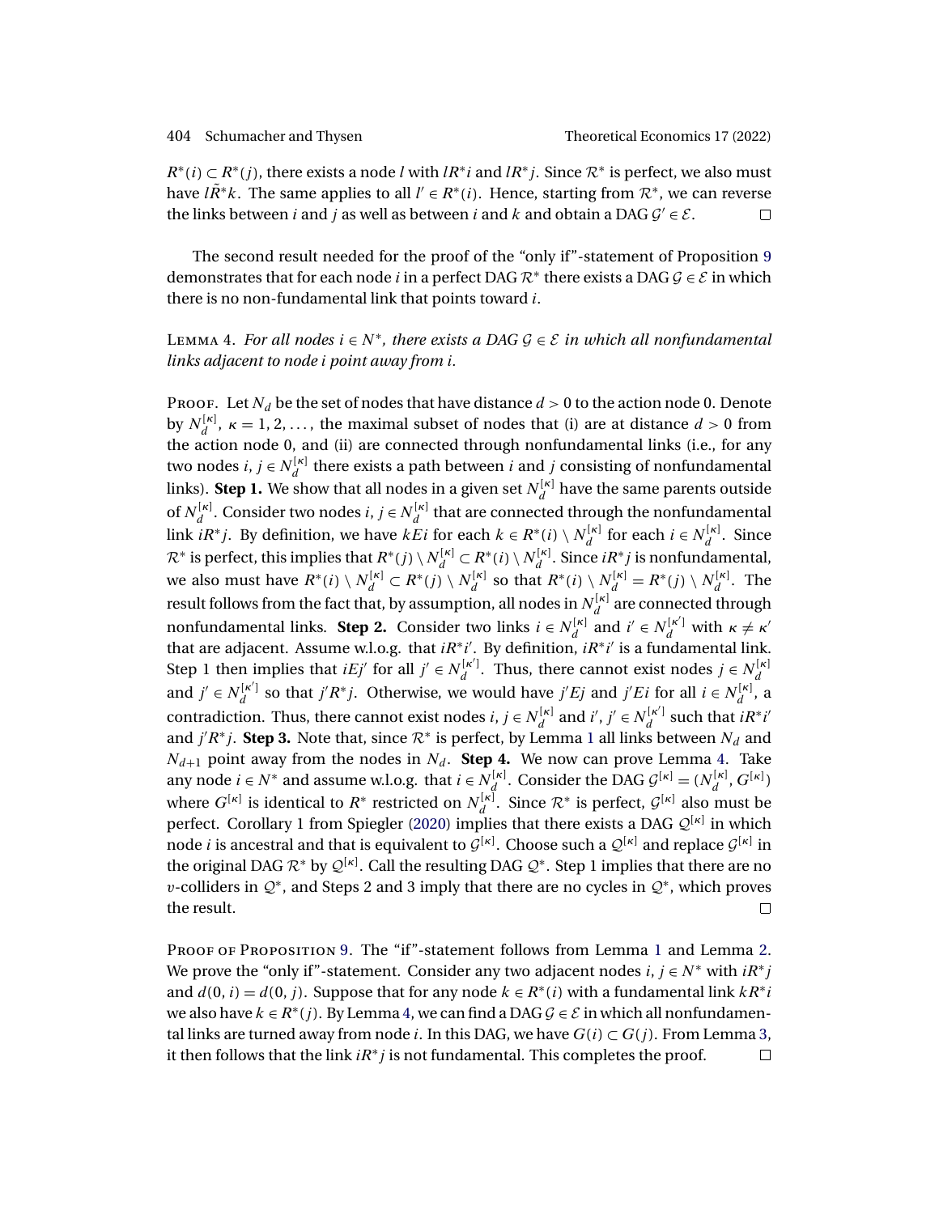$R^*(i) \subset R^*(j)$, there exists a node $l$ with $lR^*i$ and $lR^*j$. Since $\mathcal{R}^*$ is perfect, we also must have $l\tilde{R}^*k$. The same applies to all $l' \in R^*(i)$. Hence, starting from $\mathcal{R}^*$, we can reverse the links between $i$ and $j$ as well as between $i$ and $k$ and obtain a DAG $\mathcal{G}' \in \mathcal{E}$. □

The second result needed for the proof of the "only if"-statement of Proposition 9 demonstrates that for each node $i$ in a perfect DAG $\mathcal{R}^*$ there exists a DAG $\mathcal{G} \in \mathcal{E}$ in which there is no non-fundamental link that points toward $i$.

Lemma 4. *For all nodes $i \in N^*$, there exists a DAG $\mathcal{G} \in \mathcal{E}$ in which all nonfundamental links adjacent to node $i$ point away from $i$.*

Proof. Let $N_d$ be the set of nodes that have distance $d > 0$ to the action node 0. Denote by $N_d^{[\kappa]}$, $\kappa = 1, 2, \dots$, the maximal subset of nodes that (i) are at distance $d > 0$ from the action node 0, and (ii) are connected through nonfundamental links (i.e., for any two nodes $i, j \in N_d^{[\kappa]}$ there exists a path between $i$ and $j$ consisting of nonfundamental links). **Step 1.** We show that all nodes in a given set $N_d^{[\kappa]}$ have the same parents outside of $N_d^{[\kappa]}$. Consider two nodes $i, j \in N_d^{[\kappa]}$ that are connected through the nonfundamental link $iR^*j$. By definition, we have $kEi$ for each $k \in R^*(i) \setminus N_d^{[\kappa]}$ for each $i \in N_d^{[\kappa]}$. Since $\mathcal{R}^*$ is perfect, this implies that $R^*(j) \setminus N_d^{[\kappa]} \subset R^*(i) \setminus N_d^{[\kappa]}$. Since $iR^*j$ is nonfundamental, we also must have $R^*(i) \setminus N_d^{[\kappa]} \subset R^*(j) \setminus N_d^{[\kappa]}$ so that $R^*(i) \setminus N_d^{[\kappa]} = R^*(j) \setminus N_d^{[\kappa]}$. The result follows from the fact that, by assumption, all nodes in $N_d^{[\kappa]}$ are connected through nonfundamental links. **Step 2.** Consider two links $i \in N_d^{[\kappa]}$ and $i' \in N_d^{[\kappa']}$ with $\kappa \neq \kappa'$ that are adjacent. Assume w.l.o.g. that $iR^*i'$. By definition, $iR^*i'$ is a fundamental link. Step 1 then implies that $iEj'$ for all $j' \in N_d^{[\kappa']}$. Thus, there cannot exist nodes $j \in N_d^{[\kappa]}$ and $j' \in N_d^{[\kappa']}$ so that $j'R^*j$. Otherwise, we would have $j'Ej$ and $j'Ei$ for all $i \in N_d^{[\kappa]}$, a contradiction. Thus, there cannot exist nodes $i, j \in N_d^{[\kappa]}$ and $i', j' \in N_d^{[\kappa']}$ such that $iR^*i'$ and $j'R^*j$. **Step 3.** Note that, since $\mathcal{R}^*$ is perfect, by Lemma 1 all links between $N_d$ and $N_{d+1}$ point away from the nodes in $N_d$. **Step 4.** We now can prove Lemma 4. Take any node $i \in N^*$ and assume w.l.o.g. that $i \in N_d^{[\kappa]}$. Consider the DAG $\mathcal{G}^{[\kappa]} = (N_d^{[\kappa]}, G^{[\kappa]})$ where $G^{[\kappa]}$ is identical to $R^*$ restricted on $N_d^{[\kappa]}$. Since $\mathcal{R}^*$ is perfect, $\mathcal{G}^{[\kappa]}$ also must be perfect. Corollary 1 from Spiegler (2020) implies that there exists a DAG $\mathcal{Q}^{[\kappa]}$ in which node $i$ is ancestral and that is equivalent to $\mathcal{G}^{[\kappa]}$. Choose such a $\mathcal{Q}^{[\kappa]}$ and replace $\mathcal{G}^{[\kappa]}$ in the original DAG $\mathcal{R}^*$ by $\mathcal{Q}^{[\kappa]}$. Call the resulting DAG $\mathcal{Q}^*$. Step 1 implies that there are no $v$-colliders in $\mathcal{Q}^*$, and Steps 2 and 3 imply that there are no cycles in $\mathcal{Q}^*$, which proves the result. □

Proof of Proposition 9. The "if"-statement follows from Lemma 1 and Lemma 2. We prove the "only if"-statement. Consider any two adjacent nodes $i, j \in N^*$ with $iR^*j$ and $d(0, i) = d(0, j)$. Suppose that for any node $k \in R^*(i)$ with a fundamental link $kR^*i$ we also have $k \in R^*(j)$. By Lemma 4, we can find a DAG $\mathcal{G} \in \mathcal{E}$ in which all nonfundamental links are turned away from node $i$. In this DAG, we have $G(i) \subset G(j)$. From Lemma 3, it then follows that the link $iR^*j$ is not fundamental. This completes the proof. □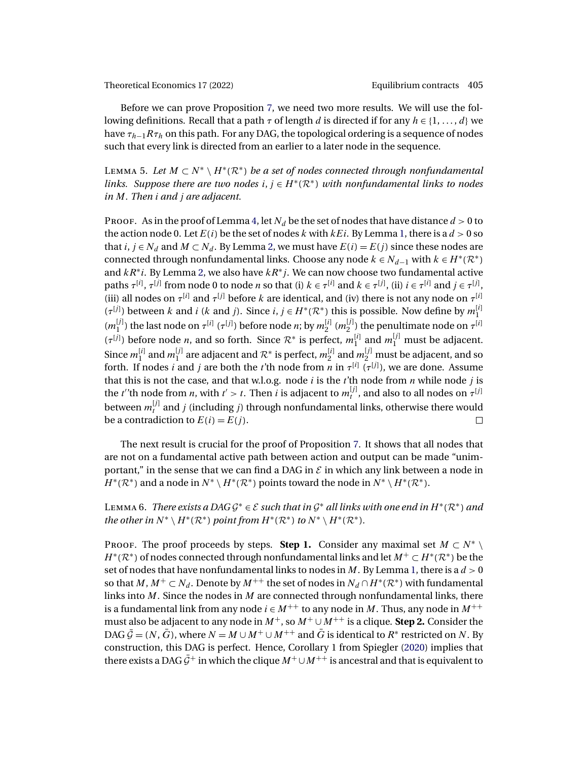Before we can prove Proposition 7, we need two more results. We will use the following definitions. Recall that a path $\tau$ of length $d$ is directed if for any $h \in \{1, \ldots, d\}$ we have $\tau_{h-1} R \tau_h$ on this path. For any DAG, the topological ordering is a sequence of nodes such that every link is directed from an earlier to a later node in the sequence.

Lemma 5. *Let $M \subset N^* \setminus H^*(\mathcal{R}^*)$ be a set of nodes connected through nonfundamental links. Suppose there are two nodes $i, j \in H^*(\mathcal{R}^*)$ with nonfundamental links to nodes in $M$. Then $i$ and $j$ are adjacent.*

Proof. As in the proof of Lemma 4, let $N_d$ be the set of nodes that have distance $d > 0$ to the action node 0. Let $E(i)$ be the set of nodes $k$ with $kEi$. By Lemma 1, there is a $d > 0$ so that $i, j \in N_d$ and $M \subset N_d$. By Lemma 2, we must have $E(i) = E(j)$ since these nodes are connected through nonfundamental links. Choose any node $k \in N_{d-1}$ with $k \in H^*(\mathcal{R}^*)$ and $kR^*i$. By Lemma 2, we also have $kR^*j$. We can now choose two fundamental active paths $\tau^{[i]}$, $\tau^{[j]}$ from node 0 to node $n$ so that (i) $k \in \tau^{[i]}$ and $k \in \tau^{[j]}$, (ii) $i \in \tau^{[i]}$ and $j \in \tau^{[j]}$, (iii) all nodes on $\tau^{[i]}$ and $\tau^{[j]}$ before $k$ are identical, and (iv) there is not any node on $\tau^{[i]}$ ($\tau^{[j]}$) between $k$ and $i$ ($k$ and $j$). Since $i, j \in H^*(\mathcal{R}^*)$ this is possible. Now define by $m_1^{[i]}$ ($m_1^{[j]}$) the last node on $\tau^{[i]}$ ($\tau^{[j]}$) before node $n$; by $m_2^{[i]}$ ($m_2^{[j]}$) the penultimate node on $\tau^{[i]}$ ($\tau^{[j]}$) before node $n$, and so forth. Since $\mathcal{R}^*$ is perfect, $m_1^{[i]}$ and $m_1^{[j]}$ must be adjacent. Since $m_1^{[i]}$ and $m_1^{[j]}$ are adjacent and $\mathcal{R}^*$ is perfect, $m_2^{[i]}$ and $m_2^{[j]}$ must be adjacent, and so forth. If nodes $i$ and $j$ are both the $t$'th node from $n$ in $\tau^{[i]}$ ($\tau^{[j]}$), we are done. Assume that this is not the case, and that w.l.o.g. node $i$ is the $t$'th node from $n$ while node $j$ is the $t'$'th node from $n$, with $t' > t$. Then $i$ is adjacent to $m_t^{[j]}$, and also to all nodes on $\tau^{[j]}$ between $m_t^{[j]}$ and $j$ (including $j$) through nonfundamental links, otherwise there would be a contradiction to $E(i) = E(j)$. $\square$

The next result is crucial for the proof of Proposition 7. It shows that all nodes that are not on a fundamental active path between action and output can be made "unimportant," in the sense that we can find a DAG in $\mathcal{E}$ in which any link between a node in $H^*(\mathcal{R}^*)$ and a node in $N^* \setminus H^*(\mathcal{R}^*)$ points toward the node in $N^* \setminus H^*(\mathcal{R}^*)$.

Lemma 6. *There exists a DAG $\mathcal{G}^* \in \mathcal{E}$ such that in $\mathcal{G}^*$ all links with one end in $H^*(\mathcal{R}^*)$ and the other in $N^* \setminus H^*(\mathcal{R}^*)$ point from $H^*(\mathcal{R}^*)$ to $N^* \setminus H^*(\mathcal{R}^*)$.*

Proof. The proof proceeds by steps. **Step 1.** Consider any maximal set $M \subset N^* \setminus H^*(\mathcal{R}^*)$ of nodes connected through nonfundamental links and let $M^+ \subset H^*(\mathcal{R}^*)$ be the set of nodes that have nonfundamental links to nodes in $M$. By Lemma 1, there is a $d > 0$ so that $M, M^+ \subset N_d$. Denote by $M^{++}$ the set of nodes in $N_d \cap H^*(\mathcal{R}^*)$ with fundamental links into $M$. Since the nodes in $M$ are connected through nonfundamental links, there is a fundamental link from any node $i \in M^{++}$ to any node in $M$. Thus, any node in $M^{++}$ must also be adjacent to any node in $M^+$, so $M^+ \cup M^{++}$ is a clique. **Step 2.** Consider the DAG $\bar{\mathcal{G}} = (N, \bar{G})$, where $N = M \cup M^+ \cup M^{++}$ and $\bar{G}$ is identical to $R^*$ restricted on $N$. By construction, this DAG is perfect. Hence, Corollary 1 from Spiegler (2020) implies that there exists a DAG $\bar{\mathcal{G}}^+$ in which the clique $M^+ \cup M^{++}$ is ancestral and that is equivalent to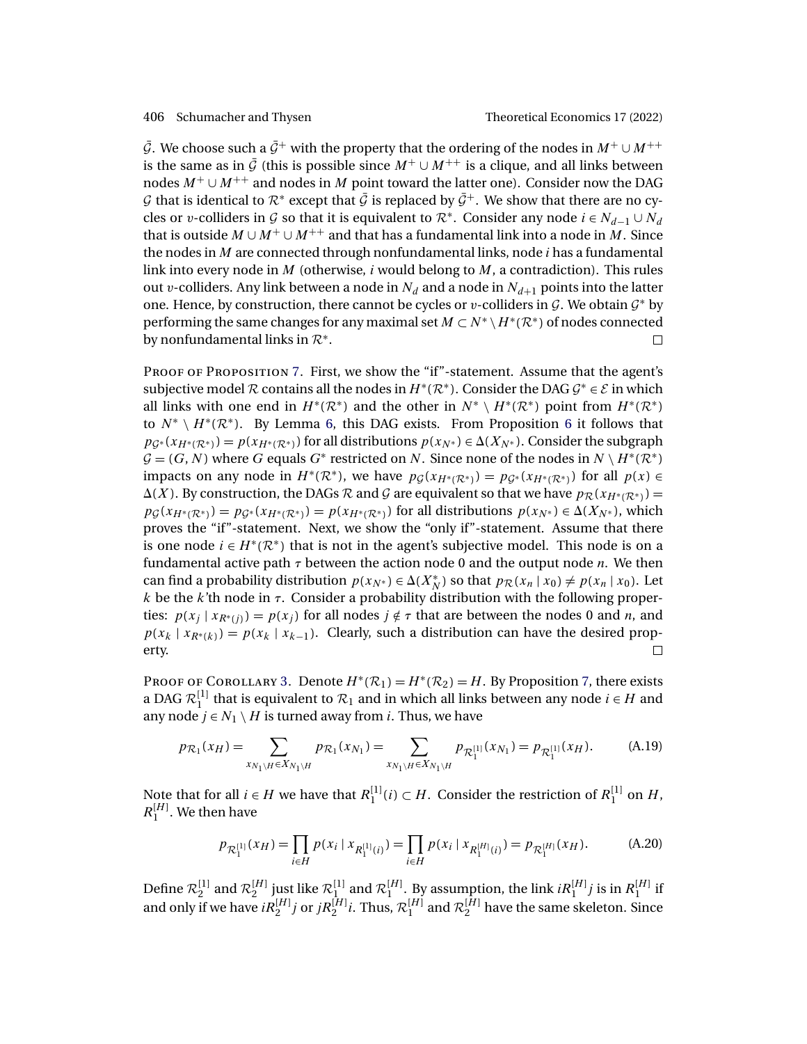$\bar{\mathcal{G}}$. We choose such a $\bar{\mathcal{G}}^+$ with the property that the ordering of the nodes in $M^+ \cup M^{++}$ is the same as in $\bar{\mathcal{G}}$ (this is possible since $M^+ \cup M^{++}$ is a clique, and all links between nodes $M^+ \cup M^{++}$ and nodes in $M$ point toward the latter one). Consider now the DAG $\mathcal{G}$ that is identical to $\mathcal{R}^*$ except that $\bar{\mathcal{G}}$ is replaced by $\bar{\mathcal{G}}^+$. We show that there are no cycles or $v$-colliders in $\mathcal{G}$ so that it is equivalent to $\mathcal{R}^*$. Consider any node $i \in N_{d-1} \cup N_d$ that is outside $M \cup M^+ \cup M^{++}$ and that has a fundamental link into a node in $M$. Since the nodes in $M$ are connected through nonfundamental links, node $i$ has a fundamental link into every node in $M$ (otherwise, $i$ would belong to $M$, a contradiction). This rules out $v$-colliders. Any link between a node in $N_d$ and a node in $N_{d+1}$ points into the latter one. Hence, by construction, there cannot be cycles or $v$-colliders in $\mathcal{G}$. We obtain $\mathcal{G}^*$ by performing the same changes for any maximal set $M \subset N^* \setminus H^*(\mathcal{R}^*)$ of nodes connected by nonfundamental links in $\mathcal{R}^*$. $\square$

Proof of Proposition 7. First, we show the "if"-statement. Assume that the agent's subjective model $\mathcal{R}$ contains all the nodes in $H^*(\mathcal{R}^*)$. Consider the DAG $\mathcal{G}^* \in \mathcal{E}$ in which all links with one end in $H^*(\mathcal{R}^*)$ and the other in $N^* \setminus H^*(\mathcal{R}^*)$ point from $H^*(\mathcal{R}^*)$ to $N^* \setminus H^*(\mathcal{R}^*)$. By Lemma 6, this DAG exists. From Proposition 6 it follows that $p_{\mathcal{G}^*}(x_{H^*(\mathcal{R}^*)}) = p(x_{H^*(\mathcal{R}^*)})$ for all distributions $p(x_{N^*}) \in \Delta(X_{N^*})$. Consider the subgraph $\mathcal{G} = (G, N)$ where $G$ equals $G^*$ restricted on $N$. Since none of the nodes in $N \setminus H^*(\mathcal{R}^*)$ impacts on any node in $H^*(\mathcal{R}^*)$, we have $p_{\mathcal{G}}(x_{H^*(\mathcal{R}^*)}) = p_{\mathcal{G}^*}(x_{H^*(\mathcal{R}^*)})$ for all $p(x) \in \Delta(X)$. By construction, the DAGs $\mathcal{R}$ and $\mathcal{G}$ are equivalent so that we have $p_{\mathcal{R}}(x_{H^*(\mathcal{R}^*)}) = p_{\mathcal{G}}(x_{H^*(\mathcal{R}^*)}) = p_{\mathcal{G}^*}(x_{H^*(\mathcal{R}^*)}) = p(x_{H^*(\mathcal{R}^*)})$ for all distributions $p(x_{N^*}) \in \Delta(X_{N^*})$, which proves the "if"-statement. Next, we show the "only if"-statement. Assume that there is one node $i \in H^*(\mathcal{R}^*)$ that is not in the agent's subjective model. This node is on a fundamental active path $\tau$ between the action node 0 and the output node $n$. We then can find a probability distribution $p(x_{N^*}) \in \Delta(X_N^*)$ so that $p_{\mathcal{R}}(x_n \mid x_0) \neq p(x_n \mid x_0)$. Let $k$ be the $k$'th node in $\tau$. Consider a probability distribution with the following properties: $p(x_j \mid x_{R^*(j)}) = p(x_j)$ for all nodes $j \notin \tau$ that are between the nodes 0 and $n$, and $p(x_k \mid x_{R^*(k)}) = p(x_k \mid x_{k-1})$. Clearly, such a distribution can have the desired property. $\square$

Proof of Corollary 3. Denote $H^*(\mathcal{R}_1) = H^*(\mathcal{R}_2) = H$. By Proposition 7, there exists a DAG $\mathcal{R}_1^{[1]}$ that is equivalent to $\mathcal{R}_1$ and in which all links between any node $i \in H$ and any node $j \in N_1 \setminus H$ is turned away from $i$. Thus, we have

$$p_{\mathcal{R}_1}(x_H) = \sum_{x_{N_1 \setminus H} \in X_{N_1 \setminus H}} p_{\mathcal{R}_1}(x_{N_1}) = \sum_{x_{N_1 \setminus H} \in X_{N_1 \setminus H}} p_{\mathcal{R}_1^{[1]}}(x_{N_1}) = p_{\mathcal{R}_1^{[1]}}(x_H). \tag{A.19}$$

Note that for all $i \in H$ we have that $R_1^{[1]}(i) \subset H$. Consider the restriction of $R_1^{[1]}$ on $H$, $R_1^{[H]}$. We then have

$$p_{\mathcal{R}_1^{[1]}}(x_H) = \prod_{i \in H} p(x_i \mid x_{R_1^{[1]}(i)}) = \prod_{i \in H} p(x_i \mid x_{R_1^{[H]}(i)}) = p_{\mathcal{R}_1^{[H]}}(x_H). \tag{A.20}$$

Define $\mathcal{R}_2^{[1]}$ and $\mathcal{R}_2^{[H]}$ just like $\mathcal{R}_1^{[1]}$ and $\mathcal{R}_1^{[H]}$. By assumption, the link $iR_1^{[H]}j$ is in $R_1^{[H]}$ if and only if we have $iR_2^{[H]}j$ or $jR_2^{[H]}i$. Thus, $\mathcal{R}_1^{[H]}$ and $\mathcal{R}_2^{[H]}$ have the same skeleton. Since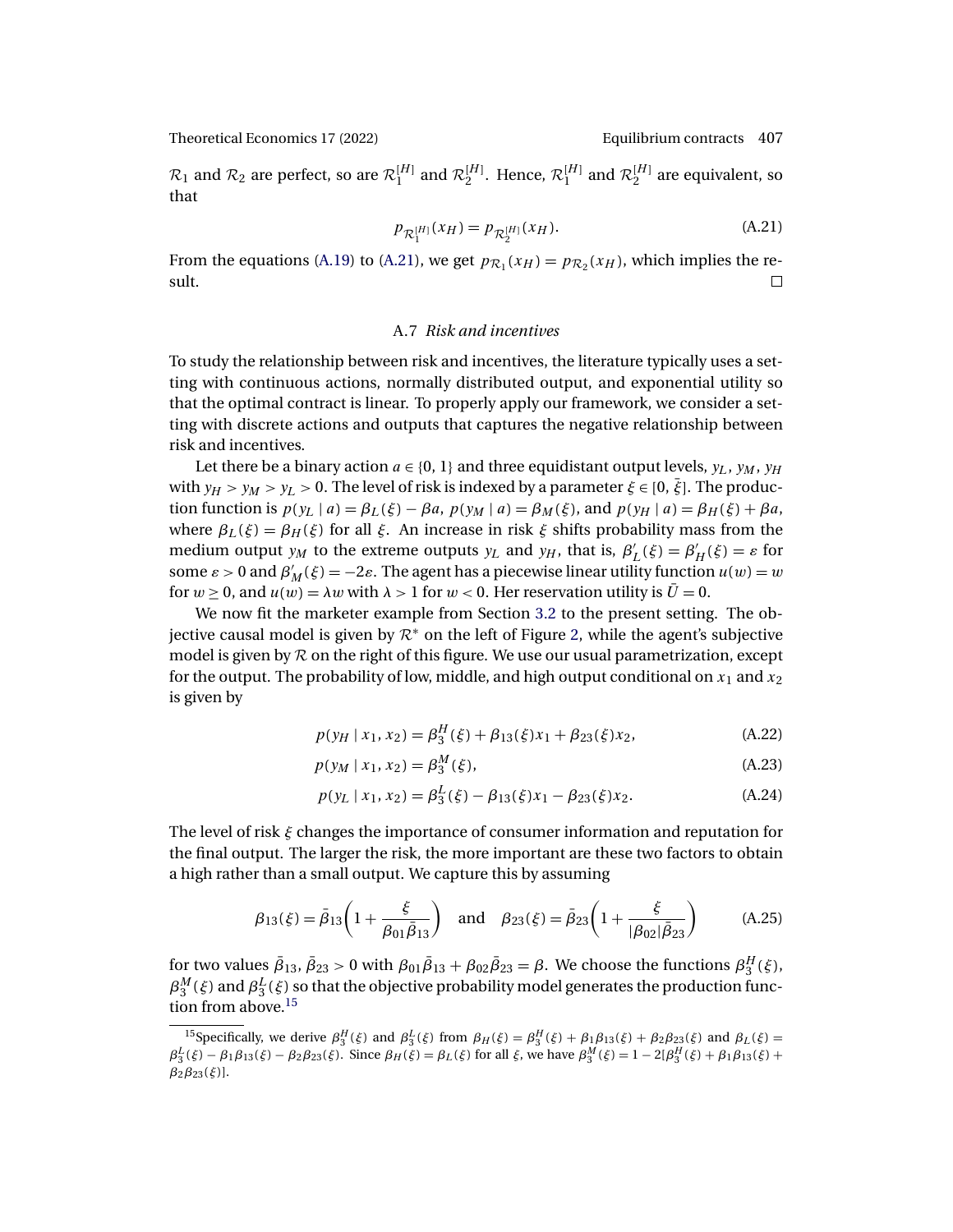$\mathcal{R}_1$ and $\mathcal{R}_2$ are perfect, so are $\mathcal{R}_1^{[H]}$ and $\mathcal{R}_2^{[H]}$. Hence, $\mathcal{R}_1^{[H]}$ and $\mathcal{R}_2^{[H]}$ are equivalent, so that

$$p_{\mathcal{R}_1^{[H]}}(x_H) = p_{\mathcal{R}_2^{[H]}}(x_H). \tag{A.21}$$

From the equations (A.19) to (A.21), we get $p_{\mathcal{R}_1}(x_H) = p_{\mathcal{R}_2}(x_H)$, which implies the result. □

### A.7 *Risk and incentives*

To study the relationship between risk and incentives, the literature typically uses a setting with continuous actions, normally distributed output, and exponential utility so that the optimal contract is linear. To properly apply our framework, we consider a setting with discrete actions and outputs that captures the negative relationship between risk and incentives.

Let there be a binary action $a \in \{0, 1\}$ and three equidistant output levels, $y_L$, $y_M$, $y_H$ with $y_H > y_M > y_L > 0$. The level of risk is indexed by a parameter $\xi \in [0, \bar{\xi}]$. The production function is $p(y_L \mid a) = \beta_L(\xi) - \beta a$, $p(y_M \mid a) = \beta_M(\xi)$, and $p(y_H \mid a) = \beta_H(\xi) + \beta a$, where $\beta_L(\xi) = \beta_H(\xi)$ for all $\xi$. An increase in risk $\xi$ shifts probability mass from the medium output $y_M$ to the extreme outputs $y_L$ and $y_H$, that is, $\beta_L'(\xi) = \beta_H'(\xi) = \varepsilon$ for some $\varepsilon > 0$ and $\beta_M'(\xi) = -2\varepsilon$. The agent has a piecewise linear utility function $u(w) = w$ for $w \geq 0$, and $u(w) = \lambda w$ with $\lambda > 1$ for $w < 0$. Her reservation utility is $\bar{U} = 0$.

We now fit the marketer example from Section 3.2 to the present setting. The objective causal model is given by $\mathcal{R}^*$ on the left of Figure 2, while the agent's subjective model is given by $\mathcal{R}$ on the right of this figure. We use our usual parametrization, except for the output. The probability of low, middle, and high output conditional on $x_1$ and $x_2$ is given by

$$p(y_H \mid x_1, x_2) = \beta_3^H(\xi) + \beta_{13}(\xi)x_1 + \beta_{23}(\xi)x_2, \tag{A.22}$$

$$p(y_M \mid x_1, x_2) = \beta_3^M(\xi), \tag{A.23}$$

$$p(y_L \mid x_1, x_2) = \beta_3^L(\xi) - \beta_{13}(\xi)x_1 - \beta_{23}(\xi)x_2. \tag{A.24}$$

The level of risk $\xi$ changes the importance of consumer information and reputation for the final output. The larger the risk, the more important are these two factors to obtain a high rather than a small output. We capture this by assuming

$$\beta_{13}(\xi) = \bar{\beta}_{13}\left(1 + \frac{\xi}{\beta_{01}\bar{\beta}_{13}}\right) \quad \text{and} \quad \beta_{23}(\xi) = \bar{\beta}_{23}\left(1 + \frac{\xi}{|\beta_{02}|\bar{\beta}_{23}}\right) \tag{A.25}$$

for two values $\bar{\beta}_{13}, \bar{\beta}_{23} > 0$ with $\beta_{01}\bar{\beta}_{13} + \beta_{02}\bar{\beta}_{23} = \beta$. We choose the functions $\beta_3^H(\xi)$, $\beta_3^M(\xi)$ and $\beta_3^L(\xi)$ so that the objective probability model generates the production function from above.[15]

[15] Specifically, we derive $\beta_3^H(\xi)$ and $\beta_3^L(\xi)$ from $\beta_H(\xi) = \beta_3^H(\xi) + \beta_1\beta_{13}(\xi) + \beta_2\beta_{23}(\xi)$ and $\beta_L(\xi) = \beta_3^L(\xi) - \beta_1\beta_{13}(\xi) - \beta_2\beta_{23}(\xi)$. Since $\beta_H(\xi) = \beta_L(\xi)$ for all $\xi$, we have $\beta_3^M(\xi) = 1 - 2[\beta_3^H(\xi) + \beta_1\beta_{13}(\xi) + \beta_2\beta_{23}(\xi)]$.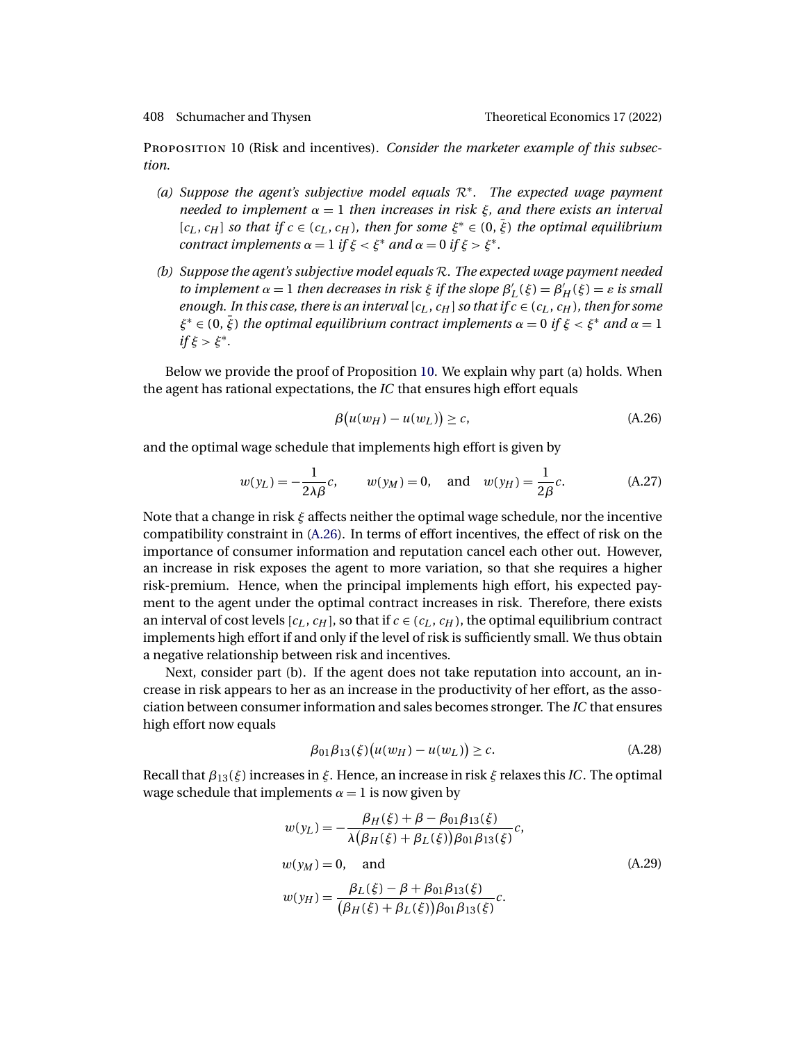**Proposition 10** (Risk and incentives). *Consider the marketer example of this subsection.*

- *(a) Suppose the agent's subjective model equals $\mathcal{R}^*$. The expected wage payment needed to implement $\alpha = 1$ then increases in risk $\xi$, and there exists an interval $[c_L, c_H]$ so that if $c \in (c_L, c_H)$, then for some $\xi^* \in (0, \bar{\xi})$ the optimal equilibrium contract implements $\alpha = 1$ if $\xi < \xi^*$ and $\alpha = 0$ if $\xi > \xi^*$.*
- *(b) Suppose the agent's subjective model equals $\mathcal{R}$. The expected wage payment needed to implement $\alpha = 1$ then decreases in risk $\xi$ if the slope $\beta_L'(\xi) = \beta_H'(\xi) = \varepsilon$ is small enough. In this case, there is an interval $[c_L, c_H]$ so that if $c \in (c_L, c_H)$, then for some $\xi^* \in (0, \bar{\xi})$ the optimal equilibrium contract implements $\alpha = 0$ if $\xi < \xi^*$ and $\alpha = 1$ if $\xi > \xi^*$.*

Below we provide the proof of Proposition 10. We explain why part (a) holds. When the agent has rational expectations, the *IC* that ensures high effort equals

$$\beta\big(u(w_H) - u(w_L)\big) \geq c, \tag{A.26}$$

and the optimal wage schedule that implements high effort is given by

$$w(y_L) = -\frac{1}{2\lambda\beta}c, \qquad w(y_M) = 0, \quad \text{and} \quad w(y_H) = \frac{1}{2\beta}c. \tag{A.27}$$

Note that a change in risk $\xi$ affects neither the optimal wage schedule, nor the incentive compatibility constraint in (A.26). In terms of effort incentives, the effect of risk on the importance of consumer information and reputation cancel each other out. However, an increase in risk exposes the agent to more variation, so that she requires a higher risk-premium. Hence, when the principal implements high effort, his expected payment to the agent under the optimal contract increases in risk. Therefore, there exists an interval of cost levels $[c_L, c_H]$, so that if $c \in (c_L, c_H)$, the optimal equilibrium contract implements high effort if and only if the level of risk is sufficiently small. We thus obtain a negative relationship between risk and incentives.

Next, consider part (b). If the agent does not take reputation into account, an increase in risk appears to her as an increase in the productivity of her effort, as the association between consumer information and sales becomes stronger. The *IC* that ensures high effort now equals

$$\beta_{01}\beta_{13}(\xi)\big(u(w_H) - u(w_L)\big) \geq c. \tag{A.28}$$

Recall that $\beta_{13}(\xi)$ increases in $\xi$. Hence, an increase in risk $\xi$ relaxes this *IC*. The optimal wage schedule that implements $\alpha = 1$ is now given by

$$\begin{aligned}
w(y_L) &= -\frac{\beta_H(\xi) + \beta - \beta_{01}\beta_{13}(\xi)}{\lambda\big(\beta_H(\xi) + \beta_L(\xi)\big)\beta_{01}\beta_{13}(\xi)}c, \\
w(y_M) &= 0, \quad \text{and} \\
w(y_H) &= \frac{\beta_L(\xi) - \beta + \beta_{01}\beta_{13}(\xi)}{\big(\beta_H(\xi) + \beta_L(\xi)\big)\beta_{01}\beta_{13}(\xi)}c.
\end{aligned} \tag{A.29}$$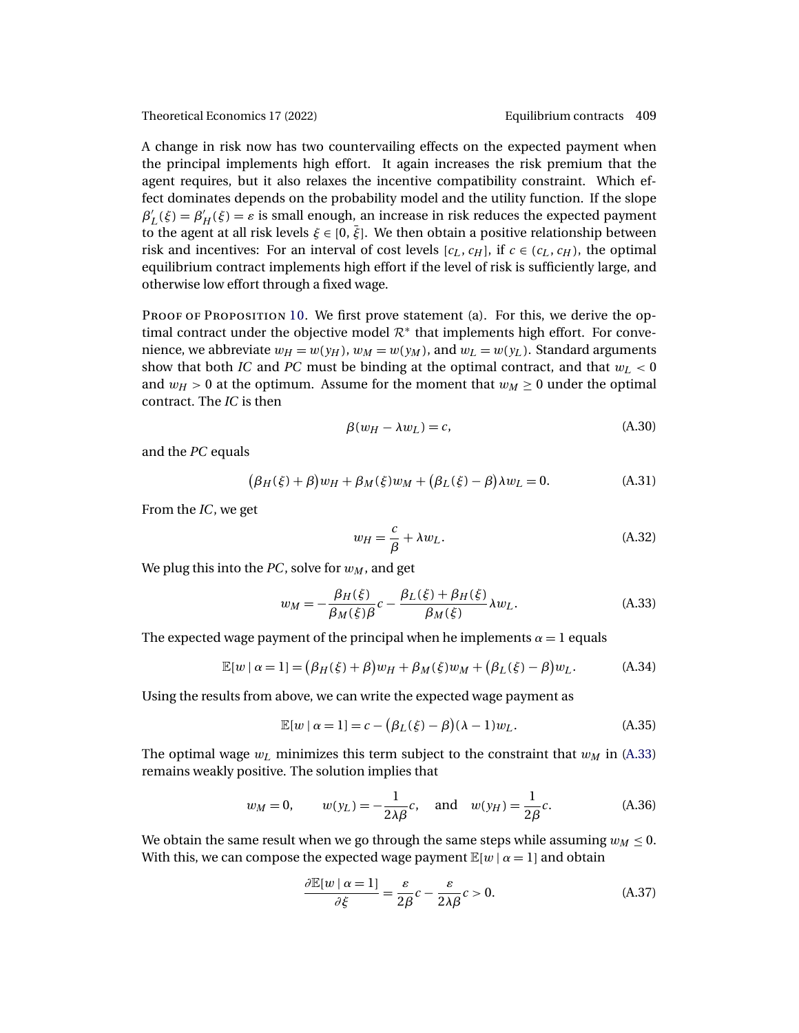A change in risk now has two countervailing effects on the expected payment when the principal implements high effort. It again increases the risk premium that the agent requires, but it also relaxes the incentive compatibility constraint. Which effect dominates depends on the probability model and the utility function. If the slope $\beta_L'(\xi) = \beta_H'(\xi) = \varepsilon$ is small enough, an increase in risk reduces the expected payment to the agent at all risk levels $\xi \in [0, \bar{\xi}]$. We then obtain a positive relationship between risk and incentives: For an interval of cost levels $[c_L, c_H]$, if $c \in (c_L, c_H)$, the optimal equilibrium contract implements high effort if the level of risk is sufficiently large, and otherwise low effort through a fixed wage.

Proof of Proposition 10. We first prove statement (a). For this, we derive the optimal contract under the objective model $\mathcal{R}^*$ that implements high effort. For convenience, we abbreviate $w_H = w(y_H)$, $w_M = w(y_M)$, and $w_L = w(y_L)$. Standard arguments show that both *IC* and *PC* must be binding at the optimal contract, and that $w_L < 0$ and $w_H > 0$ at the optimum. Assume for the moment that $w_M \geq 0$ under the optimal contract. The *IC* is then

$$\beta(w_H - \lambda w_L) = c, \tag{A.30}$$

and the *PC* equals

$$\big(\beta_H(\xi) + \beta\big)w_H + \beta_M(\xi)w_M + \big(\beta_L(\xi) - \beta\big)\lambda w_L = 0. \tag{A.31}$$

From the *IC*, we get

$$w_H = \frac{c}{\beta} + \lambda w_L. \tag{A.32}$$

We plug this into the *PC*, solve for $w_M$, and get

$$w_M = -\frac{\beta_H(\xi)}{\beta_M(\xi)\beta}c - \frac{\beta_L(\xi) + \beta_H(\xi)}{\beta_M(\xi)}\lambda w_L. \tag{A.33}$$

The expected wage payment of the principal when he implements $\alpha = 1$ equals

$$\mathbb{E}[w \mid \alpha = 1] = \big(\beta_H(\xi) + \beta\big)w_H + \beta_M(\xi)w_M + \big(\beta_L(\xi) - \beta\big)w_L. \tag{A.34}$$

Using the results from above, we can write the expected wage payment as

$$\mathbb{E}[w \mid \alpha = 1] = c - \big(\beta_L(\xi) - \beta\big)(\lambda - 1)w_L. \tag{A.35}$$

The optimal wage $w_L$ minimizes this term subject to the constraint that $w_M$ in (A.33) remains weakly positive. The solution implies that

$$w_M = 0, \qquad w(y_L) = -\frac{1}{2\lambda\beta}c, \quad \text{and} \quad w(y_H) = \frac{1}{2\beta}c. \tag{A.36}$$

We obtain the same result when we go through the same steps while assuming $w_M \leq 0$. With this, we can compose the expected wage payment $\mathbb{E}[w \mid \alpha = 1]$ and obtain

$$\frac{\partial \mathbb{E}[w \mid \alpha = 1]}{\partial \xi} = \frac{\varepsilon}{2\beta}c - \frac{\varepsilon}{2\lambda\beta}c > 0. \tag{A.37}$$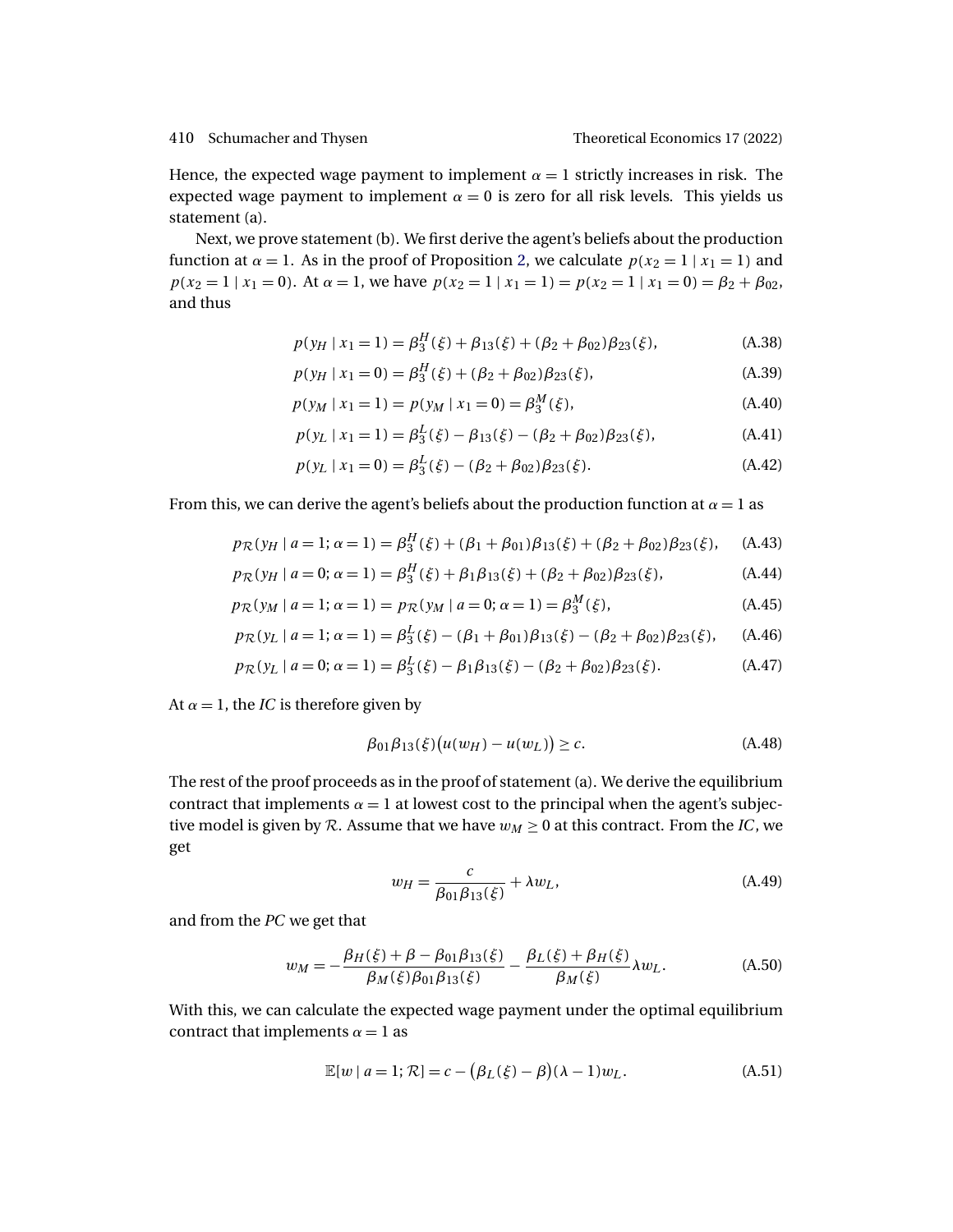Hence, the expected wage payment to implement $\alpha = 1$ strictly increases in risk. The expected wage payment to implement $\alpha = 0$ is zero for all risk levels. This yields us statement (a).

Next, we prove statement (b). We first derive the agent's beliefs about the production function at $\alpha = 1$. As in the proof of Proposition 2, we calculate $p(x_2 = 1 \mid x_1 = 1)$ and $p(x_2 = 1 \mid x_1 = 0)$. At $\alpha = 1$, we have $p(x_2 = 1 \mid x_1 = 1) = p(x_2 = 1 \mid x_1 = 0) = \beta_2 + \beta_{02}$, and thus

$$p(y_H \mid x_1 = 1) = \beta_3^H(\xi) + \beta_{13}(\xi) + (\beta_2 + \beta_{02})\beta_{23}(\xi), \tag{A.38}$$

$$p(y_H \mid x_1 = 0) = \beta_3^H(\xi) + (\beta_2 + \beta_{02})\beta_{23}(\xi), \tag{A.39}$$

$$p(y_M \mid x_1 = 1) = p(y_M \mid x_1 = 0) = \beta_3^M(\xi), \tag{A.40}$$

$$p(y_L \mid x_1 = 1) = \beta_3^L(\xi) - \beta_{13}(\xi) - (\beta_2 + \beta_{02})\beta_{23}(\xi), \tag{A.41}$$

$$p(y_L \mid x_1 = 0) = \beta_3^L(\xi) - (\beta_2 + \beta_{02})\beta_{23}(\xi). \tag{A.42}$$

From this, we can derive the agent's beliefs about the production function at $\alpha = 1$ as

$$p_{\mathcal{R}}(y_H \mid a = 1; \alpha = 1) = \beta_3^H(\xi) + (\beta_1 + \beta_{01})\beta_{13}(\xi) + (\beta_2 + \beta_{02})\beta_{23}(\xi), \tag{A.43}$$

$$p_{\mathcal{R}}(y_H \mid a = 0; \alpha = 1) = \beta_3^H(\xi) + \beta_1\beta_{13}(\xi) + (\beta_2 + \beta_{02})\beta_{23}(\xi), \tag{A.44}$$

$$p_{\mathcal{R}}(y_M \mid a = 1; \alpha = 1) = p_{\mathcal{R}}(y_M \mid a = 0; \alpha = 1) = \beta_3^M(\xi), \tag{A.45}$$

$$p_{\mathcal{R}}(y_L \mid a = 1; \alpha = 1) = \beta_3^L(\xi) - (\beta_1 + \beta_{01})\beta_{13}(\xi) - (\beta_2 + \beta_{02})\beta_{23}(\xi), \tag{A.46}$$

$$p_{\mathcal{R}}(y_L \mid a = 0; \alpha = 1) = \beta_3^L(\xi) - \beta_1\beta_{13}(\xi) - (\beta_2 + \beta_{02})\beta_{23}(\xi). \tag{A.47}$$

At $\alpha = 1$, the *IC* is therefore given by

$$\beta_{01}\beta_{13}(\xi)\big(u(w_H) - u(w_L)\big) \geq c. \tag{A.48}$$

The rest of the proof proceeds as in the proof of statement (a). We derive the equilibrium contract that implements $\alpha = 1$ at lowest cost to the principal when the agent's subjective model is given by $\mathcal{R}$. Assume that we have $w_M \geq 0$ at this contract. From the *IC*, we get

$$w_H = \frac{c}{\beta_{01}\beta_{13}(\xi)} + \lambda w_L, \tag{A.49}$$

and from the *PC* we get that

$$w_M = -\frac{\beta_H(\xi) + \beta - \beta_{01}\beta_{13}(\xi)}{\beta_M(\xi)\beta_{01}\beta_{13}(\xi)} - \frac{\beta_L(\xi) + \beta_H(\xi)}{\beta_M(\xi)}\lambda w_L. \tag{A.50}$$

With this, we can calculate the expected wage payment under the optimal equilibrium contract that implements $\alpha = 1$ as

$$\mathbb{E}[w \mid a = 1; \mathcal{R}] = c - \big(\beta_L(\xi) - \beta\big)(\lambda - 1)w_L. \tag{A.51}$$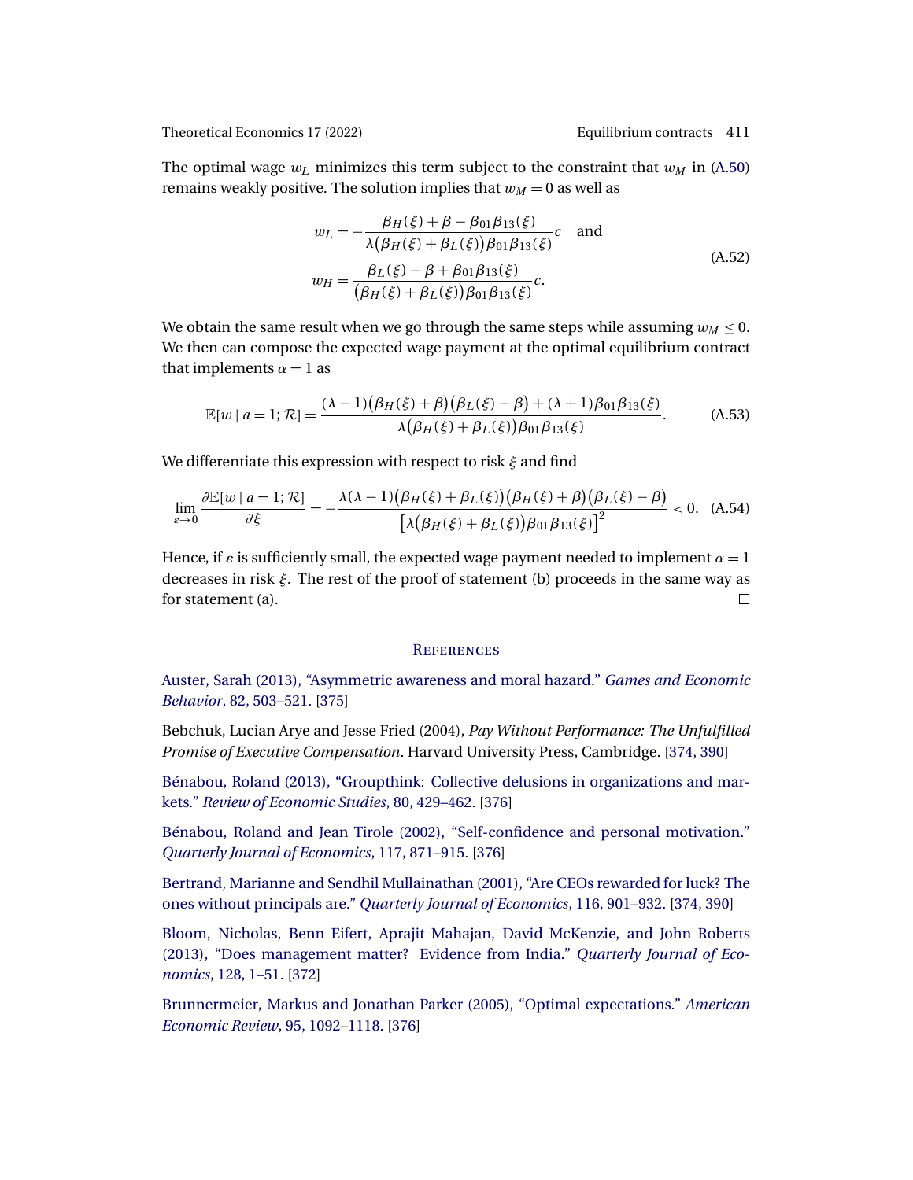The optimal wage $w_L$ minimizes this term subject to the constraint that $w_M$ in (A.50) remains weakly positive. The solution implies that $w_M = 0$ as well as

$$
\begin{aligned}
w_L &= -\frac{\beta_H(\xi) + \beta - \beta_{01}\beta_{13}(\xi)}{\lambda\big(\beta_H(\xi) + \beta_L(\xi)\big)\beta_{01}\beta_{13}(\xi)}c \quad \text{and} \\
w_H &= \frac{\beta_L(\xi) - \beta + \beta_{01}\beta_{13}(\xi)}{\big(\beta_H(\xi) + \beta_L(\xi)\big)\beta_{01}\beta_{13}(\xi)}c.
\end{aligned}
\tag{A.52}
$$

We obtain the same result when we go through the same steps while assuming $w_M \leq 0$. We then can compose the expected wage payment at the optimal equilibrium contract that implements $\alpha = 1$ as

$$
\mathbb{E}[w \mid a = 1; \mathcal{R}] = \frac{(\lambda - 1)\big(\beta_H(\xi) + \beta\big)\big(\beta_L(\xi) - \beta\big) + (\lambda + 1)\beta_{01}\beta_{13}(\xi)}{\lambda\big(\beta_H(\xi) + \beta_L(\xi)\big)\beta_{01}\beta_{13}(\xi)}. \tag{A.53}
$$

We differentiate this expression with respect to risk $\xi$ and find

$$
\lim_{\varepsilon \to 0} \frac{\partial \mathbb{E}[w \mid a = 1; \mathcal{R}]}{\partial \xi} = -\frac{\lambda(\lambda - 1)\big(\beta_H(\xi) + \beta_L(\xi)\big)\big(\beta_H(\xi) + \beta\big)\big(\beta_L(\xi) - \beta\big)}{\big[\lambda\big(\beta_H(\xi) + \beta_L(\xi)\big)\beta_{01}\beta_{13}(\xi)\big]^2} < 0. \tag{A.54}
$$

Hence, if $\varepsilon$ is sufficiently small, the expected wage payment needed to implement $\alpha = 1$ decreases in risk $\xi$. The rest of the proof of statement (b) proceeds in the same way as for statement (a). □

## References

Auster, Sarah (2013), "Asymmetric awareness and moral hazard." *Games and Economic Behavior*, 82, 503–521. [375]

Bebchuk, Lucian Arye and Jesse Fried (2004), *Pay Without Performance: The Unfulfilled Promise of Executive Compensation*. Harvard University Press, Cambridge. [374, 390]

Bénabou, Roland (2013), "Groupthink: Collective delusions in organizations and markets." *Review of Economic Studies*, 80, 429–462. [376]

Bénabou, Roland and Jean Tirole (2002), "Self-confidence and personal motivation." *Quarterly Journal of Economics*, 117, 871–915. [376]

Bertrand, Marianne and Sendhil Mullainathan (2001), "Are CEOs rewarded for luck? The ones without principals are." *Quarterly Journal of Economics*, 116, 901–932. [374, 390]

Bloom, Nicholas, Benn Eifert, Aprajit Mahajan, David McKenzie, and John Roberts (2013), "Does management matter? Evidence from India." *Quarterly Journal of Economics*, 128, 1–51. [372]

Brunnermeier, Markus and Jonathan Parker (2005), "Optimal expectations." *American Economic Review*, 95, 1092–1118. [376]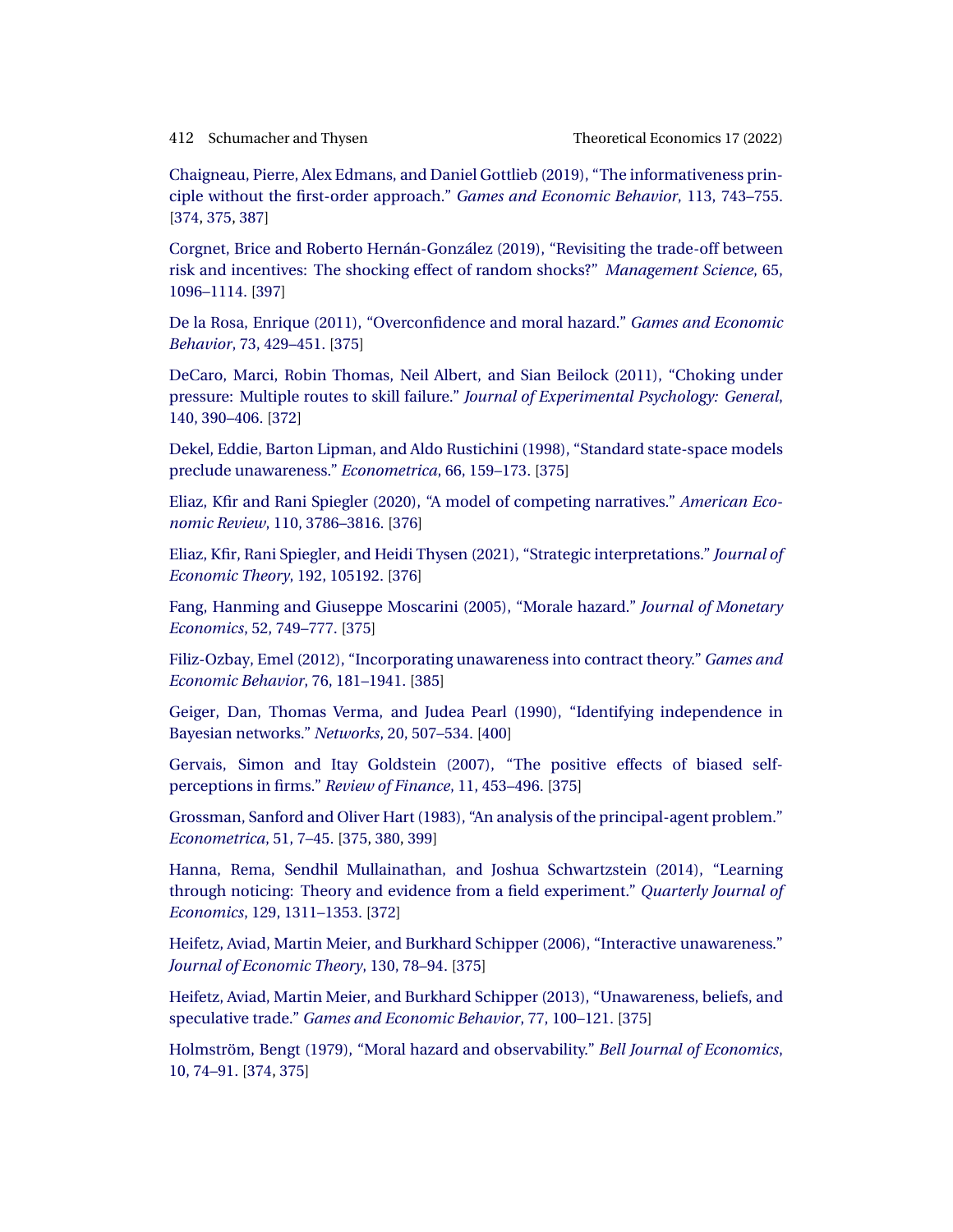Chaigneau, Pierre, Alex Edmans, and Daniel Gottlieb (2019), "The informativeness principle without the first-order approach." *Games and Economic Behavior*, 113, 743–755. [374, 375, 387]

Corgnet, Brice and Roberto Hernán-González (2019), "Revisiting the trade-off between risk and incentives: The shocking effect of random shocks?" *Management Science*, 65, 1096–1114. [397]

De la Rosa, Enrique (2011), "Overconfidence and moral hazard." *Games and Economic Behavior*, 73, 429–451. [375]

DeCaro, Marci, Robin Thomas, Neil Albert, and Sian Beilock (2011), "Choking under pressure: Multiple routes to skill failure." *Journal of Experimental Psychology: General*, 140, 390–406. [372]

Dekel, Eddie, Barton Lipman, and Aldo Rustichini (1998), "Standard state-space models preclude unawareness." *Econometrica*, 66, 159–173. [375]

Eliaz, Kfir and Rani Spiegler (2020), "A model of competing narratives." *American Economic Review*, 110, 3786–3816. [376]

Eliaz, Kfir, Rani Spiegler, and Heidi Thysen (2021), "Strategic interpretations." *Journal of Economic Theory*, 192, 105192. [376]

Fang, Hanming and Giuseppe Moscarini (2005), "Morale hazard." *Journal of Monetary Economics*, 52, 749–777. [375]

Filiz-Ozbay, Emel (2012), "Incorporating unawareness into contract theory." *Games and Economic Behavior*, 76, 181–1941. [385]

Geiger, Dan, Thomas Verma, and Judea Pearl (1990), "Identifying independence in Bayesian networks." *Networks*, 20, 507–534. [400]

Gervais, Simon and Itay Goldstein (2007), "The positive effects of biased self-perceptions in firms." *Review of Finance*, 11, 453–496. [375]

Grossman, Sanford and Oliver Hart (1983), "An analysis of the principal-agent problem." *Econometrica*, 51, 7–45. [375, 380, 399]

Hanna, Rema, Sendhil Mullainathan, and Joshua Schwartzstein (2014), "Learning through noticing: Theory and evidence from a field experiment." *Quarterly Journal of Economics*, 129, 1311–1353. [372]

Heifetz, Aviad, Martin Meier, and Burkhard Schipper (2006), "Interactive unawareness." *Journal of Economic Theory*, 130, 78–94. [375]

Heifetz, Aviad, Martin Meier, and Burkhard Schipper (2013), "Unawareness, beliefs, and speculative trade." *Games and Economic Behavior*, 77, 100–121. [375]

Holmström, Bengt (1979), "Moral hazard and observability." *Bell Journal of Economics*, 10, 74–91. [374, 375]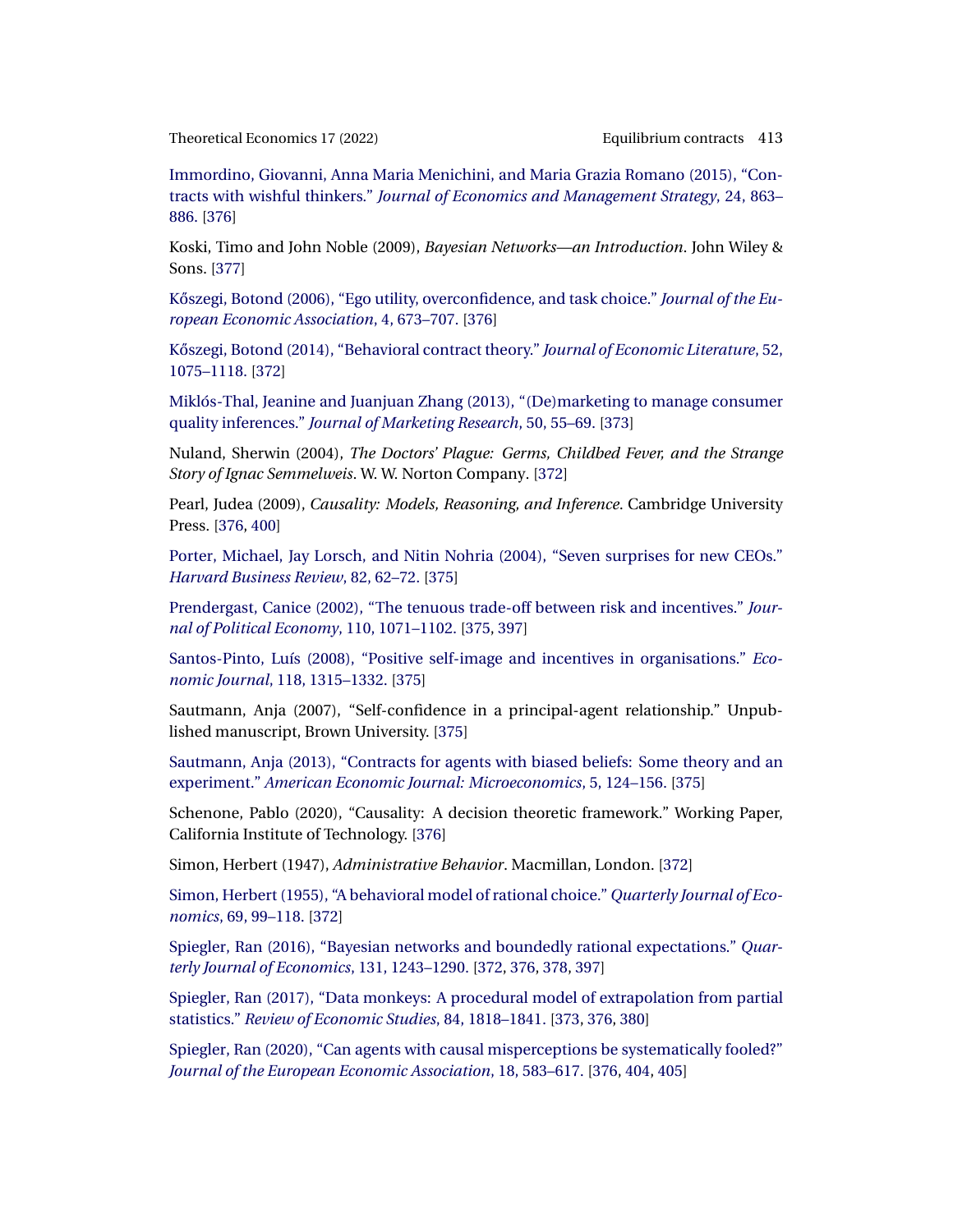Immordino, Giovanni, Anna Maria Menichini, and Maria Grazia Romano (2015), "Contracts with wishful thinkers." *Journal of Economics and Management Strategy*, 24, 863–886. [376]

Koski, Timo and John Noble (2009), *Bayesian Networks—an Introduction*. John Wiley & Sons. [377]

Kőszegi, Botond (2006), "Ego utility, overconfidence, and task choice." *Journal of the European Economic Association*, 4, 673–707. [376]

Kőszegi, Botond (2014), "Behavioral contract theory." *Journal of Economic Literature*, 52, 1075–1118. [372]

Miklós-Thal, Jeanine and Juanjuan Zhang (2013), "(De)marketing to manage consumer quality inferences." *Journal of Marketing Research*, 50, 55–69. [373]

Nuland, Sherwin (2004), *The Doctors' Plague: Germs, Childbed Fever, and the Strange Story of Ignac Semmelweis*. W. W. Norton Company. [372]

Pearl, Judea (2009), *Causality: Models, Reasoning, and Inference*. Cambridge University Press. [376, 400]

Porter, Michael, Jay Lorsch, and Nitin Nohria (2004), "Seven surprises for new CEOs." *Harvard Business Review*, 82, 62–72. [375]

Prendergast, Canice (2002), "The tenuous trade-off between risk and incentives." *Journal of Political Economy*, 110, 1071–1102. [375, 397]

Santos-Pinto, Luís (2008), "Positive self-image and incentives in organisations." *Economic Journal*, 118, 1315–1332. [375]

Sautmann, Anja (2007), "Self-confidence in a principal-agent relationship." Unpublished manuscript, Brown University. [375]

Sautmann, Anja (2013), "Contracts for agents with biased beliefs: Some theory and an experiment." *American Economic Journal: Microeconomics*, 5, 124–156. [375]

Schenone, Pablo (2020), "Causality: A decision theoretic framework." Working Paper, California Institute of Technology. [376]

Simon, Herbert (1947), *Administrative Behavior*. Macmillan, London. [372]

Simon, Herbert (1955), "A behavioral model of rational choice." *Quarterly Journal of Economics*, 69, 99–118. [372]

Spiegler, Ran (2016), "Bayesian networks and boundedly rational expectations." *Quarterly Journal of Economics*, 131, 1243–1290. [372, 376, 378, 397]

Spiegler, Ran (2017), "Data monkeys: A procedural model of extrapolation from partial statistics." *Review of Economic Studies*, 84, 1818–1841. [373, 376, 380]

Spiegler, Ran (2020), "Can agents with causal misperceptions be systematically fooled?" *Journal of the European Economic Association*, 18, 583–617. [376, 404, 405]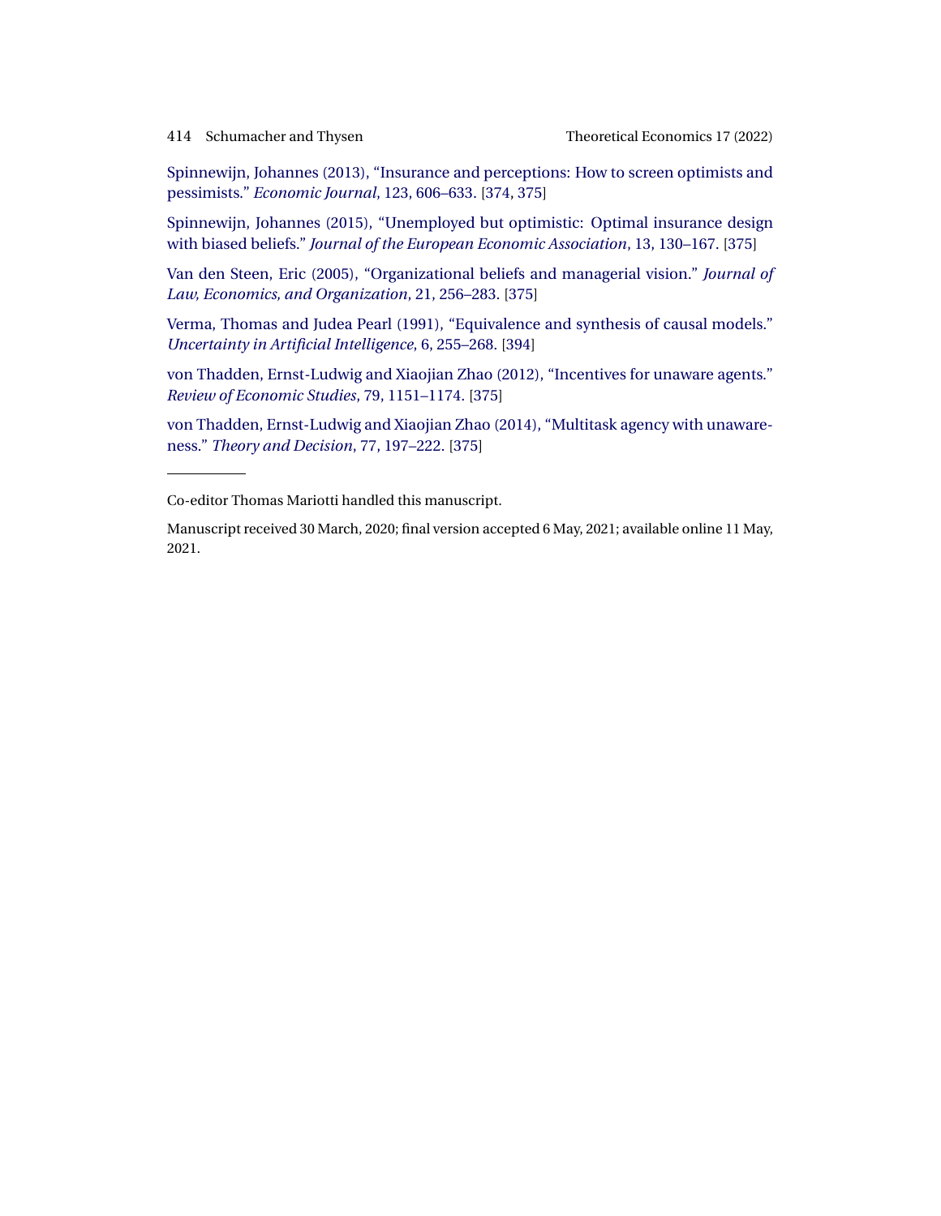Spinnewijn, Johannes (2013), "Insurance and perceptions: How to screen optimists and pessimists." *Economic Journal*, 123, 606–633. [374, 375]

Spinnewijn, Johannes (2015), "Unemployed but optimistic: Optimal insurance design with biased beliefs." *Journal of the European Economic Association*, 13, 130–167. [375]

Van den Steen, Eric (2005), "Organizational beliefs and managerial vision." *Journal of Law, Economics, and Organization*, 21, 256–283. [375]

Verma, Thomas and Judea Pearl (1991), "Equivalence and synthesis of causal models." *Uncertainty in Artificial Intelligence*, 6, 255–268. [394]

von Thadden, Ernst-Ludwig and Xiaojian Zhao (2012), "Incentives for unaware agents." *Review of Economic Studies*, 79, 1151–1174. [375]

von Thadden, Ernst-Ludwig and Xiaojian Zhao (2014), "Multitask agency with unawareness." *Theory and Decision*, 77, 197–222. [375]

---

Co-editor Thomas Mariotti handled this manuscript.

Manuscript received 30 March, 2020; final version accepted 6 May, 2021; available online 11 May, 2021.